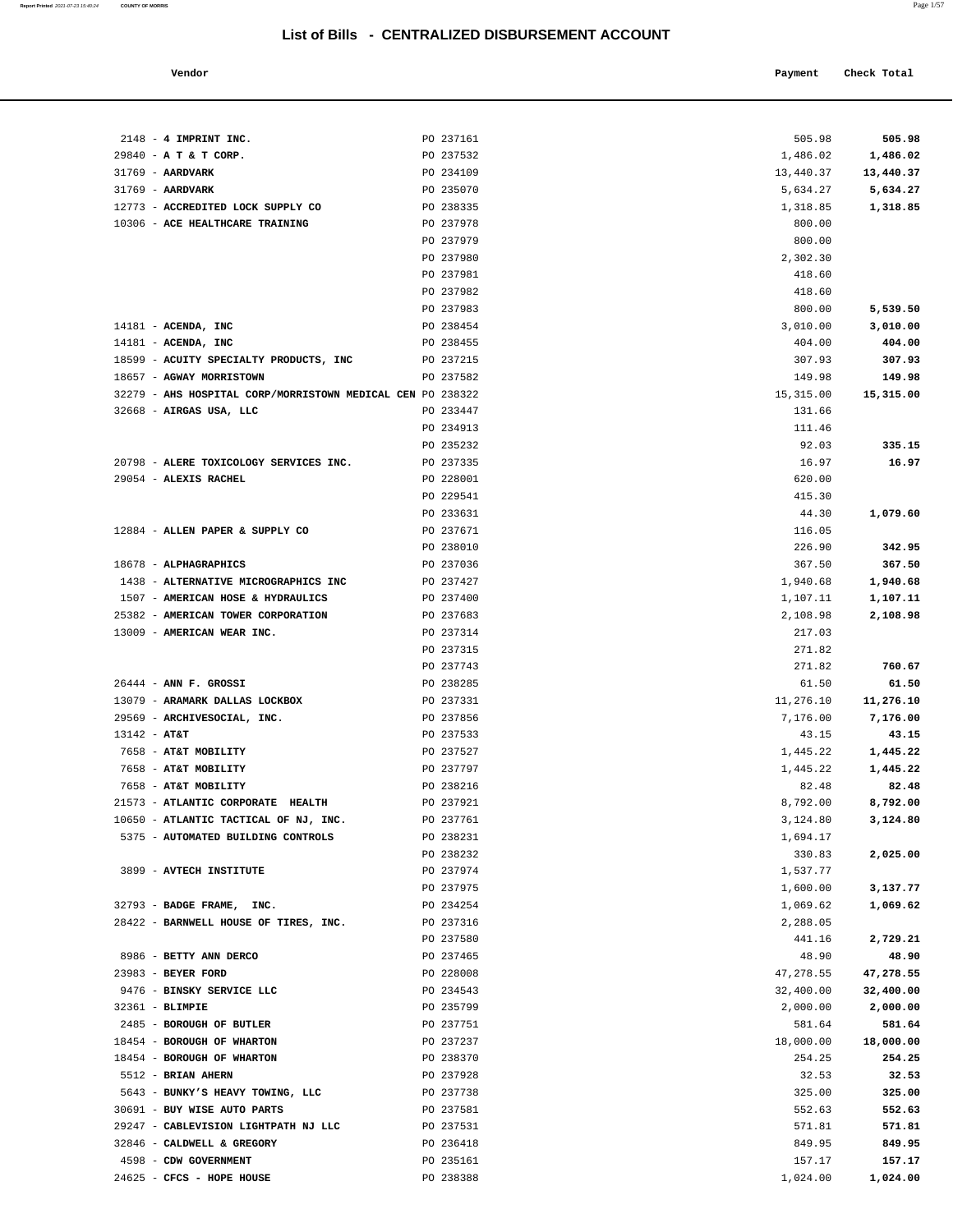# List of Bills - CENTRALIZED DISBURSEMENT ACCOUNT

| Vendor | | Payment | Check Total |
|---|---|---|---|
| 2148 - **4 IMPRINT INC.** | PO 237161 | 505.98 | **505.98** |
| 29840 - **A T & T CORP.** | PO 237532 | 1,486.02 | **1,486.02** |
| 31769 - **AARDVARK** | PO 234109 | 13,440.37 | **13,440.37** |
| 31769 - **AARDVARK** | PO 235070 | 5,634.27 | **5,634.27** |
| 12773 - **ACCREDITED LOCK SUPPLY CO** | PO 238335 | 1,318.85 | **1,318.85** |
| 10306 - **ACE HEALTHCARE TRAINING** | PO 237978 | 800.00 | |
| | PO 237979 | 800.00 | |
| | PO 237980 | 2,302.30 | |
| | PO 237981 | 418.60 | |
| | PO 237982 | 418.60 | |
| | PO 237983 | 800.00 | **5,539.50** |
| 14181 - **ACENDA, INC** | PO 238454 | 3,010.00 | **3,010.00** |
| 14181 - **ACENDA, INC** | PO 238455 | 404.00 | **404.00** |
| 18599 - **ACUITY SPECIALTY PRODUCTS, INC** | PO 237215 | 307.93 | **307.93** |
| 18657 - **AGWAY MORRISTOWN** | PO 237582 | 149.98 | **149.98** |
| 32279 - **AHS HOSPITAL CORP/MORRISTOWN MEDICAL CEN** | PO 238322 | 15,315.00 | **15,315.00** |
| 32668 - **AIRGAS USA, LLC** | PO 233447 | 131.66 | |
| | PO 234913 | 111.46 | |
| | PO 235232 | 92.03 | **335.15** |
| 20798 - **ALERE TOXICOLOGY SERVICES INC.** | PO 237335 | 16.97 | **16.97** |
| 29054 - **ALEXIS RACHEL** | PO 228001 | 620.00 | |
| | PO 229541 | 415.30 | |
| | PO 233631 | 44.30 | **1,079.60** |
| 12884 - **ALLEN PAPER & SUPPLY CO** | PO 237671 | 116.05 | |
| | PO 238010 | 226.90 | **342.95** |
| 18678 - **ALPHAGRAPHICS** | PO 237036 | 367.50 | **367.50** |
| 1438 - **ALTERNATIVE MICROGRAPHICS INC** | PO 237427 | 1,940.68 | **1,940.68** |
| 1507 - **AMERICAN HOSE & HYDRAULICS** | PO 237400 | 1,107.11 | **1,107.11** |
| 25382 - **AMERICAN TOWER CORPORATION** | PO 237683 | 2,108.98 | **2,108.98** |
| 13009 - **AMERICAN WEAR INC.** | PO 237314 | 217.03 | |
| | PO 237315 | 271.82 | |
| | PO 237743 | 271.82 | **760.67** |
| 26444 - **ANN F. GROSSI** | PO 238285 | 61.50 | **61.50** |
| 13079 - **ARAMARK DALLAS LOCKBOX** | PO 237331 | 11,276.10 | **11,276.10** |
| 29569 - **ARCHIVESOCIAL, INC.** | PO 237856 | 7,176.00 | **7,176.00** |
| 13142 - **AT&T** | PO 237533 | 43.15 | **43.15** |
| 7658 - **AT&T MOBILITY** | PO 237527 | 1,445.22 | **1,445.22** |
| 7658 - **AT&T MOBILITY** | PO 237797 | 1,445.22 | **1,445.22** |
| 7658 - **AT&T MOBILITY** | PO 238216 | 82.48 | **82.48** |
| 21573 - **ATLANTIC CORPORATE HEALTH** | PO 237921 | 8,792.00 | **8,792.00** |
| 10650 - **ATLANTIC TACTICAL OF NJ, INC.** | PO 237761 | 3,124.80 | **3,124.80** |
| 5375 - **AUTOMATED BUILDING CONTROLS** | PO 238231 | 1,694.17 | |
| | PO 238232 | 330.83 | **2,025.00** |
| 3899 - **AVTECH INSTITUTE** | PO 237974 | 1,537.77 | |
| | PO 237975 | 1,600.00 | **3,137.77** |
| 32793 - **BADGE FRAME, INC.** | PO 234254 | 1,069.62 | **1,069.62** |
| 28422 - **BARNWELL HOUSE OF TIRES, INC.** | PO 237316 | 2,288.05 | |
| | PO 237580 | 441.16 | **2,729.21** |
| 8986 - **BETTY ANN DERCO** | PO 237465 | 48.90 | **48.90** |
| 23983 - **BEYER FORD** | PO 228008 | 47,278.55 | **47,278.55** |
| 9476 - **BINSKY SERVICE LLC** | PO 234543 | 32,400.00 | **32,400.00** |
| 32361 - **BLIMPIE** | PO 235799 | 2,000.00 | **2,000.00** |
| 2485 - **BOROUGH OF BUTLER** | PO 237751 | 581.64 | **581.64** |
| 18454 - **BOROUGH OF WHARTON** | PO 237237 | 18,000.00 | **18,000.00** |
| 18454 - **BOROUGH OF WHARTON** | PO 238370 | 254.25 | **254.25** |
| 5512 - **BRIAN AHERN** | PO 237928 | 32.53 | **32.53** |
| 5643 - **BUNKY'S HEAVY TOWING, LLC** | PO 237738 | 325.00 | **325.00** |
| 30691 - **BUY WISE AUTO PARTS** | PO 237581 | 552.63 | **552.63** |
| 29247 - **CABLEVISION LIGHTPATH NJ LLC** | PO 237531 | 571.81 | **571.81** |
| 32846 - **CALDWELL & GREGORY** | PO 236418 | 849.95 | **849.95** |
| 4598 - **CDW GOVERNMENT** | PO 235161 | 157.17 | **157.17** |
| 24625 - **CFCS - HOPE HOUSE** | PO 238388 | 1,024.00 | **1,024.00** |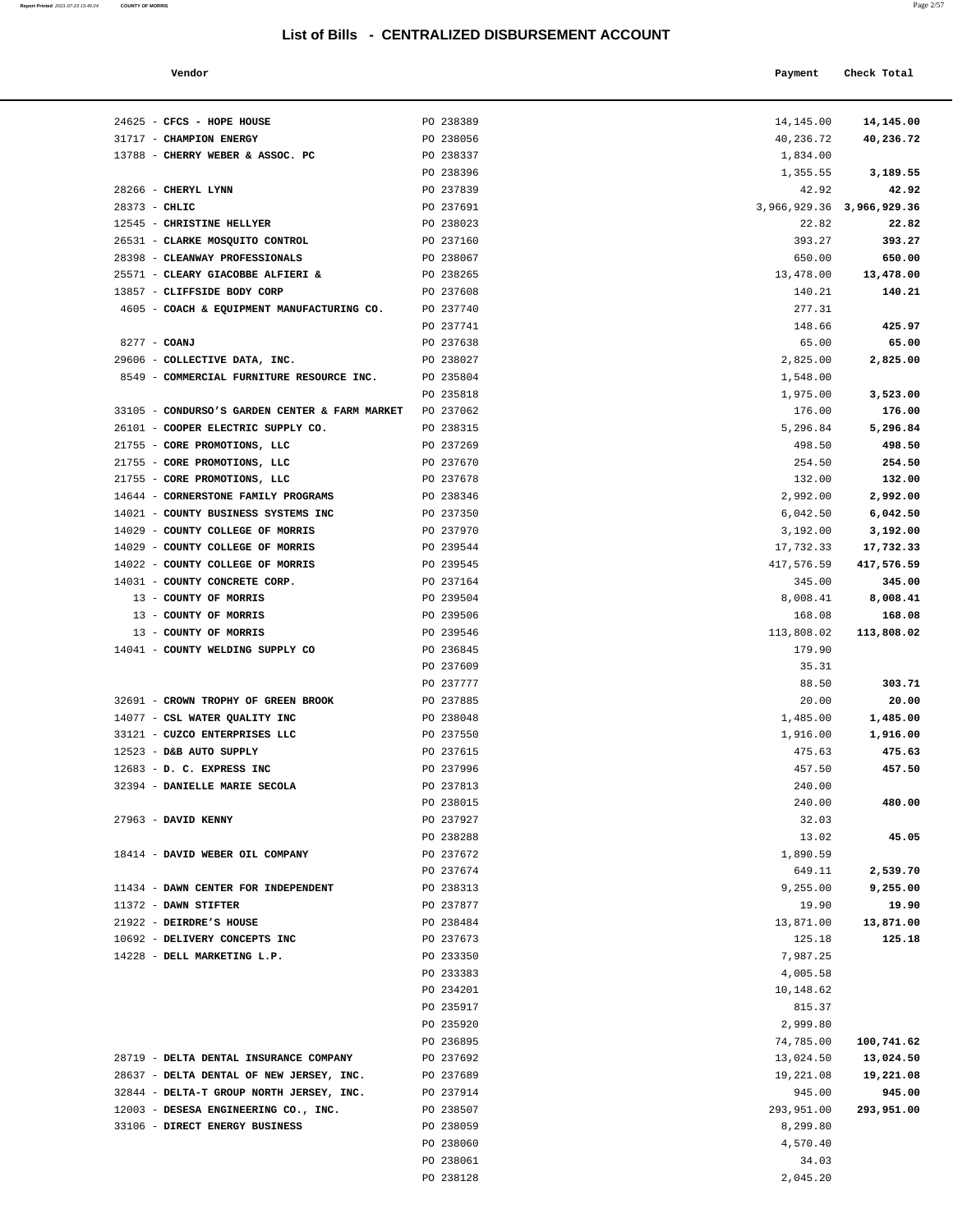# List of Bills - CENTRALIZED DISBURSEMENT ACCOUNT

| Vendor | | Payment | Check Total |
|---|---|---|---|
| 24625 - **CFCS - HOPE HOUSE** | PO 238389 | 14,145.00 | **14,145.00** |
| 31717 - **CHAMPION ENERGY** | PO 238056 | 40,236.72 | **40,236.72** |
| 13788 - **CHERRY WEBER & ASSOC. PC** | PO 238337 | 1,834.00 | |
| | PO 238396 | 1,355.55 | **3,189.55** |
| 28266 - **CHERYL LYNN** | PO 237839 | 42.92 | **42.92** |
| 28373 - **CHLIC** | PO 237691 | 3,966,929.36 | **3,966,929.36** |
| 12545 - **CHRISTINE HELLYER** | PO 238023 | 22.82 | **22.82** |
| 26531 - **CLARKE MOSQUITO CONTROL** | PO 237160 | 393.27 | **393.27** |
| 28398 - **CLEANWAY PROFESSIONALS** | PO 238067 | 650.00 | **650.00** |
| 25571 - **CLEARY GIACOBBE ALFIERI &** | PO 238265 | 13,478.00 | **13,478.00** |
| 13857 - **CLIFFSIDE BODY CORP** | PO 237608 | 140.21 | **140.21** |
| 4605 - **COACH & EQUIPMENT MANUFACTURING CO.** | PO 237740 | 277.31 | |
| | PO 237741 | 148.66 | **425.97** |
| 8277 - **COANJ** | PO 237638 | 65.00 | **65.00** |
| 29606 - **COLLECTIVE DATA, INC.** | PO 238027 | 2,825.00 | **2,825.00** |
| 8549 - **COMMERCIAL FURNITURE RESOURCE INC.** | PO 235804 | 1,548.00 | |
| | PO 235818 | 1,975.00 | **3,523.00** |
| 33105 - **CONDURSO'S GARDEN CENTER & FARM MARKET** | PO 237062 | 176.00 | **176.00** |
| 26101 - **COOPER ELECTRIC SUPPLY CO.** | PO 238315 | 5,296.84 | **5,296.84** |
| 21755 - **CORE PROMOTIONS, LLC** | PO 237269 | 498.50 | **498.50** |
| 21755 - **CORE PROMOTIONS, LLC** | PO 237670 | 254.50 | **254.50** |
| 21755 - **CORE PROMOTIONS, LLC** | PO 237678 | 132.00 | **132.00** |
| 14644 - **CORNERSTONE FAMILY PROGRAMS** | PO 238346 | 2,992.00 | **2,992.00** |
| 14021 - **COUNTY BUSINESS SYSTEMS INC** | PO 237350 | 6,042.50 | **6,042.50** |
| 14029 - **COUNTY COLLEGE OF MORRIS** | PO 237970 | 3,192.00 | **3,192.00** |
| 14029 - **COUNTY COLLEGE OF MORRIS** | PO 239544 | 17,732.33 | **17,732.33** |
| 14022 - **COUNTY COLLEGE OF MORRIS** | PO 239545 | 417,576.59 | **417,576.59** |
| 14031 - **COUNTY CONCRETE CORP.** | PO 237164 | 345.00 | **345.00** |
| 13 - **COUNTY OF MORRIS** | PO 239504 | 8,008.41 | **8,008.41** |
| 13 - **COUNTY OF MORRIS** | PO 239506 | 168.08 | **168.08** |
| 13 - **COUNTY OF MORRIS** | PO 239546 | 113,808.02 | **113,808.02** |
| 14041 - **COUNTY WELDING SUPPLY CO** | PO 236845 | 179.90 | |
| | PO 237609 | 35.31 | |
| | PO 237777 | 88.50 | **303.71** |
| 32691 - **CROWN TROPHY OF GREEN BROOK** | PO 237885 | 20.00 | **20.00** |
| 14077 - **CSL WATER QUALITY INC** | PO 238048 | 1,485.00 | **1,485.00** |
| 33121 - **CUZCO ENTERPRISES LLC** | PO 237550 | 1,916.00 | **1,916.00** |
| 12523 - **D&B AUTO SUPPLY** | PO 237615 | 475.63 | **475.63** |
| 12683 - **D. C. EXPRESS INC** | PO 237996 | 457.50 | **457.50** |
| 32394 - **DANIELLE MARIE SECOLA** | PO 237813 | 240.00 | |
| | PO 238015 | 240.00 | **480.00** |
| 27963 - **DAVID KENNY** | PO 237927 | 32.03 | |
| | PO 238288 | 13.02 | **45.05** |
| 18414 - **DAVID WEBER OIL COMPANY** | PO 237672 | 1,890.59 | |
| | PO 237674 | 649.11 | **2,539.70** |
| 11434 - **DAWN CENTER FOR INDEPENDENT** | PO 238313 | 9,255.00 | **9,255.00** |
| 11372 - **DAWN STIFTER** | PO 237877 | 19.90 | **19.90** |
| 21922 - **DEIRDRE'S HOUSE** | PO 238484 | 13,871.00 | **13,871.00** |
| 10692 - **DELIVERY CONCEPTS INC** | PO 237673 | 125.18 | **125.18** |
| 14228 - **DELL MARKETING L.P.** | PO 233350 | 7,987.25 | |
| | PO 233383 | 4,005.58 | |
| | PO 234201 | 10,148.62 | |
| | PO 235917 | 815.37 | |
| | PO 235920 | 2,999.80 | |
| | PO 236895 | 74,785.00 | **100,741.62** |
| 28719 - **DELTA DENTAL INSURANCE COMPANY** | PO 237692 | 13,024.50 | **13,024.50** |
| 28637 - **DELTA DENTAL OF NEW JERSEY, INC.** | PO 237689 | 19,221.08 | **19,221.08** |
| 32844 - **DELTA-T GROUP NORTH JERSEY, INC.** | PO 237914 | 945.00 | **945.00** |
| 12003 - **DESESA ENGINEERING CO., INC.** | PO 238507 | 293,951.00 | **293,951.00** |
| 33106 - **DIRECT ENERGY BUSINESS** | PO 238059 | 8,299.80 | |
| | PO 238060 | 4,570.40 | |
| | PO 238061 | 34.03 | |
| | PO 238128 | 2,045.20 | |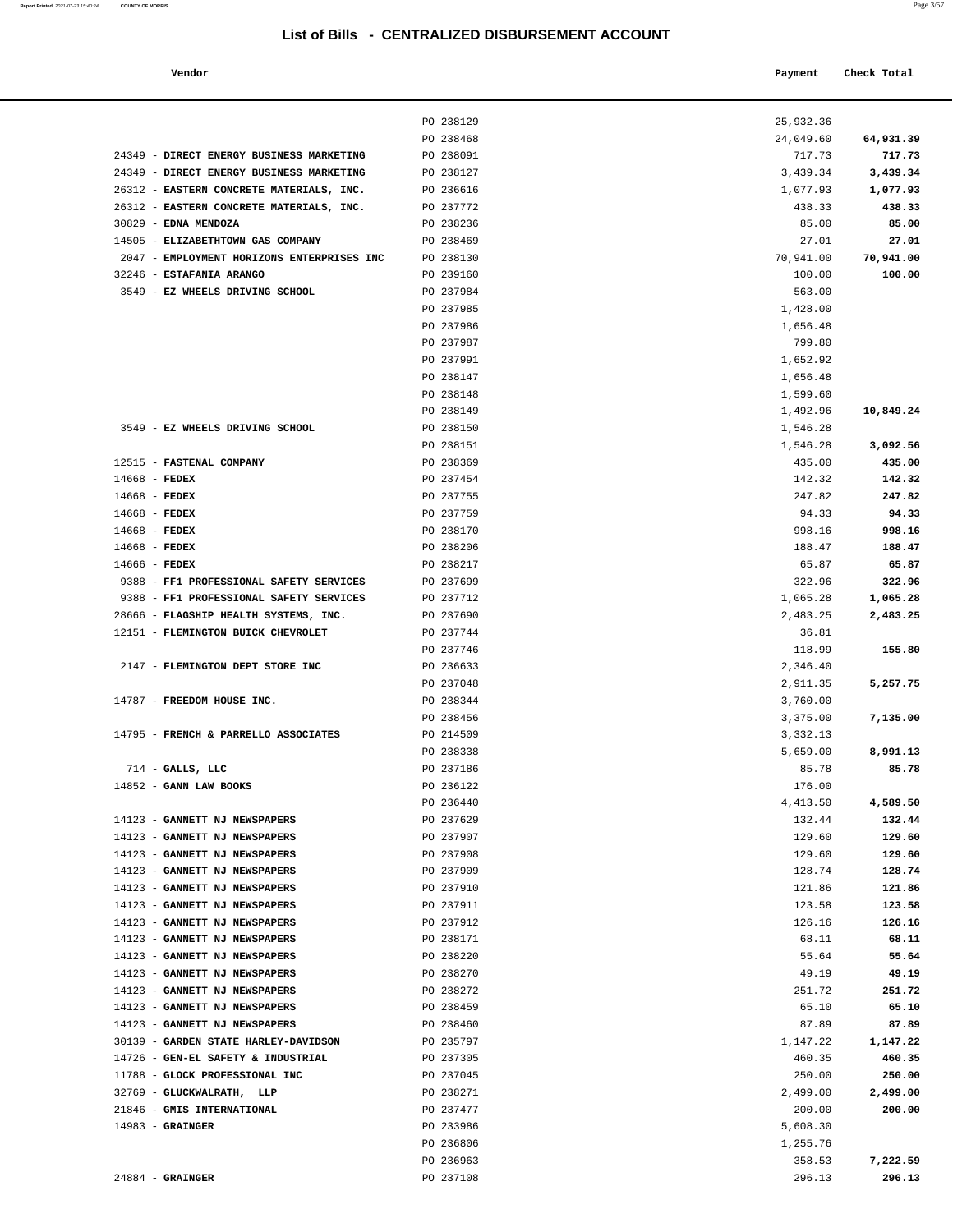# List of Bills - CENTRALIZED DISBURSEMENT ACCOUNT

| Vendor | | Payment | Check Total |
|---|---|---|---|
| | PO 238129 | 25,932.36 | |
| | PO 238468 | 24,049.60 | **64,931.39** |
| 24349 - **DIRECT ENERGY BUSINESS MARKETING** | PO 238091 | 717.73 | **717.73** |
| 24349 - **DIRECT ENERGY BUSINESS MARKETING** | PO 238127 | 3,439.34 | **3,439.34** |
| 26312 - **EASTERN CONCRETE MATERIALS, INC.** | PO 236616 | 1,077.93 | **1,077.93** |
| 26312 - **EASTERN CONCRETE MATERIALS, INC.** | PO 237772 | 438.33 | **438.33** |
| 30829 - **EDNA MENDOZA** | PO 238236 | 85.00 | **85.00** |
| 14505 - **ELIZABETHTOWN GAS COMPANY** | PO 238469 | 27.01 | **27.01** |
| 2047 - **EMPLOYMENT HORIZONS ENTERPRISES INC** | PO 238130 | 70,941.00 | **70,941.00** |
| 32246 - **ESTAFANIA ARANGO** | PO 239160 | 100.00 | **100.00** |
| 3549 - **EZ WHEELS DRIVING SCHOOL** | PO 237984 | 563.00 | |
| | PO 237985 | 1,428.00 | |
| | PO 237986 | 1,656.48 | |
| | PO 237987 | 799.80 | |
| | PO 237991 | 1,652.92 | |
| | PO 238147 | 1,656.48 | |
| | PO 238148 | 1,599.60 | |
| | PO 238149 | 1,492.96 | **10,849.24** |
| 3549 - **EZ WHEELS DRIVING SCHOOL** | PO 238150 | 1,546.28 | |
| | PO 238151 | 1,546.28 | **3,092.56** |
| 12515 - **FASTENAL COMPANY** | PO 238369 | 435.00 | **435.00** |
| 14668 - **FEDEX** | PO 237454 | 142.32 | **142.32** |
| 14668 - **FEDEX** | PO 237755 | 247.82 | **247.82** |
| 14668 - **FEDEX** | PO 237759 | 94.33 | **94.33** |
| 14668 - **FEDEX** | PO 238170 | 998.16 | **998.16** |
| 14668 - **FEDEX** | PO 238206 | 188.47 | **188.47** |
| 14666 - **FEDEX** | PO 238217 | 65.87 | **65.87** |
| 9388 - **FF1 PROFESSIONAL SAFETY SERVICES** | PO 237699 | 322.96 | **322.96** |
| 9388 - **FF1 PROFESSIONAL SAFETY SERVICES** | PO 237712 | 1,065.28 | **1,065.28** |
| 28666 - **FLAGSHIP HEALTH SYSTEMS, INC.** | PO 237690 | 2,483.25 | **2,483.25** |
| 12151 - **FLEMINGTON BUICK CHEVROLET** | PO 237744 | 36.81 | |
| | PO 237746 | 118.99 | **155.80** |
| 2147 - **FLEMINGTON DEPT STORE INC** | PO 236633 | 2,346.40 | |
| | PO 237048 | 2,911.35 | **5,257.75** |
| 14787 - **FREEDOM HOUSE INC.** | PO 238344 | 3,760.00 | |
| | PO 238456 | 3,375.00 | **7,135.00** |
| 14795 - **FRENCH & PARRELLO ASSOCIATES** | PO 214509 | 3,332.13 | |
| | PO 238338 | 5,659.00 | **8,991.13** |
| 714 - **GALLS, LLC** | PO 237186 | 85.78 | **85.78** |
| 14852 - **GANN LAW BOOKS** | PO 236122 | 176.00 | |
| | PO 236440 | 4,413.50 | **4,589.50** |
| 14123 - **GANNETT NJ NEWSPAPERS** | PO 237629 | 132.44 | **132.44** |
| 14123 - **GANNETT NJ NEWSPAPERS** | PO 237907 | 129.60 | **129.60** |
| 14123 - **GANNETT NJ NEWSPAPERS** | PO 237908 | 129.60 | **129.60** |
| 14123 - **GANNETT NJ NEWSPAPERS** | PO 237909 | 128.74 | **128.74** |
| 14123 - **GANNETT NJ NEWSPAPERS** | PO 237910 | 121.86 | **121.86** |
| 14123 - **GANNETT NJ NEWSPAPERS** | PO 237911 | 123.58 | **123.58** |
| 14123 - **GANNETT NJ NEWSPAPERS** | PO 237912 | 126.16 | **126.16** |
| 14123 - **GANNETT NJ NEWSPAPERS** | PO 238171 | 68.11 | **68.11** |
| 14123 - **GANNETT NJ NEWSPAPERS** | PO 238220 | 55.64 | **55.64** |
| 14123 - **GANNETT NJ NEWSPAPERS** | PO 238270 | 49.19 | **49.19** |
| 14123 - **GANNETT NJ NEWSPAPERS** | PO 238272 | 251.72 | **251.72** |
| 14123 - **GANNETT NJ NEWSPAPERS** | PO 238459 | 65.10 | **65.10** |
| 14123 - **GANNETT NJ NEWSPAPERS** | PO 238460 | 87.89 | **87.89** |
| 30139 - **GARDEN STATE HARLEY-DAVIDSON** | PO 235797 | 1,147.22 | **1,147.22** |
| 14726 - **GEN-EL SAFETY & INDUSTRIAL** | PO 237305 | 460.35 | **460.35** |
| 11788 - **GLOCK PROFESSIONAL INC** | PO 237045 | 250.00 | **250.00** |
| 32769 - **GLUCKWALRATH, LLP** | PO 238271 | 2,499.00 | **2,499.00** |
| 21846 - **GMIS INTERNATIONAL** | PO 237477 | 200.00 | **200.00** |
| 14983 - **GRAINGER** | PO 233986 | 5,608.30 | |
| | PO 236806 | 1,255.76 | |
| | PO 236963 | 358.53 | **7,222.59** |
| 24884 - **GRAINGER** | PO 237108 | 296.13 | **296.13** |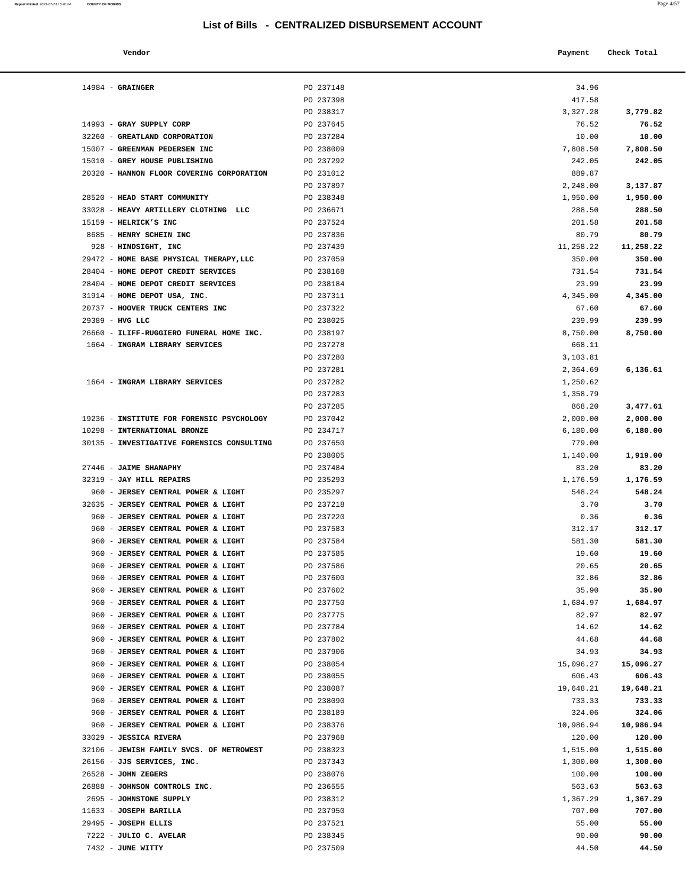# List of Bills - CENTRALIZED DISBURSEMENT ACCOUNT

| Vendor | | Payment | Check Total |
|---|---|---|---|
| 14984 - **GRAINGER** | PO 237148 | 34.96 | |
| | PO 237398 | 417.58 | |
| | PO 238317 | 3,327.28 | **3,779.82** |
| 14993 - **GRAY SUPPLY CORP** | PO 237645 | 76.52 | **76.52** |
| 32260 - **GREATLAND CORPORATION** | PO 237284 | 10.00 | **10.00** |
| 15007 - **GREENMAN PEDERSEN INC** | PO 238009 | 7,808.50 | **7,808.50** |
| 15010 - **GREY HOUSE PUBLISHING** | PO 237292 | 242.05 | **242.05** |
| 20320 - **HANNON FLOOR COVERING CORPORATION** | PO 231012 | 889.87 | |
| | PO 237897 | 2,248.00 | **3,137.87** |
| 28520 - **HEAD START COMMUNITY** | PO 238348 | 1,950.00 | **1,950.00** |
| 33028 - **HEAVY ARTILLERY CLOTHING LLC** | PO 236671 | 288.50 | **288.50** |
| 15159 - **HELRICK'S INC** | PO 237524 | 201.58 | **201.58** |
| 8685 - **HENRY SCHEIN INC** | PO 237836 | 80.79 | **80.79** |
| 928 - **HINDSIGHT, INC** | PO 237439 | 11,258.22 | **11,258.22** |
| 29472 - **HOME BASE PHYSICAL THERAPY,LLC** | PO 237059 | 350.00 | **350.00** |
| 28404 - **HOME DEPOT CREDIT SERVICES** | PO 238168 | 731.54 | **731.54** |
| 28404 - **HOME DEPOT CREDIT SERVICES** | PO 238184 | 23.99 | **23.99** |
| 31914 - **HOME DEPOT USA, INC.** | PO 237311 | 4,345.00 | **4,345.00** |
| 20737 - **HOOVER TRUCK CENTERS INC** | PO 237322 | 67.60 | **67.60** |
| 29389 - **HVG LLC** | PO 238025 | 239.99 | **239.99** |
| 26660 - **ILIFF-RUGGIERO FUNERAL HOME INC.** | PO 238197 | 8,750.00 | **8,750.00** |
| 1664 - **INGRAM LIBRARY SERVICES** | PO 237278 | 668.11 | |
| | PO 237280 | 3,103.81 | |
| | PO 237281 | 2,364.69 | **6,136.61** |
| 1664 - **INGRAM LIBRARY SERVICES** | PO 237282 | 1,250.62 | |
| | PO 237283 | 1,358.79 | |
| | PO 237285 | 868.20 | **3,477.61** |
| 19236 - **INSTITUTE FOR FORENSIC PSYCHOLOGY** | PO 237042 | 2,000.00 | **2,000.00** |
| 10298 - **INTERNATIONAL BRONZE** | PO 234717 | 6,180.00 | **6,180.00** |
| 30135 - **INVESTIGATIVE FORENSICS CONSULTING** | PO 237650 | 779.00 | |
| | PO 238005 | 1,140.00 | **1,919.00** |
| 27446 - **JAIME SHANAPHY** | PO 237484 | 83.20 | **83.20** |
| 32319 - **JAY HILL REPAIRS** | PO 235293 | 1,176.59 | **1,176.59** |
| 960 - **JERSEY CENTRAL POWER & LIGHT** | PO 235297 | 548.24 | **548.24** |
| 32635 - **JERSEY CENTRAL POWER & LIGHT** | PO 237218 | 3.70 | **3.70** |
| 960 - **JERSEY CENTRAL POWER & LIGHT** | PO 237220 | 0.36 | **0.36** |
| 960 - **JERSEY CENTRAL POWER & LIGHT** | PO 237583 | 312.17 | **312.17** |
| 960 - **JERSEY CENTRAL POWER & LIGHT** | PO 237584 | 581.30 | **581.30** |
| 960 - **JERSEY CENTRAL POWER & LIGHT** | PO 237585 | 19.60 | **19.60** |
| 960 - **JERSEY CENTRAL POWER & LIGHT** | PO 237586 | 20.65 | **20.65** |
| 960 - **JERSEY CENTRAL POWER & LIGHT** | PO 237600 | 32.86 | **32.86** |
| 960 - **JERSEY CENTRAL POWER & LIGHT** | PO 237602 | 35.90 | **35.90** |
| 960 - **JERSEY CENTRAL POWER & LIGHT** | PO 237750 | 1,684.97 | **1,684.97** |
| 960 - **JERSEY CENTRAL POWER & LIGHT** | PO 237775 | 82.97 | **82.97** |
| 960 - **JERSEY CENTRAL POWER & LIGHT** | PO 237784 | 14.62 | **14.62** |
| 960 - **JERSEY CENTRAL POWER & LIGHT** | PO 237802 | 44.68 | **44.68** |
| 960 - **JERSEY CENTRAL POWER & LIGHT** | PO 237906 | 34.93 | **34.93** |
| 960 - **JERSEY CENTRAL POWER & LIGHT** | PO 238054 | 15,096.27 | **15,096.27** |
| 960 - **JERSEY CENTRAL POWER & LIGHT** | PO 238055 | 606.43 | **606.43** |
| 960 - **JERSEY CENTRAL POWER & LIGHT** | PO 238087 | 19,648.21 | **19,648.21** |
| 960 - **JERSEY CENTRAL POWER & LIGHT** | PO 238090 | 733.33 | **733.33** |
| 960 - **JERSEY CENTRAL POWER & LIGHT** | PO 238189 | 324.06 | **324.06** |
| 960 - **JERSEY CENTRAL POWER & LIGHT** | PO 238376 | 10,986.94 | **10,986.94** |
| 33029 - **JESSICA RIVERA** | PO 237968 | 120.00 | **120.00** |
| 32106 - **JEWISH FAMILY SVCS. OF METROWEST** | PO 238323 | 1,515.00 | **1,515.00** |
| 26156 - **JJS SERVICES, INC.** | PO 237343 | 1,300.00 | **1,300.00** |
| 26528 - **JOHN ZEGERS** | PO 238076 | 100.00 | **100.00** |
| 26888 - **JOHNSON CONTROLS INC.** | PO 236555 | 563.63 | **563.63** |
| 2695 - **JOHNSTONE SUPPLY** | PO 238312 | 1,367.29 | **1,367.29** |
| 11633 - **JOSEPH BARILLA** | PO 237950 | 707.00 | **707.00** |
| 29495 - **JOSEPH ELLIS** | PO 237521 | 55.00 | **55.00** |
| 7222 - **JULIO C. AVELAR** | PO 238345 | 90.00 | **90.00** |
| 7432 - **JUNE WITTY** | PO 237509 | 44.50 | **44.50** |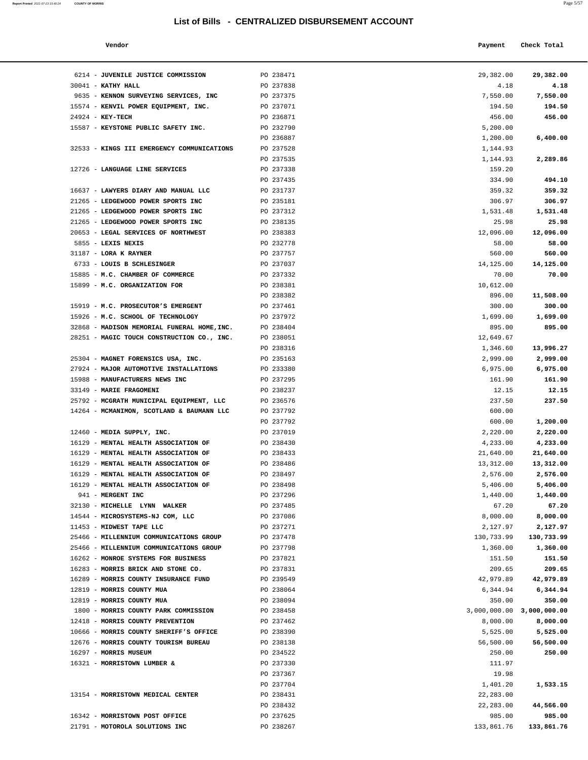# List of Bills - CENTRALIZED DISBURSEMENT ACCOUNT

| Vendor | | Payment | Check Total |
|---|---|---|---|
| 6214 - **JUVENILE JUSTICE COMMISSION** | PO 238471 | 29,382.00 | **29,382.00** |
| 30041 - **KATHY HALL** | PO 237838 | 4.18 | **4.18** |
| 9635 - **KENNON SURVEYING SERVICES, INC** | PO 237375 | 7,550.00 | **7,550.00** |
| 15574 - **KENVIL POWER EQUIPMENT, INC.** | PO 237071 | 194.50 | **194.50** |
| 24924 - **KEY-TECH** | PO 236871 | 456.00 | **456.00** |
| 15587 - **KEYSTONE PUBLIC SAFETY INC.** | PO 232790 | 5,200.00 | |
| | PO 236887 | 1,200.00 | **6,400.00** |
| 32533 - **KINGS III EMERGENCY COMMUNICATIONS** | PO 237528 | 1,144.93 | |
| | PO 237535 | 1,144.93 | **2,289.86** |
| 12726 - **LANGUAGE LINE SERVICES** | PO 237338 | 159.20 | |
| | PO 237435 | 334.90 | **494.10** |
| 16637 - **LAWYERS DIARY AND MANUAL LLC** | PO 231737 | 359.32 | **359.32** |
| 21265 - **LEDGEWOOD POWER SPORTS INC** | PO 235181 | 306.97 | **306.97** |
| 21265 - **LEDGEWOOD POWER SPORTS INC** | PO 237312 | 1,531.48 | **1,531.48** |
| 21265 - **LEDGEWOOD POWER SPORTS INC** | PO 238135 | 25.98 | **25.98** |
| 20653 - **LEGAL SERVICES OF NORTHWEST** | PO 238383 | 12,096.00 | **12,096.00** |
| 5855 - **LEXIS NEXIS** | PO 232778 | 58.00 | **58.00** |
| 31187 - **LORA K RAYNER** | PO 237757 | 560.00 | **560.00** |
| 6733 - **LOUIS B SCHLESINGER** | PO 237037 | 14,125.00 | **14,125.00** |
| 15885 - **M.C. CHAMBER OF COMMERCE** | PO 237332 | 70.00 | **70.00** |
| 15899 - **M.C. ORGANIZATION FOR** | PO 238381 | 10,612.00 | |
| | PO 238382 | 896.00 | **11,508.00** |
| 15919 - **M.C. PROSECUTOR'S EMERGENT** | PO 237461 | 300.00 | **300.00** |
| 15926 - **M.C. SCHOOL OF TECHNOLOGY** | PO 237972 | 1,699.00 | **1,699.00** |
| 32868 - **MADISON MEMORIAL FUNERAL HOME,INC.** | PO 238404 | 895.00 | **895.00** |
| 28251 - **MAGIC TOUCH CONSTRUCTION CO., INC.** | PO 238051 | 12,649.67 | |
| | PO 238316 | 1,346.60 | **13,996.27** |
| 25304 - **MAGNET FORENSICS USA, INC.** | PO 235163 | 2,999.00 | **2,999.00** |
| 27924 - **MAJOR AUTOMOTIVE INSTALLATIONS** | PO 233380 | 6,975.00 | **6,975.00** |
| 15988 - **MANUFACTURERS NEWS INC** | PO 237295 | 161.90 | **161.90** |
| 33149 - **MARIE FRAGOMENI** | PO 238237 | 12.15 | **12.15** |
| 25792 - **MCGRATH MUNICIPAL EQUIPMENT, LLC** | PO 236576 | 237.50 | **237.50** |
| 14264 - **MCMANIMON, SCOTLAND & BAUMANN LLC** | PO 237792 | 600.00 | |
| | PO 237792 | 600.00 | **1,200.00** |
| 12460 - **MEDIA SUPPLY, INC.** | PO 237019 | 2,220.00 | **2,220.00** |
| 16129 - **MENTAL HEALTH ASSOCIATION OF** | PO 238430 | 4,233.00 | **4,233.00** |
| 16129 - **MENTAL HEALTH ASSOCIATION OF** | PO 238433 | 21,640.00 | **21,640.00** |
| 16129 - **MENTAL HEALTH ASSOCIATION OF** | PO 238486 | 13,312.00 | **13,312.00** |
| 16129 - **MENTAL HEALTH ASSOCIATION OF** | PO 238497 | 2,576.00 | **2,576.00** |
| 16129 - **MENTAL HEALTH ASSOCIATION OF** | PO 238498 | 5,406.00 | **5,406.00** |
| 941 - **MERGENT INC** | PO 237296 | 1,440.00 | **1,440.00** |
| 32130 - **MICHELLE LYNN WALKER** | PO 237485 | 67.20 | **67.20** |
| 14544 - **MICROSYSTEMS-NJ COM, LLC** | PO 237086 | 8,000.00 | **8,000.00** |
| 11453 - **MIDWEST TAPE LLC** | PO 237271 | 2,127.97 | **2,127.97** |
| 25466 - **MILLENNIUM COMMUNICATIONS GROUP** | PO 237478 | 130,733.99 | **130,733.99** |
| 25466 - **MILLENNIUM COMMUNICATIONS GROUP** | PO 237798 | 1,360.00 | **1,360.00** |
| 16262 - **MONROE SYSTEMS FOR BUSINESS** | PO 237821 | 151.50 | **151.50** |
| 16283 - **MORRIS BRICK AND STONE CO.** | PO 237831 | 209.65 | **209.65** |
| 16289 - **MORRIS COUNTY INSURANCE FUND** | PO 239549 | 42,979.89 | **42,979.89** |
| 12819 - **MORRIS COUNTY MUA** | PO 238064 | 6,344.94 | **6,344.94** |
| 12819 - **MORRIS COUNTY MUA** | PO 238094 | 350.00 | **350.00** |
| 1800 - **MORRIS COUNTY PARK COMMISSION** | PO 238458 | 3,000,000.00 | **3,000,000.00** |
| 12418 - **MORRIS COUNTY PREVENTION** | PO 237462 | 8,000.00 | **8,000.00** |
| 10666 - **MORRIS COUNTY SHERIFF'S OFFICE** | PO 238390 | 5,525.00 | **5,525.00** |
| 12676 - **MORRIS COUNTY TOURISM BUREAU** | PO 238138 | 56,500.00 | **56,500.00** |
| 16297 - **MORRIS MUSEUM** | PO 234522 | 250.00 | **250.00** |
| 16321 - **MORRISTOWN LUMBER &** | PO 237330 | 111.97 | |
| | PO 237367 | 19.98 | |
| | PO 237704 | 1,401.20 | **1,533.15** |
| 13154 - **MORRISTOWN MEDICAL CENTER** | PO 238431 | 22,283.00 | |
| | PO 238432 | 22,283.00 | **44,566.00** |
| 16342 - **MORRISTOWN POST OFFICE** | PO 237625 | 985.00 | **985.00** |
| 21791 - **MOTOROLA SOLUTIONS INC** | PO 238267 | 133,861.76 | **133,861.76** |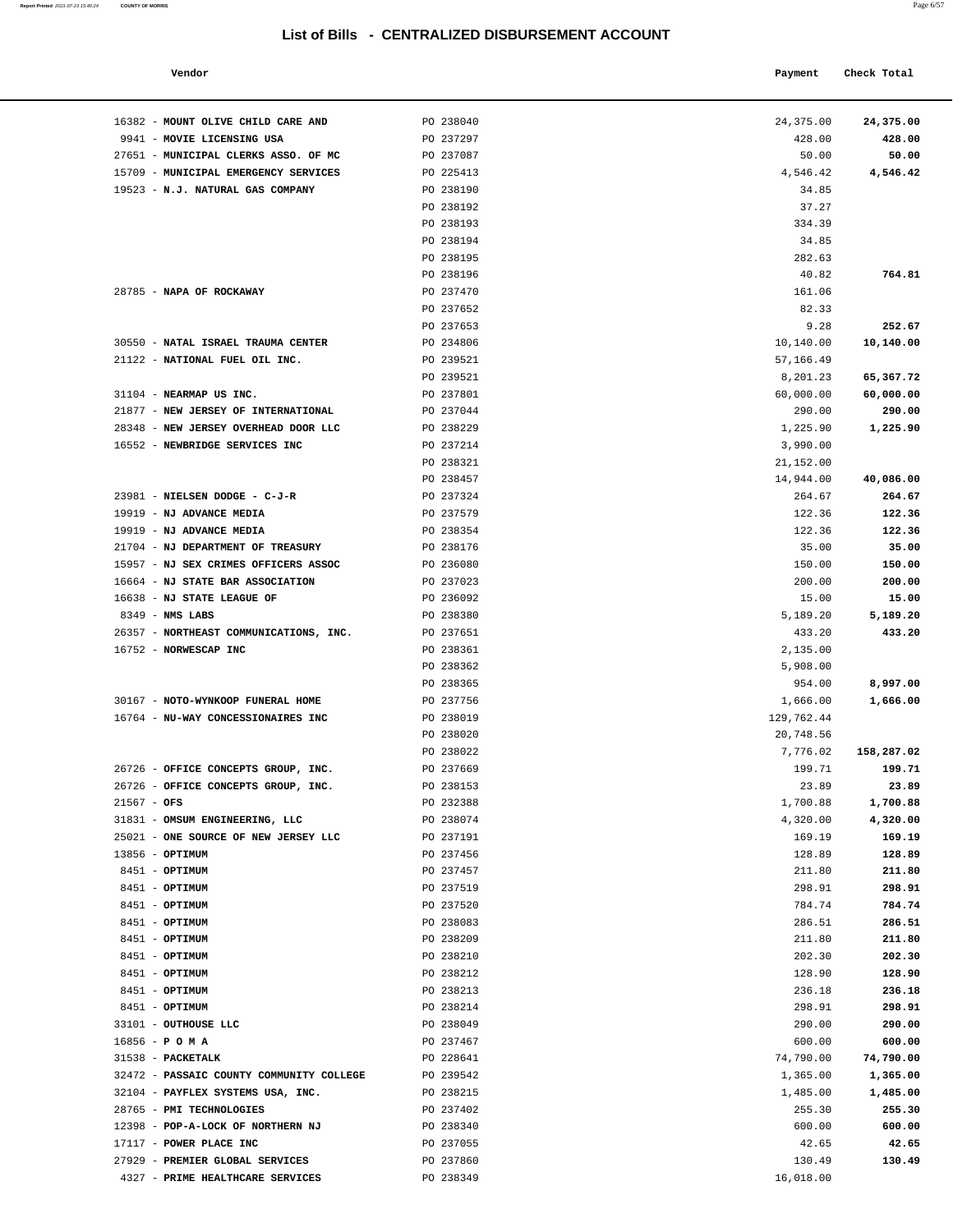# List of Bills - CENTRALIZED DISBURSEMENT ACCOUNT

| Vendor | | Payment | Check Total |
|---|---|---|---|
| 16382 - **MOUNT OLIVE CHILD CARE AND** | PO 238040 | 24,375.00 | **24,375.00** |
| 9941 - **MOVIE LICENSING USA** | PO 237297 | 428.00 | **428.00** |
| 27651 - **MUNICIPAL CLERKS ASSO. OF MC** | PO 237087 | 50.00 | **50.00** |
| 15709 - **MUNICIPAL EMERGENCY SERVICES** | PO 225413 | 4,546.42 | **4,546.42** |
| 19523 - **N.J. NATURAL GAS COMPANY** | PO 238190 | 34.85 | |
| | PO 238192 | 37.27 | |
| | PO 238193 | 334.39 | |
| | PO 238194 | 34.85 | |
| | PO 238195 | 282.63 | |
| | PO 238196 | 40.82 | **764.81** |
| 28785 - **NAPA OF ROCKAWAY** | PO 237470 | 161.06 | |
| | PO 237652 | 82.33 | |
| | PO 237653 | 9.28 | **252.67** |
| 30550 - **NATAL ISRAEL TRAUMA CENTER** | PO 234806 | 10,140.00 | **10,140.00** |
| 21122 - **NATIONAL FUEL OIL INC.** | PO 239521 | 57,166.49 | |
| | PO 239521 | 8,201.23 | **65,367.72** |
| 31104 - **NEARMAP US INC.** | PO 237801 | 60,000.00 | **60,000.00** |
| 21877 - **NEW JERSEY OF INTERNATIONAL** | PO 237044 | 290.00 | **290.00** |
| 28348 - **NEW JERSEY OVERHEAD DOOR LLC** | PO 238229 | 1,225.90 | **1,225.90** |
| 16552 - **NEWBRIDGE SERVICES INC** | PO 237214 | 3,990.00 | |
| | PO 238321 | 21,152.00 | |
| | PO 238457 | 14,944.00 | **40,086.00** |
| 23981 - **NIELSEN DODGE - C-J-R** | PO 237324 | 264.67 | **264.67** |
| 19919 - **NJ ADVANCE MEDIA** | PO 237579 | 122.36 | **122.36** |
| 19919 - **NJ ADVANCE MEDIA** | PO 238354 | 122.36 | **122.36** |
| 21704 - **NJ DEPARTMENT OF TREASURY** | PO 238176 | 35.00 | **35.00** |
| 15957 - **NJ SEX CRIMES OFFICERS ASSOC** | PO 236080 | 150.00 | **150.00** |
| 16664 - **NJ STATE BAR ASSOCIATION** | PO 237023 | 200.00 | **200.00** |
| 16638 - **NJ STATE LEAGUE OF** | PO 236092 | 15.00 | **15.00** |
| 8349 - **NMS LABS** | PO 238380 | 5,189.20 | **5,189.20** |
| 26357 - **NORTHEAST COMMUNICATIONS, INC.** | PO 237651 | 433.20 | **433.20** |
| 16752 - **NORWESCAP INC** | PO 238361 | 2,135.00 | |
| | PO 238362 | 5,908.00 | |
| | PO 238365 | 954.00 | **8,997.00** |
| 30167 - **NOTO-WYNKOOP FUNERAL HOME** | PO 237756 | 1,666.00 | **1,666.00** |
| 16764 - **NU-WAY CONCESSIONAIRES INC** | PO 238019 | 129,762.44 | |
| | PO 238020 | 20,748.56 | |
| | PO 238022 | 7,776.02 | **158,287.02** |
| 26726 - **OFFICE CONCEPTS GROUP, INC.** | PO 237669 | 199.71 | **199.71** |
| 26726 - **OFFICE CONCEPTS GROUP, INC.** | PO 238153 | 23.89 | **23.89** |
| 21567 - **OFS** | PO 232388 | 1,700.88 | **1,700.88** |
| 31831 - **OMSUM ENGINEERING, LLC** | PO 238074 | 4,320.00 | **4,320.00** |
| 25021 - **ONE SOURCE OF NEW JERSEY LLC** | PO 237191 | 169.19 | **169.19** |
| 13856 - **OPTIMUM** | PO 237456 | 128.89 | **128.89** |
| 8451 - **OPTIMUM** | PO 237457 | 211.80 | **211.80** |
| 8451 - **OPTIMUM** | PO 237519 | 298.91 | **298.91** |
| 8451 - **OPTIMUM** | PO 237520 | 784.74 | **784.74** |
| 8451 - **OPTIMUM** | PO 238083 | 286.51 | **286.51** |
| 8451 - **OPTIMUM** | PO 238209 | 211.80 | **211.80** |
| 8451 - **OPTIMUM** | PO 238210 | 202.30 | **202.30** |
| 8451 - **OPTIMUM** | PO 238212 | 128.90 | **128.90** |
| 8451 - **OPTIMUM** | PO 238213 | 236.18 | **236.18** |
| 8451 - **OPTIMUM** | PO 238214 | 298.91 | **298.91** |
| 33101 - **OUTHOUSE LLC** | PO 238049 | 290.00 | **290.00** |
| 16856 - **P O M A** | PO 237467 | 600.00 | **600.00** |
| 31538 - **PACKETALK** | PO 228641 | 74,790.00 | **74,790.00** |
| 32472 - **PASSAIC COUNTY COMMUNITY COLLEGE** | PO 239542 | 1,365.00 | **1,365.00** |
| 32104 - **PAYFLEX SYSTEMS USA, INC.** | PO 238215 | 1,485.00 | **1,485.00** |
| 28765 - **PMI TECHNOLOGIES** | PO 237402 | 255.30 | **255.30** |
| 12398 - **POP-A-LOCK OF NORTHERN NJ** | PO 238340 | 600.00 | **600.00** |
| 17117 - **POWER PLACE INC** | PO 237055 | 42.65 | **42.65** |
| 27929 - **PREMIER GLOBAL SERVICES** | PO 237860 | 130.49 | **130.49** |
| 4327 - **PRIME HEALTHCARE SERVICES** | PO 238349 | 16,018.00 | |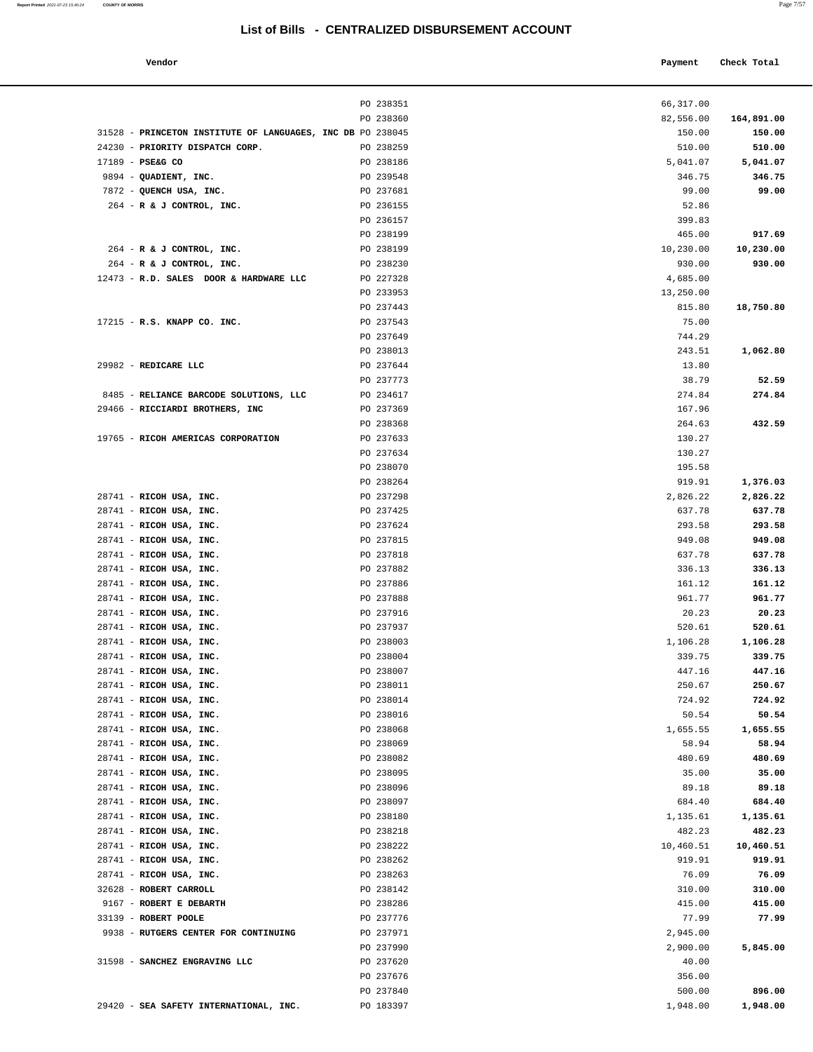# List of Bills - CENTRALIZED DISBURSEMENT ACCOUNT

| Vendor | | Payment | Check Total |
|---|---|---|---|
| | PO 238351 | 66,317.00 | |
| | PO 238360 | 82,556.00 | **164,891.00** |
| 31528 - **PRINCETON INSTITUTE OF LANGUAGES, INC DB** | PO 238045 | 150.00 | **150.00** |
| 24230 - **PRIORITY DISPATCH CORP.** | PO 238259 | 510.00 | **510.00** |
| 17189 - **PSE&G CO** | PO 238186 | 5,041.07 | **5,041.07** |
| 9894 - **QUADIENT, INC.** | PO 239548 | 346.75 | **346.75** |
| 7872 - **QUENCH USA, INC.** | PO 237681 | 99.00 | **99.00** |
| 264 - **R & J CONTROL, INC.** | PO 236155 | 52.86 | |
| | PO 236157 | 399.83 | |
| | PO 238199 | 465.00 | **917.69** |
| 264 - **R & J CONTROL, INC.** | PO 238199 | 10,230.00 | **10,230.00** |
| 264 - **R & J CONTROL, INC.** | PO 238230 | 930.00 | **930.00** |
| 12473 - **R.D. SALES DOOR & HARDWARE LLC** | PO 227328 | 4,685.00 | |
| | PO 233953 | 13,250.00 | |
| | PO 237443 | 815.80 | **18,750.80** |
| 17215 - **R.S. KNAPP CO. INC.** | PO 237543 | 75.00 | |
| | PO 237649 | 744.29 | |
| | PO 238013 | 243.51 | **1,062.80** |
| 29982 - **REDICARE LLC** | PO 237644 | 13.80 | |
| | PO 237773 | 38.79 | **52.59** |
| 8485 - **RELIANCE BARCODE SOLUTIONS, LLC** | PO 234617 | 274.84 | **274.84** |
| 29466 - **RICCIARDI BROTHERS, INC** | PO 237369 | 167.96 | |
| | PO 238368 | 264.63 | **432.59** |
| 19765 - **RICOH AMERICAS CORPORATION** | PO 237633 | 130.27 | |
| | PO 237634 | 130.27 | |
| | PO 238070 | 195.58 | |
| | PO 238264 | 919.91 | **1,376.03** |
| 28741 - **RICOH USA, INC.** | PO 237298 | 2,826.22 | **2,826.22** |
| 28741 - **RICOH USA, INC.** | PO 237425 | 637.78 | **637.78** |
| 28741 - **RICOH USA, INC.** | PO 237624 | 293.58 | **293.58** |
| 28741 - **RICOH USA, INC.** | PO 237815 | 949.08 | **949.08** |
| 28741 - **RICOH USA, INC.** | PO 237818 | 637.78 | **637.78** |
| 28741 - **RICOH USA, INC.** | PO 237882 | 336.13 | **336.13** |
| 28741 - **RICOH USA, INC.** | PO 237886 | 161.12 | **161.12** |
| 28741 - **RICOH USA, INC.** | PO 237888 | 961.77 | **961.77** |
| 28741 - **RICOH USA, INC.** | PO 237916 | 20.23 | **20.23** |
| 28741 - **RICOH USA, INC.** | PO 237937 | 520.61 | **520.61** |
| 28741 - **RICOH USA, INC.** | PO 238003 | 1,106.28 | **1,106.28** |
| 28741 - **RICOH USA, INC.** | PO 238004 | 339.75 | **339.75** |
| 28741 - **RICOH USA, INC.** | PO 238007 | 447.16 | **447.16** |
| 28741 - **RICOH USA, INC.** | PO 238011 | 250.67 | **250.67** |
| 28741 - **RICOH USA, INC.** | PO 238014 | 724.92 | **724.92** |
| 28741 - **RICOH USA, INC.** | PO 238016 | 50.54 | **50.54** |
| 28741 - **RICOH USA, INC.** | PO 238068 | 1,655.55 | **1,655.55** |
| 28741 - **RICOH USA, INC.** | PO 238069 | 58.94 | **58.94** |
| 28741 - **RICOH USA, INC.** | PO 238082 | 480.69 | **480.69** |
| 28741 - **RICOH USA, INC.** | PO 238095 | 35.00 | **35.00** |
| 28741 - **RICOH USA, INC.** | PO 238096 | 89.18 | **89.18** |
| 28741 - **RICOH USA, INC.** | PO 238097 | 684.40 | **684.40** |
| 28741 - **RICOH USA, INC.** | PO 238180 | 1,135.61 | **1,135.61** |
| 28741 - **RICOH USA, INC.** | PO 238218 | 482.23 | **482.23** |
| 28741 - **RICOH USA, INC.** | PO 238222 | 10,460.51 | **10,460.51** |
| 28741 - **RICOH USA, INC.** | PO 238262 | 919.91 | **919.91** |
| 28741 - **RICOH USA, INC.** | PO 238263 | 76.09 | **76.09** |
| 32628 - **ROBERT CARROLL** | PO 238142 | 310.00 | **310.00** |
| 9167 - **ROBERT E DEBARTH** | PO 238286 | 415.00 | **415.00** |
| 33139 - **ROBERT POOLE** | PO 237776 | 77.99 | **77.99** |
| 9938 - **RUTGERS CENTER FOR CONTINUING** | PO 237971 | 2,945.00 | |
| | PO 237990 | 2,900.00 | **5,845.00** |
| 31598 - **SANCHEZ ENGRAVING LLC** | PO 237620 | 40.00 | |
| | PO 237676 | 356.00 | |
| | PO 237840 | 500.00 | **896.00** |
| 29420 - **SEA SAFETY INTERNATIONAL, INC.** | PO 183397 | 1,948.00 | **1,948.00** |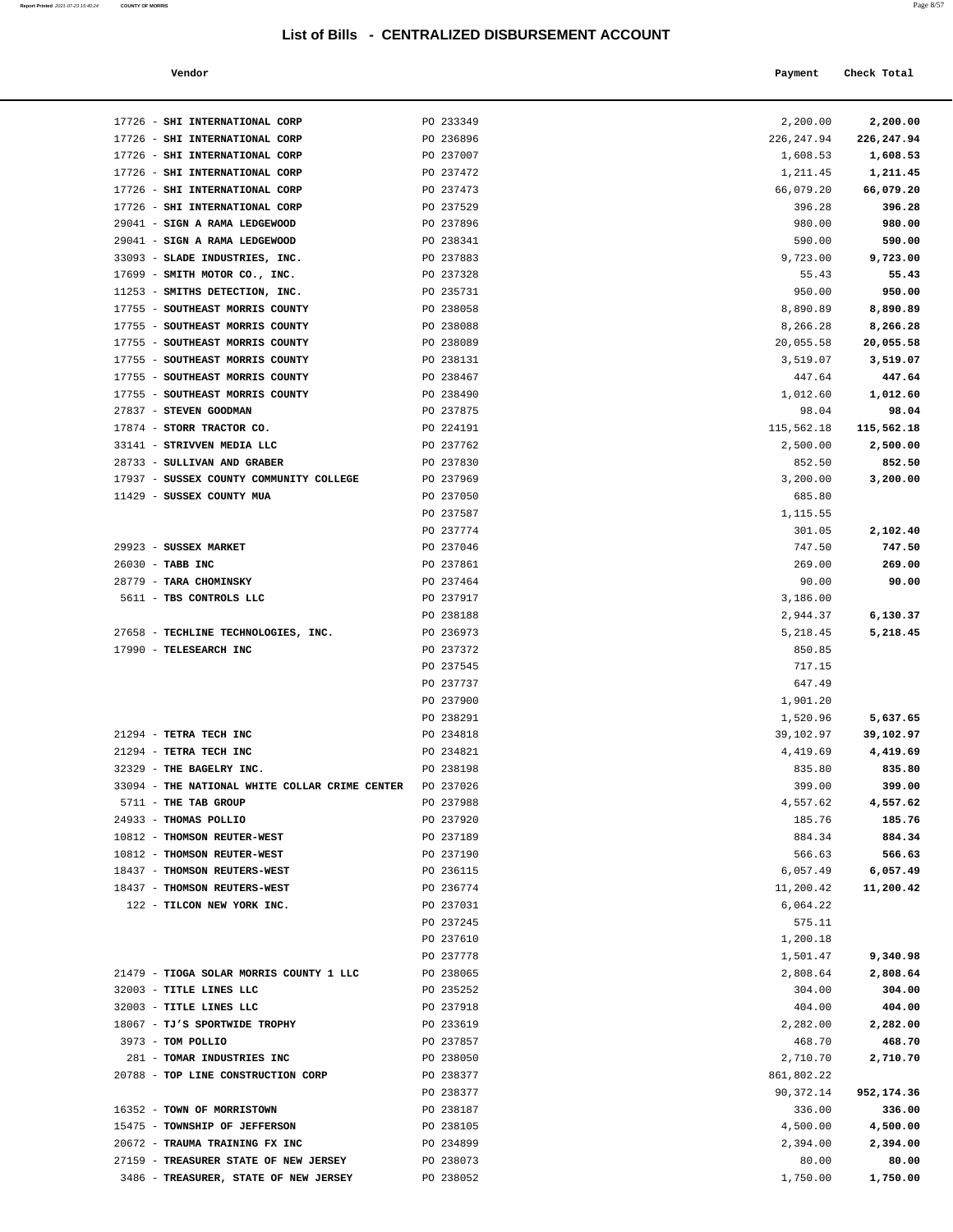# List of Bills - CENTRALIZED DISBURSEMENT ACCOUNT

| Vendor | | Payment | Check Total |
|---|---|---|---|
| 17726 - **SHI INTERNATIONAL CORP** | PO 233349 | 2,200.00 | **2,200.00** |
| 17726 - **SHI INTERNATIONAL CORP** | PO 236896 | 226,247.94 | **226,247.94** |
| 17726 - **SHI INTERNATIONAL CORP** | PO 237007 | 1,608.53 | **1,608.53** |
| 17726 - **SHI INTERNATIONAL CORP** | PO 237472 | 1,211.45 | **1,211.45** |
| 17726 - **SHI INTERNATIONAL CORP** | PO 237473 | 66,079.20 | **66,079.20** |
| 17726 - **SHI INTERNATIONAL CORP** | PO 237529 | 396.28 | **396.28** |
| 29041 - **SIGN A RAMA LEDGEWOOD** | PO 237896 | 980.00 | **980.00** |
| 29041 - **SIGN A RAMA LEDGEWOOD** | PO 238341 | 590.00 | **590.00** |
| 33093 - **SLADE INDUSTRIES, INC.** | PO 237883 | 9,723.00 | **9,723.00** |
| 17699 - **SMITH MOTOR CO., INC.** | PO 237328 | 55.43 | **55.43** |
| 11253 - **SMITHS DETECTION, INC.** | PO 235731 | 950.00 | **950.00** |
| 17755 - **SOUTHEAST MORRIS COUNTY** | PO 238058 | 8,890.89 | **8,890.89** |
| 17755 - **SOUTHEAST MORRIS COUNTY** | PO 238088 | 8,266.28 | **8,266.28** |
| 17755 - **SOUTHEAST MORRIS COUNTY** | PO 238089 | 20,055.58 | **20,055.58** |
| 17755 - **SOUTHEAST MORRIS COUNTY** | PO 238131 | 3,519.07 | **3,519.07** |
| 17755 - **SOUTHEAST MORRIS COUNTY** | PO 238467 | 447.64 | **447.64** |
| 17755 - **SOUTHEAST MORRIS COUNTY** | PO 238490 | 1,012.60 | **1,012.60** |
| 27837 - **STEVEN GOODMAN** | PO 237875 | 98.04 | **98.04** |
| 17874 - **STORR TRACTOR CO.** | PO 224191 | 115,562.18 | **115,562.18** |
| 33141 - **STRIVVEN MEDIA LLC** | PO 237762 | 2,500.00 | **2,500.00** |
| 28733 - **SULLIVAN AND GRABER** | PO 237830 | 852.50 | **852.50** |
| 17937 - **SUSSEX COUNTY COMMUNITY COLLEGE** | PO 237969 | 3,200.00 | **3,200.00** |
| 11429 - **SUSSEX COUNTY MUA** | PO 237050 | 685.80 | |
| | PO 237587 | 1,115.55 | |
| | PO 237774 | 301.05 | **2,102.40** |
| 29923 - **SUSSEX MARKET** | PO 237046 | 747.50 | **747.50** |
| 26030 - **TABB INC** | PO 237861 | 269.00 | **269.00** |
| 28779 - **TARA CHOMINSKY** | PO 237464 | 90.00 | **90.00** |
| 5611 - **TBS CONTROLS LLC** | PO 237917 | 3,186.00 | |
| | PO 238188 | 2,944.37 | **6,130.37** |
| 27658 - **TECHLINE TECHNOLOGIES, INC.** | PO 236973 | 5,218.45 | **5,218.45** |
| 17990 - **TELESEARCH INC** | PO 237372 | 850.85 | |
| | PO 237545 | 717.15 | |
| | PO 237737 | 647.49 | |
| | PO 237900 | 1,901.20 | |
| | PO 238291 | 1,520.96 | **5,637.65** |
| 21294 - **TETRA TECH INC** | PO 234818 | 39,102.97 | **39,102.97** |
| 21294 - **TETRA TECH INC** | PO 234821 | 4,419.69 | **4,419.69** |
| 32329 - **THE BAGELRY INC.** | PO 238198 | 835.80 | **835.80** |
| 33094 - **THE NATIONAL WHITE COLLAR CRIME CENTER** | PO 237026 | 399.00 | **399.00** |
| 5711 - **THE TAB GROUP** | PO 237988 | 4,557.62 | **4,557.62** |
| 24933 - **THOMAS POLLIO** | PO 237920 | 185.76 | **185.76** |
| 10812 - **THOMSON REUTER-WEST** | PO 237189 | 884.34 | **884.34** |
| 10812 - **THOMSON REUTER-WEST** | PO 237190 | 566.63 | **566.63** |
| 18437 - **THOMSON REUTERS-WEST** | PO 236115 | 6,057.49 | **6,057.49** |
| 18437 - **THOMSON REUTERS-WEST** | PO 236774 | 11,200.42 | **11,200.42** |
| 122 - **TILCON NEW YORK INC.** | PO 237031 | 6,064.22 | |
| | PO 237245 | 575.11 | |
| | PO 237610 | 1,200.18 | |
| | PO 237778 | 1,501.47 | **9,340.98** |
| 21479 - **TIOGA SOLAR MORRIS COUNTY 1 LLC** | PO 238065 | 2,808.64 | **2,808.64** |
| 32003 - **TITLE LINES LLC** | PO 235252 | 304.00 | **304.00** |
| 32003 - **TITLE LINES LLC** | PO 237918 | 404.00 | **404.00** |
| 18067 - **TJ'S SPORTWIDE TROPHY** | PO 233619 | 2,282.00 | **2,282.00** |
| 3973 - **TOM POLLIO** | PO 237857 | 468.70 | **468.70** |
| 281 - **TOMAR INDUSTRIES INC** | PO 238050 | 2,710.70 | **2,710.70** |
| 20788 - **TOP LINE CONSTRUCTION CORP** | PO 238377 | 861,802.22 | |
| | PO 238377 | 90,372.14 | **952,174.36** |
| 16352 - **TOWN OF MORRISTOWN** | PO 238187 | 336.00 | **336.00** |
| 15475 - **TOWNSHIP OF JEFFERSON** | PO 238105 | 4,500.00 | **4,500.00** |
| 20672 - **TRAUMA TRAINING FX INC** | PO 234899 | 2,394.00 | **2,394.00** |
| 27159 - **TREASURER STATE OF NEW JERSEY** | PO 238073 | 80.00 | **80.00** |
| 3486 - **TREASURER, STATE OF NEW JERSEY** | PO 238052 | 1,750.00 | **1,750.00** |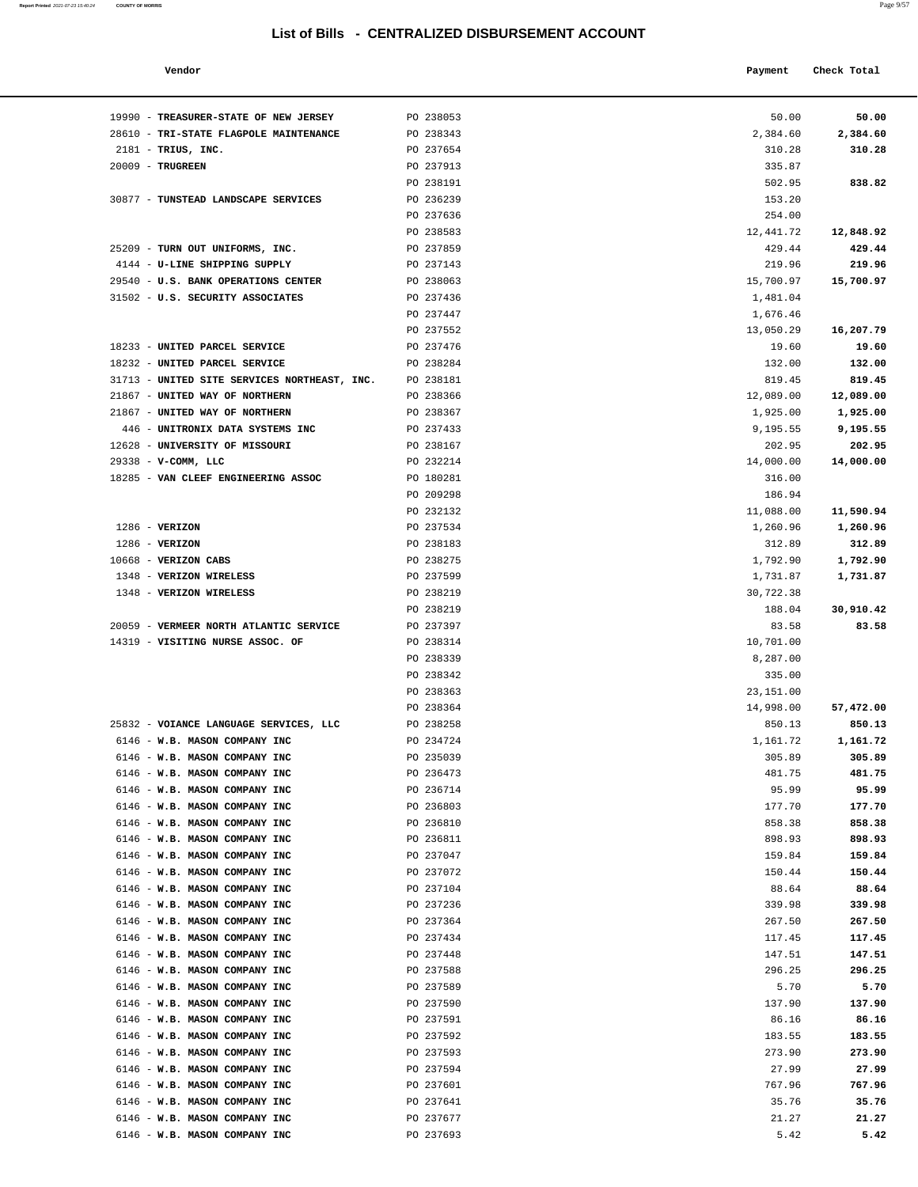# List of Bills - CENTRALIZED DISBURSEMENT ACCOUNT

| Vendor | | Payment | Check Total |
|---|---|---|---|
| 19990 - **TREASURER-STATE OF NEW JERSEY** | PO 238053 | 50.00 | **50.00** |
| 28610 - **TRI-STATE FLAGPOLE MAINTENANCE** | PO 238343 | 2,384.60 | **2,384.60** |
| 2181 - **TRIUS, INC.** | PO 237654 | 310.28 | **310.28** |
| 20009 - **TRUGREEN** | PO 237913 | 335.87 | |
| | PO 238191 | 502.95 | **838.82** |
| 30877 - **TUNSTEAD LANDSCAPE SERVICES** | PO 236239 | 153.20 | |
| | PO 237636 | 254.00 | |
| | PO 238583 | 12,441.72 | **12,848.92** |
| 25209 - **TURN OUT UNIFORMS, INC.** | PO 237859 | 429.44 | **429.44** |
| 4144 - **U-LINE SHIPPING SUPPLY** | PO 237143 | 219.96 | **219.96** |
| 29540 - **U.S. BANK OPERATIONS CENTER** | PO 238063 | 15,700.97 | **15,700.97** |
| 31502 - **U.S. SECURITY ASSOCIATES** | PO 237436 | 1,481.04 | |
| | PO 237447 | 1,676.46 | |
| | PO 237552 | 13,050.29 | **16,207.79** |
| 18233 - **UNITED PARCEL SERVICE** | PO 237476 | 19.60 | **19.60** |
| 18232 - **UNITED PARCEL SERVICE** | PO 238284 | 132.00 | **132.00** |
| 31713 - **UNITED SITE SERVICES NORTHEAST, INC.** | PO 238181 | 819.45 | **819.45** |
| 21867 - **UNITED WAY OF NORTHERN** | PO 238366 | 12,089.00 | **12,089.00** |
| 21867 - **UNITED WAY OF NORTHERN** | PO 238367 | 1,925.00 | **1,925.00** |
| 446 - **UNITRONIX DATA SYSTEMS INC** | PO 237433 | 9,195.55 | **9,195.55** |
| 12628 - **UNIVERSITY OF MISSOURI** | PO 238167 | 202.95 | **202.95** |
| 29338 - **V-COMM, LLC** | PO 232214 | 14,000.00 | **14,000.00** |
| 18285 - **VAN CLEEF ENGINEERING ASSOC** | PO 180281 | 316.00 | |
| | PO 209298 | 186.94 | |
| | PO 232132 | 11,088.00 | **11,590.94** |
| 1286 - **VERIZON** | PO 237534 | 1,260.96 | **1,260.96** |
| 1286 - **VERIZON** | PO 238183 | 312.89 | **312.89** |
| 10668 - **VERIZON CABS** | PO 238275 | 1,792.90 | **1,792.90** |
| 1348 - **VERIZON WIRELESS** | PO 237599 | 1,731.87 | **1,731.87** |
| 1348 - **VERIZON WIRELESS** | PO 238219 | 30,722.38 | |
| | PO 238219 | 188.04 | **30,910.42** |
| 20059 - **VERMEER NORTH ATLANTIC SERVICE** | PO 237397 | 83.58 | **83.58** |
| 14319 - **VISITING NURSE ASSOC. OF** | PO 238314 | 10,701.00 | |
| | PO 238339 | 8,287.00 | |
| | PO 238342 | 335.00 | |
| | PO 238363 | 23,151.00 | |
| | PO 238364 | 14,998.00 | **57,472.00** |
| 25832 - **VOIANCE LANGUAGE SERVICES, LLC** | PO 238258 | 850.13 | **850.13** |
| 6146 - **W.B. MASON COMPANY INC** | PO 234724 | 1,161.72 | **1,161.72** |
| 6146 - **W.B. MASON COMPANY INC** | PO 235039 | 305.89 | **305.89** |
| 6146 - **W.B. MASON COMPANY INC** | PO 236473 | 481.75 | **481.75** |
| 6146 - **W.B. MASON COMPANY INC** | PO 236714 | 95.99 | **95.99** |
| 6146 - **W.B. MASON COMPANY INC** | PO 236803 | 177.70 | **177.70** |
| 6146 - **W.B. MASON COMPANY INC** | PO 236810 | 858.38 | **858.38** |
| 6146 - **W.B. MASON COMPANY INC** | PO 236811 | 898.93 | **898.93** |
| 6146 - **W.B. MASON COMPANY INC** | PO 237047 | 159.84 | **159.84** |
| 6146 - **W.B. MASON COMPANY INC** | PO 237072 | 150.44 | **150.44** |
| 6146 - **W.B. MASON COMPANY INC** | PO 237104 | 88.64 | **88.64** |
| 6146 - **W.B. MASON COMPANY INC** | PO 237236 | 339.98 | **339.98** |
| 6146 - **W.B. MASON COMPANY INC** | PO 237364 | 267.50 | **267.50** |
| 6146 - **W.B. MASON COMPANY INC** | PO 237434 | 117.45 | **117.45** |
| 6146 - **W.B. MASON COMPANY INC** | PO 237448 | 147.51 | **147.51** |
| 6146 - **W.B. MASON COMPANY INC** | PO 237588 | 296.25 | **296.25** |
| 6146 - **W.B. MASON COMPANY INC** | PO 237589 | 5.70 | **5.70** |
| 6146 - **W.B. MASON COMPANY INC** | PO 237590 | 137.90 | **137.90** |
| 6146 - **W.B. MASON COMPANY INC** | PO 237591 | 86.16 | **86.16** |
| 6146 - **W.B. MASON COMPANY INC** | PO 237592 | 183.55 | **183.55** |
| 6146 - **W.B. MASON COMPANY INC** | PO 237593 | 273.90 | **273.90** |
| 6146 - **W.B. MASON COMPANY INC** | PO 237594 | 27.99 | **27.99** |
| 6146 - **W.B. MASON COMPANY INC** | PO 237601 | 767.96 | **767.96** |
| 6146 - **W.B. MASON COMPANY INC** | PO 237641 | 35.76 | **35.76** |
| 6146 - **W.B. MASON COMPANY INC** | PO 237677 | 21.27 | **21.27** |
| 6146 - **W.B. MASON COMPANY INC** | PO 237693 | 5.42 | **5.42** |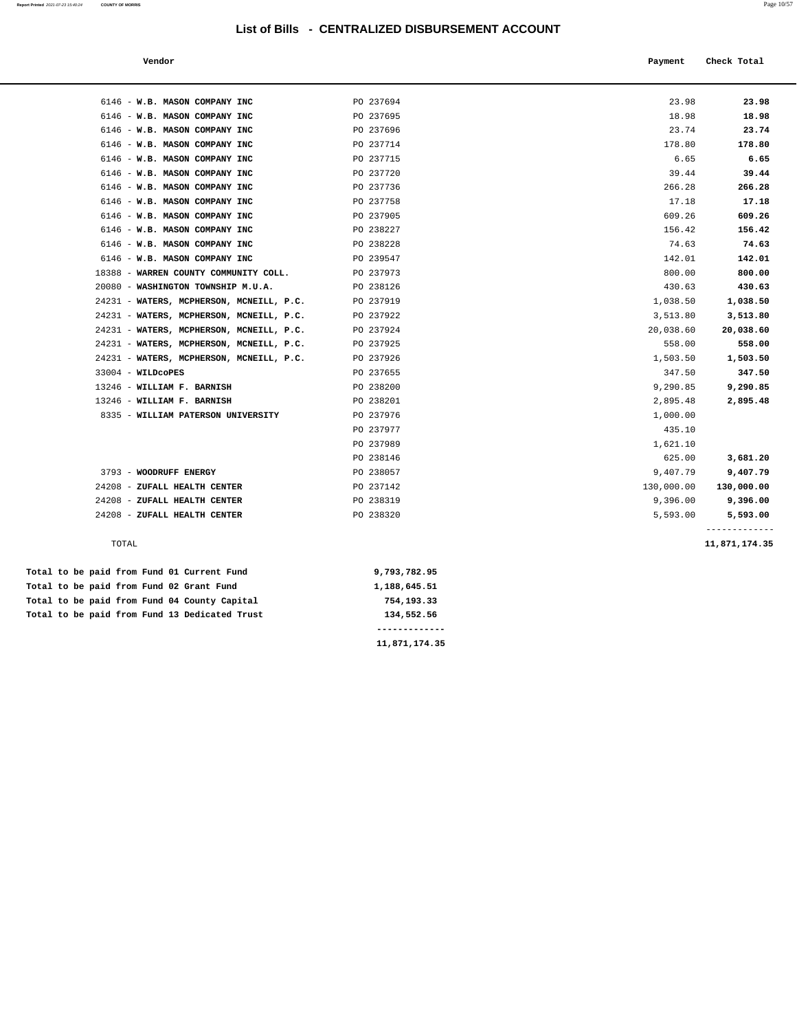# List of Bills - CENTRALIZED DISBURSEMENT ACCOUNT

| Vendor | | Payment | Check Total |
|---|---|---|---|
| 6146 - **W.B. MASON COMPANY INC** | PO 237694 | 23.98 | **23.98** |
| 6146 - **W.B. MASON COMPANY INC** | PO 237695 | 18.98 | **18.98** |
| 6146 - **W.B. MASON COMPANY INC** | PO 237696 | 23.74 | **23.74** |
| 6146 - **W.B. MASON COMPANY INC** | PO 237714 | 178.80 | **178.80** |
| 6146 - **W.B. MASON COMPANY INC** | PO 237715 | 6.65 | **6.65** |
| 6146 - **W.B. MASON COMPANY INC** | PO 237720 | 39.44 | **39.44** |
| 6146 - **W.B. MASON COMPANY INC** | PO 237736 | 266.28 | **266.28** |
| 6146 - **W.B. MASON COMPANY INC** | PO 237758 | 17.18 | **17.18** |
| 6146 - **W.B. MASON COMPANY INC** | PO 237905 | 609.26 | **609.26** |
| 6146 - **W.B. MASON COMPANY INC** | PO 238227 | 156.42 | **156.42** |
| 6146 - **W.B. MASON COMPANY INC** | PO 238228 | 74.63 | **74.63** |
| 6146 - **W.B. MASON COMPANY INC** | PO 239547 | 142.01 | **142.01** |
| 18388 - **WARREN COUNTY COMMUNITY COLL.** | PO 237973 | 800.00 | **800.00** |
| 20080 - **WASHINGTON TOWNSHIP M.U.A.** | PO 238126 | 430.63 | **430.63** |
| 24231 - **WATERS, MCPHERSON, MCNEILL, P.C.** | PO 237919 | 1,038.50 | **1,038.50** |
| 24231 - **WATERS, MCPHERSON, MCNEILL, P.C.** | PO 237922 | 3,513.80 | **3,513.80** |
| 24231 - **WATERS, MCPHERSON, MCNEILL, P.C.** | PO 237924 | 20,038.60 | **20,038.60** |
| 24231 - **WATERS, MCPHERSON, MCNEILL, P.C.** | PO 237925 | 558.00 | **558.00** |
| 24231 - **WATERS, MCPHERSON, MCNEILL, P.C.** | PO 237926 | 1,503.50 | **1,503.50** |
| 33004 - **WILDcoPES** | PO 237655 | 347.50 | **347.50** |
| 13246 - **WILLIAM F. BARNISH** | PO 238200 | 9,290.85 | **9,290.85** |
| 13246 - **WILLIAM F. BARNISH** | PO 238201 | 2,895.48 | **2,895.48** |
| 8335 - **WILLIAM PATERSON UNIVERSITY** | PO 237976 | 1,000.00 | |
| | PO 237977 | 435.10 | |
| | PO 237989 | 1,621.10 | |
| | PO 238146 | 625.00 | **3,681.20** |
| 3793 - **WOODRUFF ENERGY** | PO 238057 | 9,407.79 | **9,407.79** |
| 24208 - **ZUFALL HEALTH CENTER** | PO 237142 | 130,000.00 | **130,000.00** |
| 24208 - **ZUFALL HEALTH CENTER** | PO 238319 | 9,396.00 | **9,396.00** |
| 24208 - **ZUFALL HEALTH CENTER** | PO 238320 | 5,593.00 | **5,593.00** |
| TOTAL | | | **11,871,174.35** |

| | |
|---|---|
| **Total to be paid from Fund 01 Current Fund** | **9,793,782.95** |
| **Total to be paid from Fund 02 Grant Fund** | **1,188,645.51** |
| **Total to be paid from Fund 04 County Capital** | **754,193.33** |
| **Total to be paid from Fund 13 Dedicated Trust** | **134,552.56** |
| | **11,871,174.35** |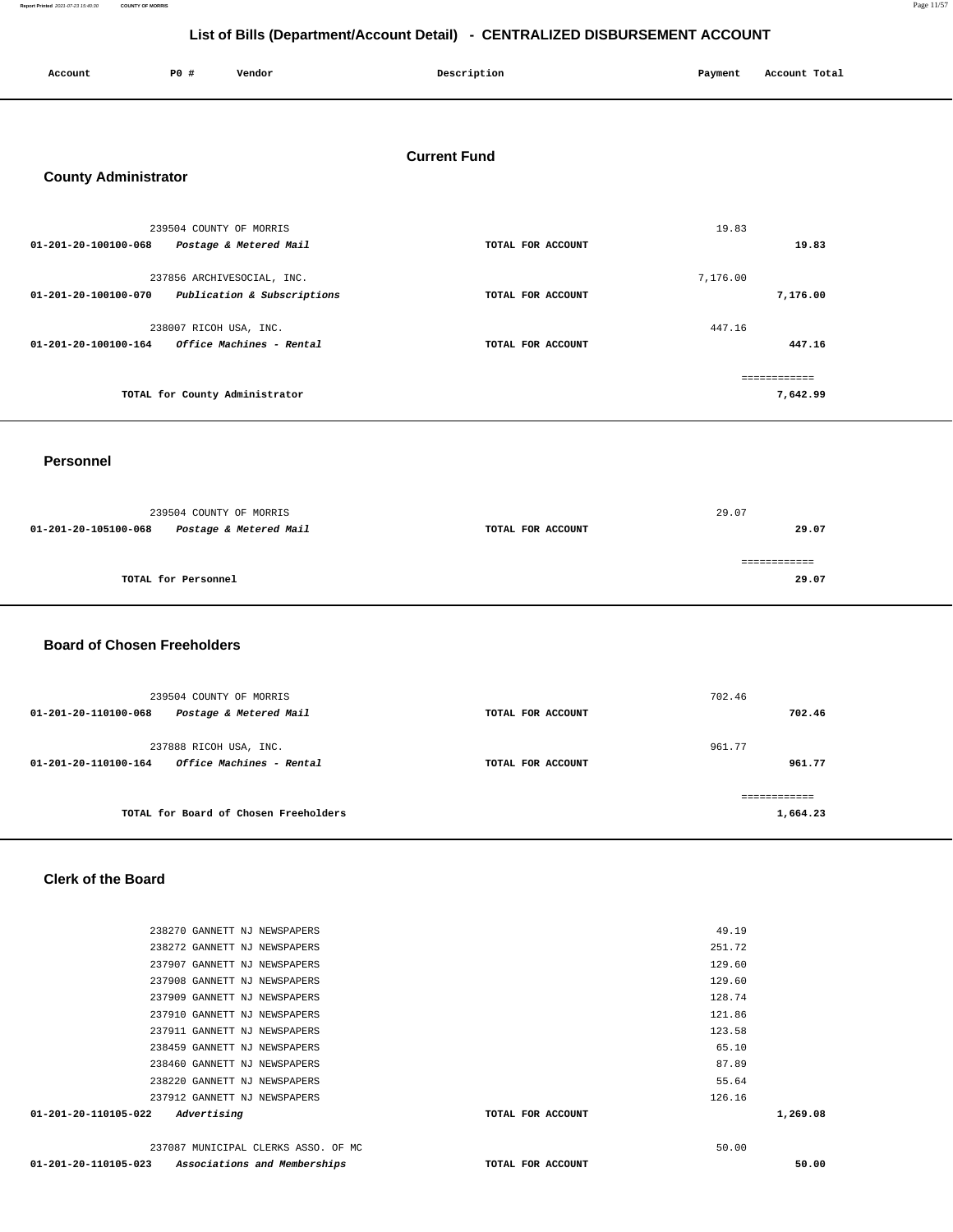# List of Bills (Department/Account Detail) - CENTRALIZED DISBURSEMENT ACCOUNT

| Account | PO # | Vendor | Description | Payment | Account Total |
|---|---|---|---|---|---|

## Current Fund

### County Administrator

| Account | PO # | Vendor | Description | Payment | Account Total |
|---|---|---|---|---|---|
| | 239504 | COUNTY OF MORRIS | | 19.83 | |
| 01-201-20-100100-068 | | *Postage & Metered Mail* | TOTAL FOR ACCOUNT | | 19.83 |
| | 237856 | ARCHIVESOCIAL, INC. | | 7,176.00 | |
| 01-201-20-100100-070 | | *Publication & Subscriptions* | TOTAL FOR ACCOUNT | | 7,176.00 |
| | 238007 | RICOH USA, INC. | | 447.16 | |
| 01-201-20-100100-164 | | *Office Machines - Rental* | TOTAL FOR ACCOUNT | | 447.16 |
| | | TOTAL for County Administrator | | | 7,642.99 |

### Personnel

| Account | PO # | Vendor | Description | Payment | Account Total |
|---|---|---|---|---|---|
| | 239504 | COUNTY OF MORRIS | | 29.07 | |
| 01-201-20-105100-068 | | *Postage & Metered Mail* | TOTAL FOR ACCOUNT | | 29.07 |
| | | TOTAL for Personnel | | | 29.07 |

### Board of Chosen Freeholders

| Account | PO # | Vendor | Description | Payment | Account Total |
|---|---|---|---|---|---|
| | 239504 | COUNTY OF MORRIS | | 702.46 | |
| 01-201-20-110100-068 | | *Postage & Metered Mail* | TOTAL FOR ACCOUNT | | 702.46 |
| | 237888 | RICOH USA, INC. | | 961.77 | |
| 01-201-20-110100-164 | | *Office Machines - Rental* | TOTAL FOR ACCOUNT | | 961.77 |
| | | TOTAL for Board of Chosen Freeholders | | | 1,664.23 |

### Clerk of the Board

| Account | PO # | Vendor | Description | Payment | Account Total |
|---|---|---|---|---|---|
| | 238270 | GANNETT NJ NEWSPAPERS | | 49.19 | |
| | 238272 | GANNETT NJ NEWSPAPERS | | 251.72 | |
| | 237907 | GANNETT NJ NEWSPAPERS | | 129.60 | |
| | 237908 | GANNETT NJ NEWSPAPERS | | 129.60 | |
| | 237909 | GANNETT NJ NEWSPAPERS | | 128.74 | |
| | 237910 | GANNETT NJ NEWSPAPERS | | 121.86 | |
| | 237911 | GANNETT NJ NEWSPAPERS | | 123.58 | |
| | 238459 | GANNETT NJ NEWSPAPERS | | 65.10 | |
| | 238460 | GANNETT NJ NEWSPAPERS | | 87.89 | |
| | 238220 | GANNETT NJ NEWSPAPERS | | 55.64 | |
| | 237912 | GANNETT NJ NEWSPAPERS | | 126.16 | |
| 01-201-20-110105-022 | | *Advertising* | TOTAL FOR ACCOUNT | | 1,269.08 |
| | 237087 | MUNICIPAL CLERKS ASSO. OF MC | | 50.00 | |
| 01-201-20-110105-023 | | *Associations and Memberships* | TOTAL FOR ACCOUNT | | 50.00 |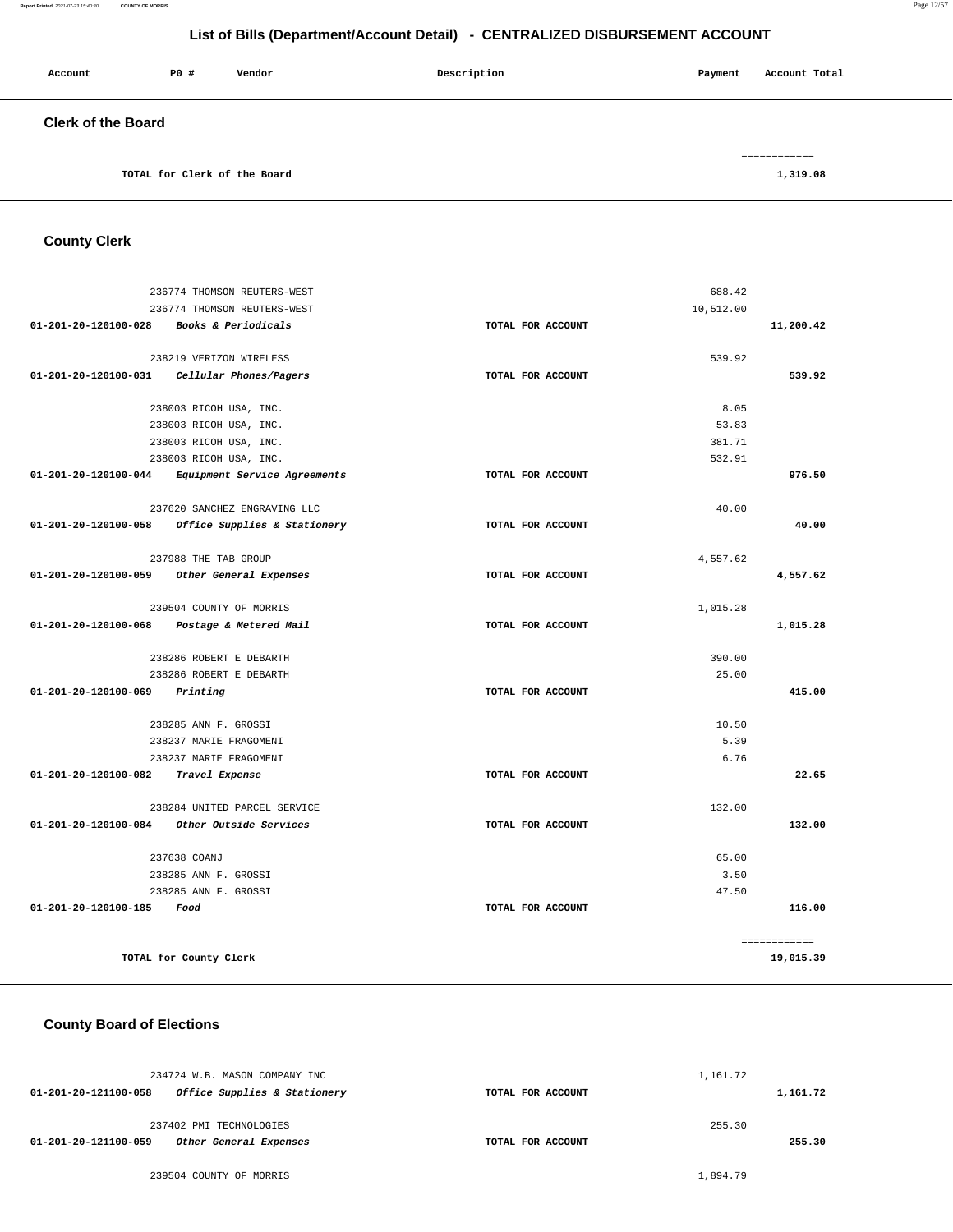# List of Bills (Department/Account Detail) - CENTRALIZED DISBURSEMENT ACCOUNT

| Account | PO # | Vendor | Description | Payment | Account Total |
|---|---|---|---|---|---|

## Clerk of the Board

| | | |
|---|---|---|
| TOTAL for Clerk of the Board | | ============ 1,319.08 |

## County Clerk

| Account | PO # / Vendor | Description | Payment | Account Total |
|---|---|---|---|---|
| | 236774 THOMSON REUTERS-WEST | | 688.42 | |
| | 236774 THOMSON REUTERS-WEST | | 10,512.00 | |
| 01-201-20-120100-028 *Books & Periodicals* | | TOTAL FOR ACCOUNT | | 11,200.42 |
| | 238219 VERIZON WIRELESS | | 539.92 | |
| 01-201-20-120100-031 *Cellular Phones/Pagers* | | TOTAL FOR ACCOUNT | | 539.92 |
| | 238003 RICOH USA, INC. | | 8.05 | |
| | 238003 RICOH USA, INC. | | 53.83 | |
| | 238003 RICOH USA, INC. | | 381.71 | |
| | 238003 RICOH USA, INC. | | 532.91 | |
| 01-201-20-120100-044 *Equipment Service Agreements* | | TOTAL FOR ACCOUNT | | 976.50 |
| | 237620 SANCHEZ ENGRAVING LLC | | 40.00 | |
| 01-201-20-120100-058 *Office Supplies & Stationery* | | TOTAL FOR ACCOUNT | | 40.00 |
| | 237988 THE TAB GROUP | | 4,557.62 | |
| 01-201-20-120100-059 *Other General Expenses* | | TOTAL FOR ACCOUNT | | 4,557.62 |
| | 239504 COUNTY OF MORRIS | | 1,015.28 | |
| 01-201-20-120100-068 *Postage & Metered Mail* | | TOTAL FOR ACCOUNT | | 1,015.28 |
| | 238286 ROBERT E DEBARTH | | 390.00 | |
| | 238286 ROBERT E DEBARTH | | 25.00 | |
| 01-201-20-120100-069 *Printing* | | TOTAL FOR ACCOUNT | | 415.00 |
| | 238285 ANN F. GROSSI | | 10.50 | |
| | 238237 MARIE FRAGOMENI | | 5.39 | |
| | 238237 MARIE FRAGOMENI | | 6.76 | |
| 01-201-20-120100-082 *Travel Expense* | | TOTAL FOR ACCOUNT | | 22.65 |
| | 238284 UNITED PARCEL SERVICE | | 132.00 | |
| 01-201-20-120100-084 *Other Outside Services* | | TOTAL FOR ACCOUNT | | 132.00 |
| | 237638 COANJ | | 65.00 | |
| | 238285 ANN F. GROSSI | | 3.50 | |
| | 238285 ANN F. GROSSI | | 47.50 | |
| 01-201-20-120100-185 *Food* | | TOTAL FOR ACCOUNT | | 116.00 |
| TOTAL for County Clerk | | | | ============ 19,015.39 |

## County Board of Elections

| Account | PO # / Vendor | Description | Payment | Account Total |
|---|---|---|---|---|
| | 234724 W.B. MASON COMPANY INC | | 1,161.72 | |
| 01-201-20-121100-058 *Office Supplies & Stationery* | | TOTAL FOR ACCOUNT | | 1,161.72 |
| | 237402 PMI TECHNOLOGIES | | 255.30 | |
| 01-201-20-121100-059 *Other General Expenses* | | TOTAL FOR ACCOUNT | | 255.30 |
| | 239504 COUNTY OF MORRIS | | 1,894.79 | |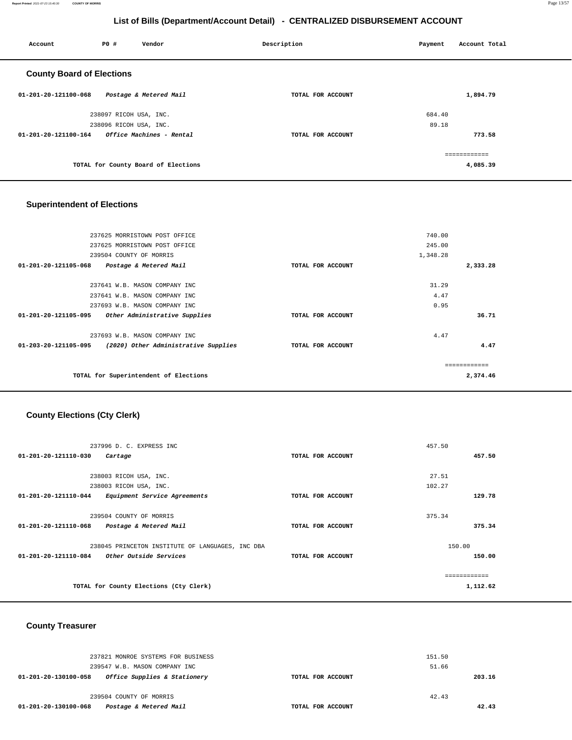## List of Bills (Department/Account Detail) - CENTRALIZED DISBURSEMENT ACCOUNT

| Account | PO # | Vendor | Description | Payment | Account Total |
|---|---|---|---|---|---|

### County Board of Elections

| Account | PO # | Vendor | Description | Payment | Account Total |
|---|---|---|---|---|---|
| 01-201-20-121100-068 | | *Postage & Metered Mail* | TOTAL FOR ACCOUNT | | 1,894.79 |
| | 238097 | RICOH USA, INC. | | 684.40 | |
| | 238096 | RICOH USA, INC. | | 89.18 | |
| 01-201-20-121100-164 | | *Office Machines - Rental* | TOTAL FOR ACCOUNT | | 773.58 |
| | | | | | ============ |
| | | TOTAL for County Board of Elections | | | 4,085.39 |

### Superintendent of Elections

| Account | PO # | Vendor | Description | Payment | Account Total |
|---|---|---|---|---|---|
| | 237625 | MORRISTOWN POST OFFICE | | 740.00 | |
| | 237625 | MORRISTOWN POST OFFICE | | 245.00 | |
| | 239504 | COUNTY OF MORRIS | | 1,348.28 | |
| 01-201-20-121105-068 | | *Postage & Metered Mail* | TOTAL FOR ACCOUNT | | 2,333.28 |
| | 237641 | W.B. MASON COMPANY INC | | 31.29 | |
| | 237641 | W.B. MASON COMPANY INC | | 4.47 | |
| | 237693 | W.B. MASON COMPANY INC | | 0.95 | |
| 01-201-20-121105-095 | | *Other Administrative Supplies* | TOTAL FOR ACCOUNT | | 36.71 |
| | 237693 | W.B. MASON COMPANY INC | | 4.47 | |
| 01-203-20-121105-095 | | *(2020) Other Administrative Supplies* | TOTAL FOR ACCOUNT | | 4.47 |
| | | | | | ============ |
| | | TOTAL for Superintendent of Elections | | | 2,374.46 |

### County Elections (Cty Clerk)

| Account | PO # | Vendor | Description | Payment | Account Total |
|---|---|---|---|---|---|
| | 237996 | D. C. EXPRESS INC | | 457.50 | |
| 01-201-20-121110-030 | | *Cartage* | TOTAL FOR ACCOUNT | | 457.50 |
| | 238003 | RICOH USA, INC. | | 27.51 | |
| | 238003 | RICOH USA, INC. | | 102.27 | |
| 01-201-20-121110-044 | | *Equipment Service Agreements* | TOTAL FOR ACCOUNT | | 129.78 |
| | 239504 | COUNTY OF MORRIS | | 375.34 | |
| 01-201-20-121110-068 | | *Postage & Metered Mail* | TOTAL FOR ACCOUNT | | 375.34 |
| | 238045 | PRINCETON INSTITUTE OF LANGUAGES, INC DBA | | 150.00 | |
| 01-201-20-121110-084 | | *Other Outside Services* | TOTAL FOR ACCOUNT | | 150.00 |
| | | | | | ============ |
| | | TOTAL for County Elections (Cty Clerk) | | | 1,112.62 |

### County Treasurer

| Account | PO # | Vendor | Description | Payment | Account Total |
|---|---|---|---|---|---|
| | 237821 | MONROE SYSTEMS FOR BUSINESS | | 151.50 | |
| | 239547 | W.B. MASON COMPANY INC | | 51.66 | |
| 01-201-20-130100-058 | | *Office Supplies & Stationery* | TOTAL FOR ACCOUNT | | 203.16 |
| | 239504 | COUNTY OF MORRIS | | 42.43 | |
| 01-201-20-130100-068 | | *Postage & Metered Mail* | TOTAL FOR ACCOUNT | | 42.43 |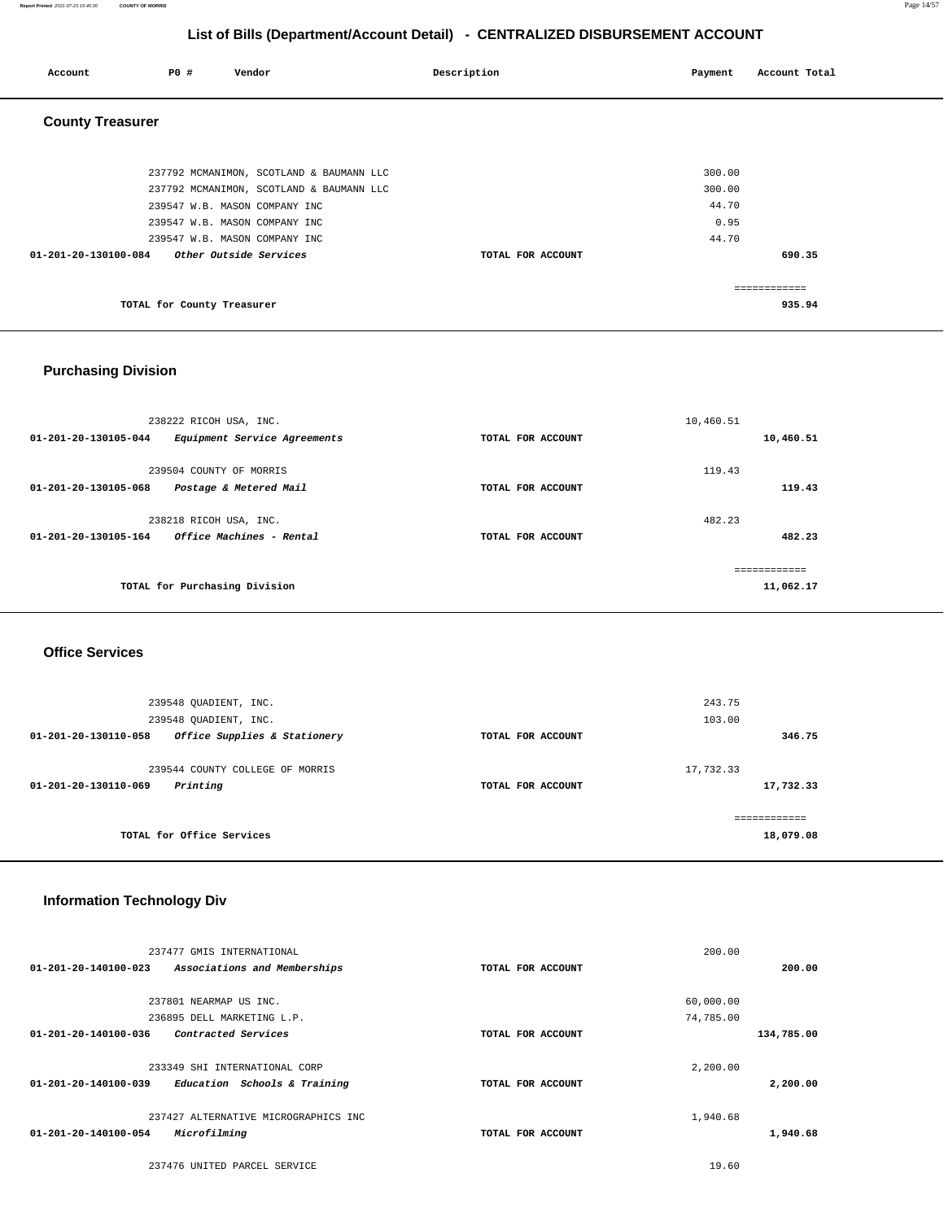# List of Bills (Department/Account Detail) - CENTRALIZED DISBURSEMENT ACCOUNT

| Account | PO # | Vendor | Description | Payment | Account Total |
|---|---|---|---|---|---|

## County Treasurer

| Account | PO # | Vendor | Description | Payment | Account Total |
|---|---|---|---|---|---|
| | 237792 | MCMANIMON, SCOTLAND & BAUMANN LLC | | 300.00 | |
| | 237792 | MCMANIMON, SCOTLAND & BAUMANN LLC | | 300.00 | |
| | 239547 | W.B. MASON COMPANY INC | | 44.70 | |
| | 239547 | W.B. MASON COMPANY INC | | 0.95 | |
| | 239547 | W.B. MASON COMPANY INC | | 44.70 | |
| 01-201-20-130100-084 | | *Other Outside Services* | TOTAL FOR ACCOUNT | | 690.35 |
| | | | | | ============ |
| | | TOTAL for County Treasurer | | | 935.94 |

## Purchasing Division

| Account | PO # | Vendor | Description | Payment | Account Total |
|---|---|---|---|---|---|
| | 238222 | RICOH USA, INC. | | 10,460.51 | |
| 01-201-20-130105-044 | | *Equipment Service Agreements* | TOTAL FOR ACCOUNT | | 10,460.51 |
| | 239504 | COUNTY OF MORRIS | | 119.43 | |
| 01-201-20-130105-068 | | *Postage & Metered Mail* | TOTAL FOR ACCOUNT | | 119.43 |
| | 238218 | RICOH USA, INC. | | 482.23 | |
| 01-201-20-130105-164 | | *Office Machines - Rental* | TOTAL FOR ACCOUNT | | 482.23 |
| | | | | | ============ |
| | | TOTAL for Purchasing Division | | | 11,062.17 |

## Office Services

| Account | PO # | Vendor | Description | Payment | Account Total |
|---|---|---|---|---|---|
| | 239548 | QUADIENT, INC. | | 243.75 | |
| | 239548 | QUADIENT, INC. | | 103.00 | |
| 01-201-20-130110-058 | | *Office Supplies & Stationery* | TOTAL FOR ACCOUNT | | 346.75 |
| | 239544 | COUNTY COLLEGE OF MORRIS | | 17,732.33 | |
| 01-201-20-130110-069 | | *Printing* | TOTAL FOR ACCOUNT | | 17,732.33 |
| | | | | | ============ |
| | | TOTAL for Office Services | | | 18,079.08 |

## Information Technology Div

| Account | PO # | Vendor | Description | Payment | Account Total |
|---|---|---|---|---|---|
| | 237477 | GMIS INTERNATIONAL | | 200.00 | |
| 01-201-20-140100-023 | | *Associations and Memberships* | TOTAL FOR ACCOUNT | | 200.00 |
| | 237801 | NEARMAP US INC. | | 60,000.00 | |
| | 236895 | DELL MARKETING L.P. | | 74,785.00 | |
| 01-201-20-140100-036 | | *Contracted Services* | TOTAL FOR ACCOUNT | | 134,785.00 |
| | 233349 | SHI INTERNATIONAL CORP | | 2,200.00 | |
| 01-201-20-140100-039 | | *Education Schools & Training* | TOTAL FOR ACCOUNT | | 2,200.00 |
| | 237427 | ALTERNATIVE MICROGRAPHICS INC | | 1,940.68 | |
| 01-201-20-140100-054 | | *Microfilming* | TOTAL FOR ACCOUNT | | 1,940.68 |
| | 237476 | UNITED PARCEL SERVICE | | 19.60 | |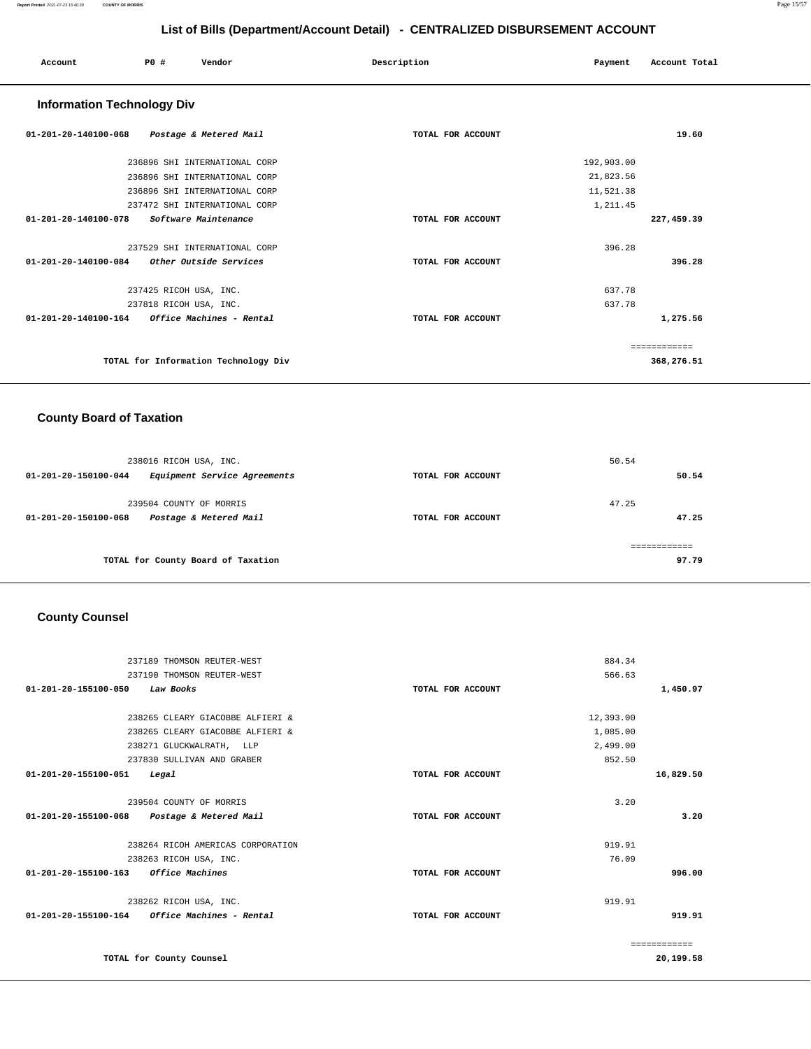# List of Bills (Department/Account Detail) - CENTRALIZED DISBURSEMENT ACCOUNT

| Account | PO # | Vendor | Description | Payment | Account Total |
|---|---|---|---|---|---|

## Information Technology Div

| Account | PO # | Vendor | Description | Payment | Account Total |
|---|---|---|---|---|---|
| 01-201-20-140100-068 | | *Postage & Metered Mail* | TOTAL FOR ACCOUNT | | 19.60 |
| | 236896 | SHI INTERNATIONAL CORP | | 192,903.00 | |
| | 236896 | SHI INTERNATIONAL CORP | | 21,823.56 | |
| | 236896 | SHI INTERNATIONAL CORP | | 11,521.38 | |
| | 237472 | SHI INTERNATIONAL CORP | | 1,211.45 | |
| 01-201-20-140100-078 | | *Software Maintenance* | TOTAL FOR ACCOUNT | | 227,459.39 |
| | 237529 | SHI INTERNATIONAL CORP | | 396.28 | |
| 01-201-20-140100-084 | | *Other Outside Services* | TOTAL FOR ACCOUNT | | 396.28 |
| | 237425 | RICOH USA, INC. | | 637.78 | |
| | 237818 | RICOH USA, INC. | | 637.78 | |
| 01-201-20-140100-164 | | *Office Machines - Rental* | TOTAL FOR ACCOUNT | | 1,275.56 |
| | | | | | ============ |
| | | TOTAL for Information Technology Div | | | 368,276.51 |

## County Board of Taxation

| Account | PO # | Vendor | Description | Payment | Account Total |
|---|---|---|---|---|---|
| | 238016 | RICOH USA, INC. | | 50.54 | |
| 01-201-20-150100-044 | | *Equipment Service Agreements* | TOTAL FOR ACCOUNT | | 50.54 |
| | 239504 | COUNTY OF MORRIS | | 47.25 | |
| 01-201-20-150100-068 | | *Postage & Metered Mail* | TOTAL FOR ACCOUNT | | 47.25 |
| | | | | | ============ |
| | | TOTAL for County Board of Taxation | | | 97.79 |

## County Counsel

| Account | PO # | Vendor | Description | Payment | Account Total |
|---|---|---|---|---|---|
| | 237189 | THOMSON REUTER-WEST | | 884.34 | |
| | 237190 | THOMSON REUTER-WEST | | 566.63 | |
| 01-201-20-155100-050 | | *Law Books* | TOTAL FOR ACCOUNT | | 1,450.97 |
| | 238265 | CLEARY GIACOBBE ALFIERI & | | 12,393.00 | |
| | 238265 | CLEARY GIACOBBE ALFIERI & | | 1,085.00 | |
| | 238271 | GLUCKWALRATH, LLP | | 2,499.00 | |
| | 237830 | SULLIVAN AND GRABER | | 852.50 | |
| 01-201-20-155100-051 | | *Legal* | TOTAL FOR ACCOUNT | | 16,829.50 |
| | 239504 | COUNTY OF MORRIS | | 3.20 | |
| 01-201-20-155100-068 | | *Postage & Metered Mail* | TOTAL FOR ACCOUNT | | 3.20 |
| | 238264 | RICOH AMERICAS CORPORATION | | 919.91 | |
| | 238263 | RICOH USA, INC. | | 76.09 | |
| 01-201-20-155100-163 | | *Office Machines* | TOTAL FOR ACCOUNT | | 996.00 |
| | 238262 | RICOH USA, INC. | | 919.91 | |
| 01-201-20-155100-164 | | *Office Machines - Rental* | TOTAL FOR ACCOUNT | | 919.91 |
| | | | | | ============ |
| | | TOTAL for County Counsel | | | 20,199.58 |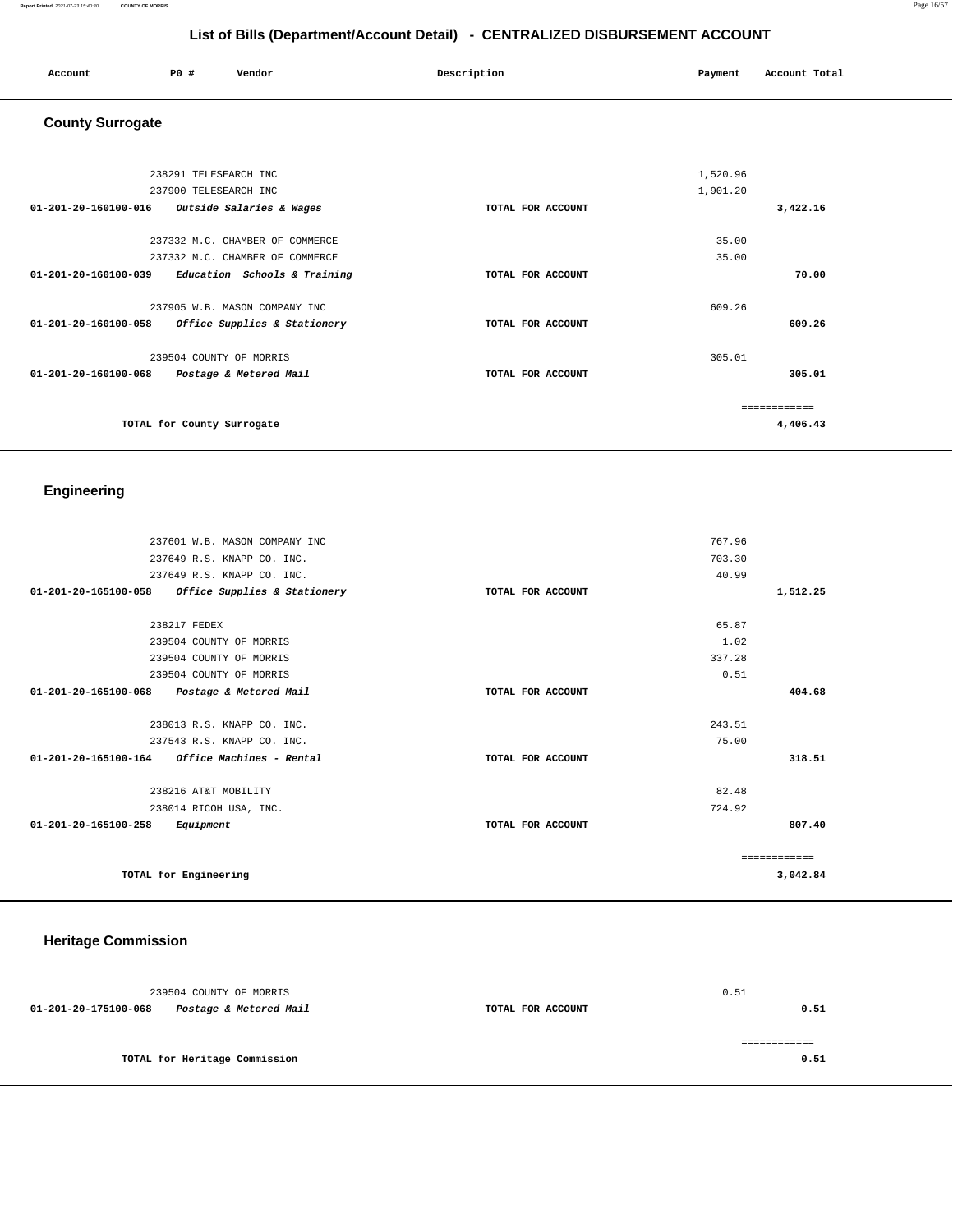# List of Bills (Department/Account Detail) - CENTRALIZED DISBURSEMENT ACCOUNT

| Account | PO # | Vendor | Description | Payment | Account Total |
|---|---|---|---|---|---|

## County Surrogate

| Account | PO # | Vendor | Description | Payment | Account Total |
|---|---|---|---|---|---|
| | 238291 | TELESEARCH INC | | 1,520.96 | |
| | 237900 | TELESEARCH INC | | 1,901.20 | |
| **01-201-20-160100-016** | | ***Outside Salaries & Wages*** | **TOTAL FOR ACCOUNT** | | **3,422.16** |
| | 237332 | M.C. CHAMBER OF COMMERCE | | 35.00 | |
| | 237332 | M.C. CHAMBER OF COMMERCE | | 35.00 | |
| **01-201-20-160100-039** | | ***Education Schools & Training*** | **TOTAL FOR ACCOUNT** | | **70.00** |
| | 237905 | W.B. MASON COMPANY INC | | 609.26 | |
| **01-201-20-160100-058** | | ***Office Supplies & Stationery*** | **TOTAL FOR ACCOUNT** | | **609.26** |
| | 239504 | COUNTY OF MORRIS | | 305.01 | |
| **01-201-20-160100-068** | | ***Postage & Metered Mail*** | **TOTAL FOR ACCOUNT** | | **305.01** |
| | | | | | ============ |
| | **TOTAL for County Surrogate** | | | | **4,406.43** |

## Engineering

| Account | PO # | Vendor | Description | Payment | Account Total |
|---|---|---|---|---|---|
| | 237601 | W.B. MASON COMPANY INC | | 767.96 | |
| | 237649 | R.S. KNAPP CO. INC. | | 703.30 | |
| | 237649 | R.S. KNAPP CO. INC. | | 40.99 | |
| **01-201-20-165100-058** | | ***Office Supplies & Stationery*** | **TOTAL FOR ACCOUNT** | | **1,512.25** |
| | 238217 | FEDEX | | 65.87 | |
| | 239504 | COUNTY OF MORRIS | | 1.02 | |
| | 239504 | COUNTY OF MORRIS | | 337.28 | |
| | 239504 | COUNTY OF MORRIS | | 0.51 | |
| **01-201-20-165100-068** | | ***Postage & Metered Mail*** | **TOTAL FOR ACCOUNT** | | **404.68** |
| | 238013 | R.S. KNAPP CO. INC. | | 243.51 | |
| | 237543 | R.S. KNAPP CO. INC. | | 75.00 | |
| **01-201-20-165100-164** | | ***Office Machines - Rental*** | **TOTAL FOR ACCOUNT** | | **318.51** |
| | 238216 | AT&T MOBILITY | | 82.48 | |
| | 238014 | RICOH USA, INC. | | 724.92 | |
| **01-201-20-165100-258** | | ***Equipment*** | **TOTAL FOR ACCOUNT** | | **807.40** |
| | | | | | ============ |
| | **TOTAL for Engineering** | | | | **3,042.84** |

## Heritage Commission

| Account | PO # | Vendor | Description | Payment | Account Total |
|---|---|---|---|---|---|
| | 239504 | COUNTY OF MORRIS | | 0.51 | |
| **01-201-20-175100-068** | | ***Postage & Metered Mail*** | **TOTAL FOR ACCOUNT** | | **0.51** |
| | | | | | ============ |
| | **TOTAL for Heritage Commission** | | | | **0.51** |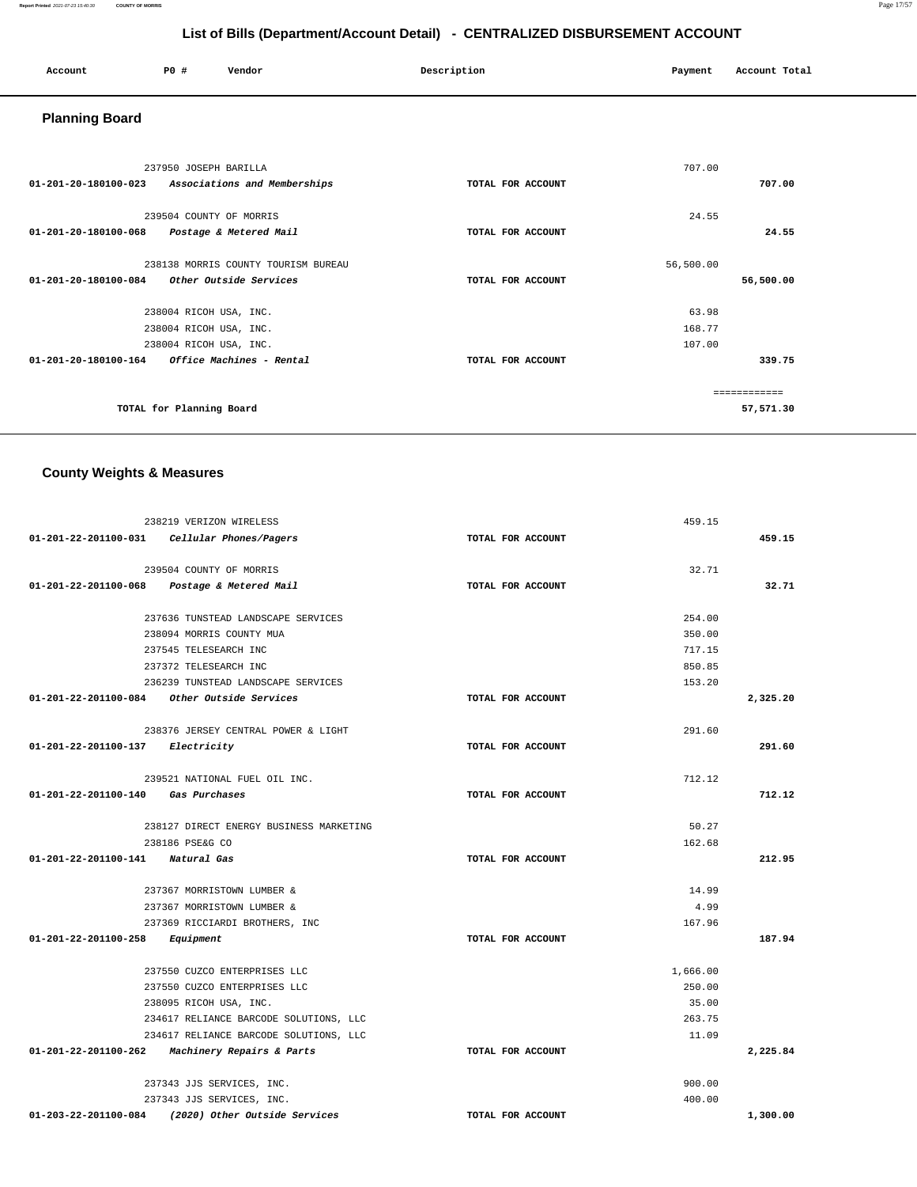# List of Bills (Department/Account Detail) - CENTRALIZED DISBURSEMENT ACCOUNT

| Account | PO # | Vendor | Description | Payment | Account Total |
|---|---|---|---|---|---|

## Planning Board

| Account | PO # | Vendor | Description | Payment | Account Total |
|---|---|---|---|---|---|
| | 237950 | JOSEPH BARILLA | | 707.00 | |
| 01-201-20-180100-023 | | *Associations and Memberships* | TOTAL FOR ACCOUNT | | 707.00 |
| | 239504 | COUNTY OF MORRIS | | 24.55 | |
| 01-201-20-180100-068 | | *Postage & Metered Mail* | TOTAL FOR ACCOUNT | | 24.55 |
| | 238138 | MORRIS COUNTY TOURISM BUREAU | | 56,500.00 | |
| 01-201-20-180100-084 | | *Other Outside Services* | TOTAL FOR ACCOUNT | | 56,500.00 |
| | 238004 | RICOH USA, INC. | | 63.98 | |
| | 238004 | RICOH USA, INC. | | 168.77 | |
| | 238004 | RICOH USA, INC. | | 107.00 | |
| 01-201-20-180100-164 | | *Office Machines - Rental* | TOTAL FOR ACCOUNT | | 339.75 |
| | | | | | ============ |
| TOTAL for Planning Board | | | | | 57,571.30 |

## County Weights & Measures

| Account | PO # | Vendor | Description | Payment | Account Total |
|---|---|---|---|---|---|
| | 238219 | VERIZON WIRELESS | | 459.15 | |
| 01-201-22-201100-031 | | *Cellular Phones/Pagers* | TOTAL FOR ACCOUNT | | 459.15 |
| | 239504 | COUNTY OF MORRIS | | 32.71 | |
| 01-201-22-201100-068 | | *Postage & Metered Mail* | TOTAL FOR ACCOUNT | | 32.71 |
| | 237636 | TUNSTEAD LANDSCAPE SERVICES | | 254.00 | |
| | 238094 | MORRIS COUNTY MUA | | 350.00 | |
| | 237545 | TELESEARCH INC | | 717.15 | |
| | 237372 | TELESEARCH INC | | 850.85 | |
| | 236239 | TUNSTEAD LANDSCAPE SERVICES | | 153.20 | |
| 01-201-22-201100-084 | | *Other Outside Services* | TOTAL FOR ACCOUNT | | 2,325.20 |
| | 238376 | JERSEY CENTRAL POWER & LIGHT | | 291.60 | |
| 01-201-22-201100-137 | | *Electricity* | TOTAL FOR ACCOUNT | | 291.60 |
| | 239521 | NATIONAL FUEL OIL INC. | | 712.12 | |
| 01-201-22-201100-140 | | *Gas Purchases* | TOTAL FOR ACCOUNT | | 712.12 |
| | 238127 | DIRECT ENERGY BUSINESS MARKETING | | 50.27 | |
| | 238186 | PSE&G CO | | 162.68 | |
| 01-201-22-201100-141 | | *Natural Gas* | TOTAL FOR ACCOUNT | | 212.95 |
| | 237367 | MORRISTOWN LUMBER & | | 14.99 | |
| | 237367 | MORRISTOWN LUMBER & | | 4.99 | |
| | 237369 | RICCIARDI BROTHERS, INC | | 167.96 | |
| 01-201-22-201100-258 | | *Equipment* | TOTAL FOR ACCOUNT | | 187.94 |
| | 237550 | CUZCO ENTERPRISES LLC | | 1,666.00 | |
| | 237550 | CUZCO ENTERPRISES LLC | | 250.00 | |
| | 238095 | RICOH USA, INC. | | 35.00 | |
| | 234617 | RELIANCE BARCODE SOLUTIONS, LLC | | 263.75 | |
| | 234617 | RELIANCE BARCODE SOLUTIONS, LLC | | 11.09 | |
| 01-201-22-201100-262 | | *Machinery Repairs & Parts* | TOTAL FOR ACCOUNT | | 2,225.84 |
| | 237343 | JJS SERVICES, INC. | | 900.00 | |
| | 237343 | JJS SERVICES, INC. | | 400.00 | |
| 01-203-22-201100-084 | | *(2020) Other Outside Services* | TOTAL FOR ACCOUNT | | 1,300.00 |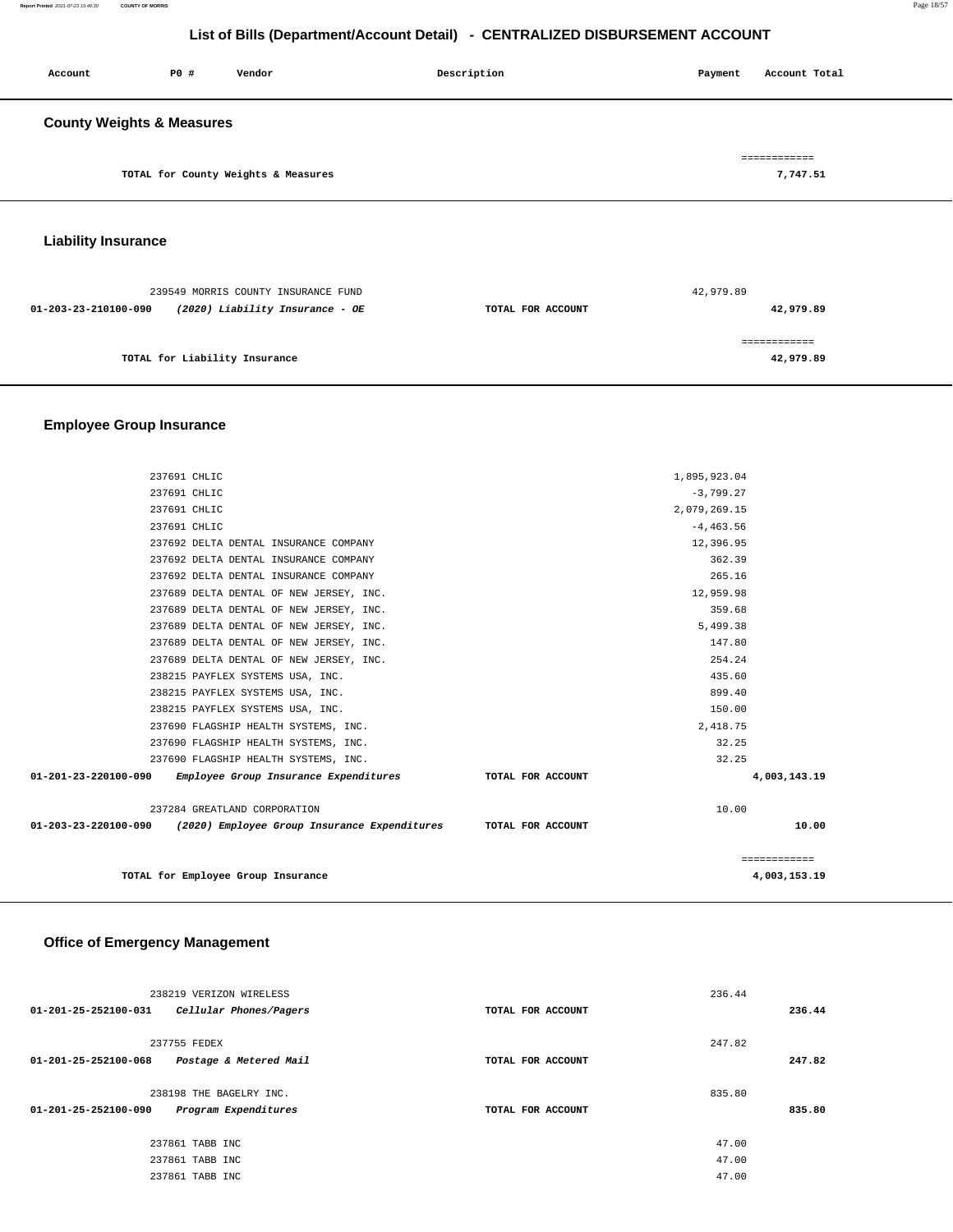# List of Bills (Department/Account Detail) - CENTRALIZED DISBURSEMENT ACCOUNT

| Account | PO # | Vendor | Description | Payment | Account Total |
|---|---|---|---|---|---|

## County Weights & Measures

| | | | | | |
|---|---|---|---|---|---|
| | | TOTAL for County Weights & Measures | | | ============ 7,747.51 |

## Liability Insurance

| Account | PO # | Vendor | Description | Payment | Account Total |
|---|---|---|---|---|---|
| | 239549 | MORRIS COUNTY INSURANCE FUND | | 42,979.89 | |
| 01-203-23-210100-090 | | *(2020) Liability Insurance - OE* | TOTAL FOR ACCOUNT | | 42,979.89 |
| | | TOTAL for Liability Insurance | | | ============ 42,979.89 |

## Employee Group Insurance

| Account | PO # | Vendor | Description | Payment | Account Total |
|---|---|---|---|---|---|
| | 237691 | CHLIC | | 1,895,923.04 | |
| | 237691 | CHLIC | | -3,799.27 | |
| | 237691 | CHLIC | | 2,079,269.15 | |
| | 237691 | CHLIC | | -4,463.56 | |
| | 237692 | DELTA DENTAL INSURANCE COMPANY | | 12,396.95 | |
| | 237692 | DELTA DENTAL INSURANCE COMPANY | | 362.39 | |
| | 237692 | DELTA DENTAL INSURANCE COMPANY | | 265.16 | |
| | 237689 | DELTA DENTAL OF NEW JERSEY, INC. | | 12,959.98 | |
| | 237689 | DELTA DENTAL OF NEW JERSEY, INC. | | 359.68 | |
| | 237689 | DELTA DENTAL OF NEW JERSEY, INC. | | 5,499.38 | |
| | 237689 | DELTA DENTAL OF NEW JERSEY, INC. | | 147.80 | |
| | 237689 | DELTA DENTAL OF NEW JERSEY, INC. | | 254.24 | |
| | 238215 | PAYFLEX SYSTEMS USA, INC. | | 435.60 | |
| | 238215 | PAYFLEX SYSTEMS USA, INC. | | 899.40 | |
| | 238215 | PAYFLEX SYSTEMS USA, INC. | | 150.00 | |
| | 237690 | FLAGSHIP HEALTH SYSTEMS, INC. | | 2,418.75 | |
| | 237690 | FLAGSHIP HEALTH SYSTEMS, INC. | | 32.25 | |
| | 237690 | FLAGSHIP HEALTH SYSTEMS, INC. | | 32.25 | |
| 01-201-23-220100-090 | | *Employee Group Insurance Expenditures* | TOTAL FOR ACCOUNT | | 4,003,143.19 |
| | 237284 | GREATLAND CORPORATION | | 10.00 | |
| 01-203-23-220100-090 | | *(2020) Employee Group Insurance Expenditures* | TOTAL FOR ACCOUNT | | 10.00 |
| | | TOTAL for Employee Group Insurance | | | ============ 4,003,153.19 |

## Office of Emergency Management

| Account | PO # | Vendor | Description | Payment | Account Total |
|---|---|---|---|---|---|
| | 238219 | VERIZON WIRELESS | | 236.44 | |
| 01-201-25-252100-031 | | *Cellular Phones/Pagers* | TOTAL FOR ACCOUNT | | 236.44 |
| | 237755 | FEDEX | | 247.82 | |
| 01-201-25-252100-068 | | *Postage & Metered Mail* | TOTAL FOR ACCOUNT | | 247.82 |
| | 238198 | THE BAGELRY INC. | | 835.80 | |
| 01-201-25-252100-090 | | *Program Expenditures* | TOTAL FOR ACCOUNT | | 835.80 |
| | 237861 | TABB INC | | 47.00 | |
| | 237861 | TABB INC | | 47.00 | |
| | 237861 | TABB INC | | 47.00 | |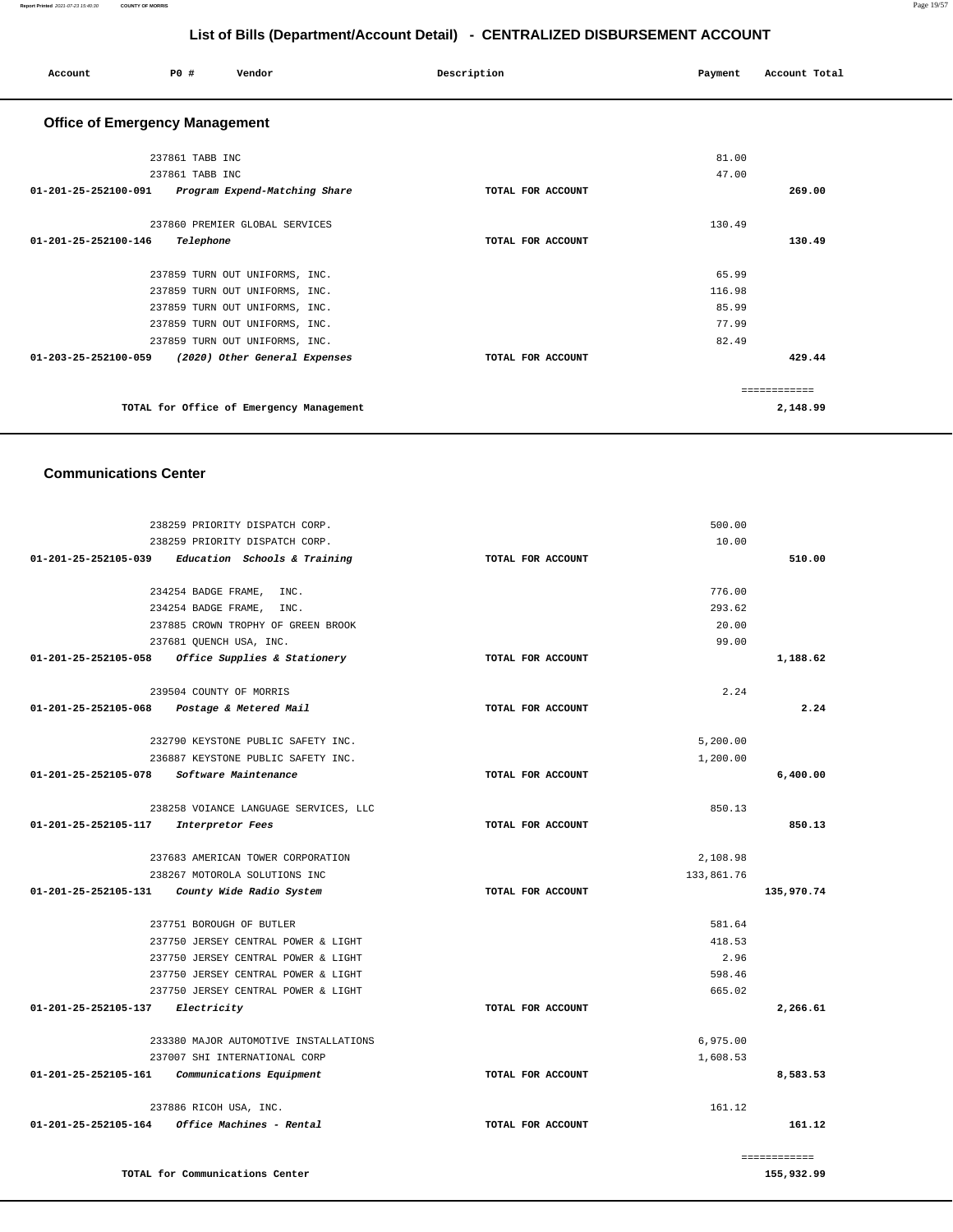## List of Bills (Department/Account Detail) - CENTRALIZED DISBURSEMENT ACCOUNT

| Account | PO # | Vendor | Description | Payment | Account Total |
|---|---|---|---|---|---|

### Office of Emergency Management

| Account | PO # | Vendor | Description | Payment | Account Total |
|---|---|---|---|---|---|
| | 237861 | TABB INC | | 81.00 | |
| | 237861 | TABB INC | | 47.00 | |
| 01-201-25-252100-091 | | *Program Expend-Matching Share* | TOTAL FOR ACCOUNT | | 269.00 |
| | 237860 | PREMIER GLOBAL SERVICES | | 130.49 | |
| 01-201-25-252100-146 | | *Telephone* | TOTAL FOR ACCOUNT | | 130.49 |
| | 237859 | TURN OUT UNIFORMS, INC. | | 65.99 | |
| | 237859 | TURN OUT UNIFORMS, INC. | | 116.98 | |
| | 237859 | TURN OUT UNIFORMS, INC. | | 85.99 | |
| | 237859 | TURN OUT UNIFORMS, INC. | | 77.99 | |
| | 237859 | TURN OUT UNIFORMS, INC. | | 82.49 | |
| 01-203-25-252100-059 | | *(2020) Other General Expenses* | TOTAL FOR ACCOUNT | | 429.44 |
| | | TOTAL for Office of Emergency Management | | | 2,148.99 |

### Communications Center

| Account | PO # | Vendor | Description | Payment | Account Total |
|---|---|---|---|---|---|
| | 238259 | PRIORITY DISPATCH CORP. | | 500.00 | |
| | 238259 | PRIORITY DISPATCH CORP. | | 10.00 | |
| 01-201-25-252105-039 | | *Education Schools & Training* | TOTAL FOR ACCOUNT | | 510.00 |
| | 234254 | BADGE FRAME, INC. | | 776.00 | |
| | 234254 | BADGE FRAME, INC. | | 293.62 | |
| | 237885 | CROWN TROPHY OF GREEN BROOK | | 20.00 | |
| | 237681 | QUENCH USA, INC. | | 99.00 | |
| 01-201-25-252105-058 | | *Office Supplies & Stationery* | TOTAL FOR ACCOUNT | | 1,188.62 |
| | 239504 | COUNTY OF MORRIS | | 2.24 | |
| 01-201-25-252105-068 | | *Postage & Metered Mail* | TOTAL FOR ACCOUNT | | 2.24 |
| | 232790 | KEYSTONE PUBLIC SAFETY INC. | | 5,200.00 | |
| | 236887 | KEYSTONE PUBLIC SAFETY INC. | | 1,200.00 | |
| 01-201-25-252105-078 | | *Software Maintenance* | TOTAL FOR ACCOUNT | | 6,400.00 |
| | 238258 | VOIANCE LANGUAGE SERVICES, LLC | | 850.13 | |
| 01-201-25-252105-117 | | *Interpretor Fees* | TOTAL FOR ACCOUNT | | 850.13 |
| | 237683 | AMERICAN TOWER CORPORATION | | 2,108.98 | |
| | 238267 | MOTOROLA SOLUTIONS INC | | 133,861.76 | |
| 01-201-25-252105-131 | | *County Wide Radio System* | TOTAL FOR ACCOUNT | | 135,970.74 |
| | 237751 | BOROUGH OF BUTLER | | 581.64 | |
| | 237750 | JERSEY CENTRAL POWER & LIGHT | | 418.53 | |
| | 237750 | JERSEY CENTRAL POWER & LIGHT | | 2.96 | |
| | 237750 | JERSEY CENTRAL POWER & LIGHT | | 598.46 | |
| | 237750 | JERSEY CENTRAL POWER & LIGHT | | 665.02 | |
| 01-201-25-252105-137 | | *Electricity* | TOTAL FOR ACCOUNT | | 2,266.61 |
| | 233380 | MAJOR AUTOMOTIVE INSTALLATIONS | | 6,975.00 | |
| | 237007 | SHI INTERNATIONAL CORP | | 1,608.53 | |
| 01-201-25-252105-161 | | *Communications Equipment* | TOTAL FOR ACCOUNT | | 8,583.53 |
| | 237886 | RICOH USA, INC. | | 161.12 | |
| 01-201-25-252105-164 | | *Office Machines - Rental* | TOTAL FOR ACCOUNT | | 161.12 |
| | | TOTAL for Communications Center | | | 155,932.99 |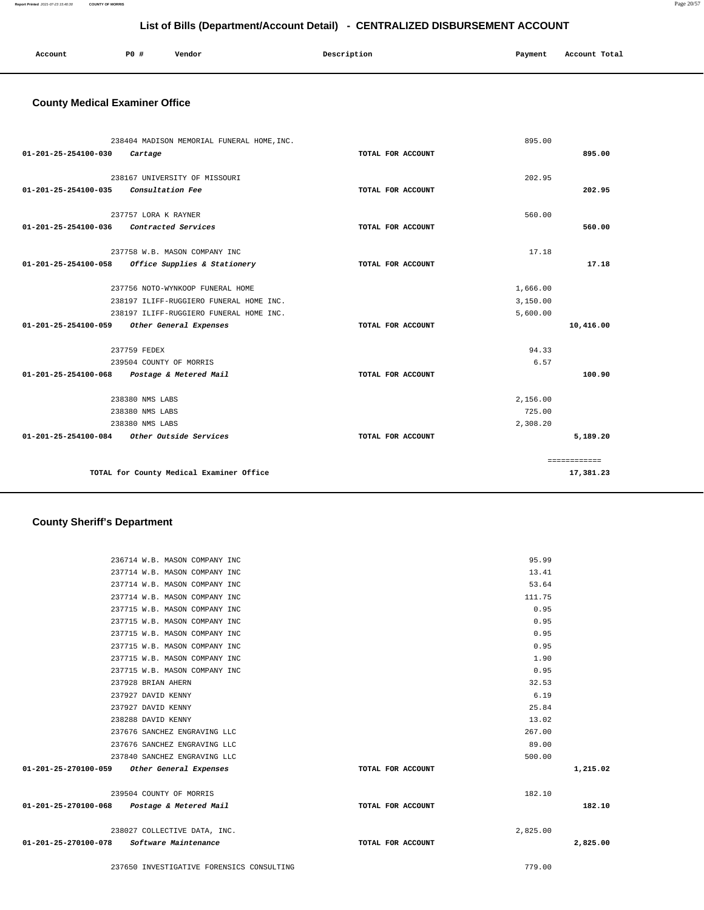## List of Bills (Department/Account Detail) - CENTRALIZED DISBURSEMENT ACCOUNT

| Account | PO # | Vendor | Description | Payment | Account Total |
|---|---|---|---|---|---|

### County Medical Examiner Office

| Account | PO # | Vendor | Description | Payment | Account Total |
|---|---|---|---|---|---|
| | 238404 | MADISON MEMORIAL FUNERAL HOME,INC. | | 895.00 | |
| 01-201-25-254100-030 | | *Cartage* | TOTAL FOR ACCOUNT | | 895.00 |
| | 238167 | UNIVERSITY OF MISSOURI | | 202.95 | |
| 01-201-25-254100-035 | | *Consultation Fee* | TOTAL FOR ACCOUNT | | 202.95 |
| | 237757 | LORA K RAYNER | | 560.00 | |
| 01-201-25-254100-036 | | *Contracted Services* | TOTAL FOR ACCOUNT | | 560.00 |
| | 237758 | W.B. MASON COMPANY INC | | 17.18 | |
| 01-201-25-254100-058 | | *Office Supplies & Stationery* | TOTAL FOR ACCOUNT | | 17.18 |
| | 237756 | NOTO-WYNKOOP FUNERAL HOME | | 1,666.00 | |
| | 238197 | ILIFF-RUGGIERO FUNERAL HOME INC. | | 3,150.00 | |
| | 238197 | ILIFF-RUGGIERO FUNERAL HOME INC. | | 5,600.00 | |
| 01-201-25-254100-059 | | *Other General Expenses* | TOTAL FOR ACCOUNT | | 10,416.00 |
| | 237759 | FEDEX | | 94.33 | |
| | 239504 | COUNTY OF MORRIS | | 6.57 | |
| 01-201-25-254100-068 | | *Postage & Metered Mail* | TOTAL FOR ACCOUNT | | 100.90 |
| | 238380 | NMS LABS | | 2,156.00 | |
| | 238380 | NMS LABS | | 725.00 | |
| | 238380 | NMS LABS | | 2,308.20 | |
| 01-201-25-254100-084 | | *Other Outside Services* | TOTAL FOR ACCOUNT | | 5,189.20 |
| | | | | | ============ |
| | | TOTAL for County Medical Examiner Office | | | 17,381.23 |

### County Sheriff's Department

| Account | PO # | Vendor | Description | Payment | Account Total |
|---|---|---|---|---|---|
| | 236714 | W.B. MASON COMPANY INC | | 95.99 | |
| | 237714 | W.B. MASON COMPANY INC | | 13.41 | |
| | 237714 | W.B. MASON COMPANY INC | | 53.64 | |
| | 237714 | W.B. MASON COMPANY INC | | 111.75 | |
| | 237715 | W.B. MASON COMPANY INC | | 0.95 | |
| | 237715 | W.B. MASON COMPANY INC | | 0.95 | |
| | 237715 | W.B. MASON COMPANY INC | | 0.95 | |
| | 237715 | W.B. MASON COMPANY INC | | 0.95 | |
| | 237715 | W.B. MASON COMPANY INC | | 1.90 | |
| | 237715 | W.B. MASON COMPANY INC | | 0.95 | |
| | 237928 | BRIAN AHERN | | 32.53 | |
| | 237927 | DAVID KENNY | | 6.19 | |
| | 237927 | DAVID KENNY | | 25.84 | |
| | 238288 | DAVID KENNY | | 13.02 | |
| | 237676 | SANCHEZ ENGRAVING LLC | | 267.00 | |
| | 237676 | SANCHEZ ENGRAVING LLC | | 89.00 | |
| | 237840 | SANCHEZ ENGRAVING LLC | | 500.00 | |
| 01-201-25-270100-059 | | *Other General Expenses* | TOTAL FOR ACCOUNT | | 1,215.02 |
| | 239504 | COUNTY OF MORRIS | | 182.10 | |
| 01-201-25-270100-068 | | *Postage & Metered Mail* | TOTAL FOR ACCOUNT | | 182.10 |
| | 238027 | COLLECTIVE DATA, INC. | | 2,825.00 | |
| 01-201-25-270100-078 | | *Software Maintenance* | TOTAL FOR ACCOUNT | | 2,825.00 |
| | 237650 | INVESTIGATIVE FORENSICS CONSULTING | | 779.00 | |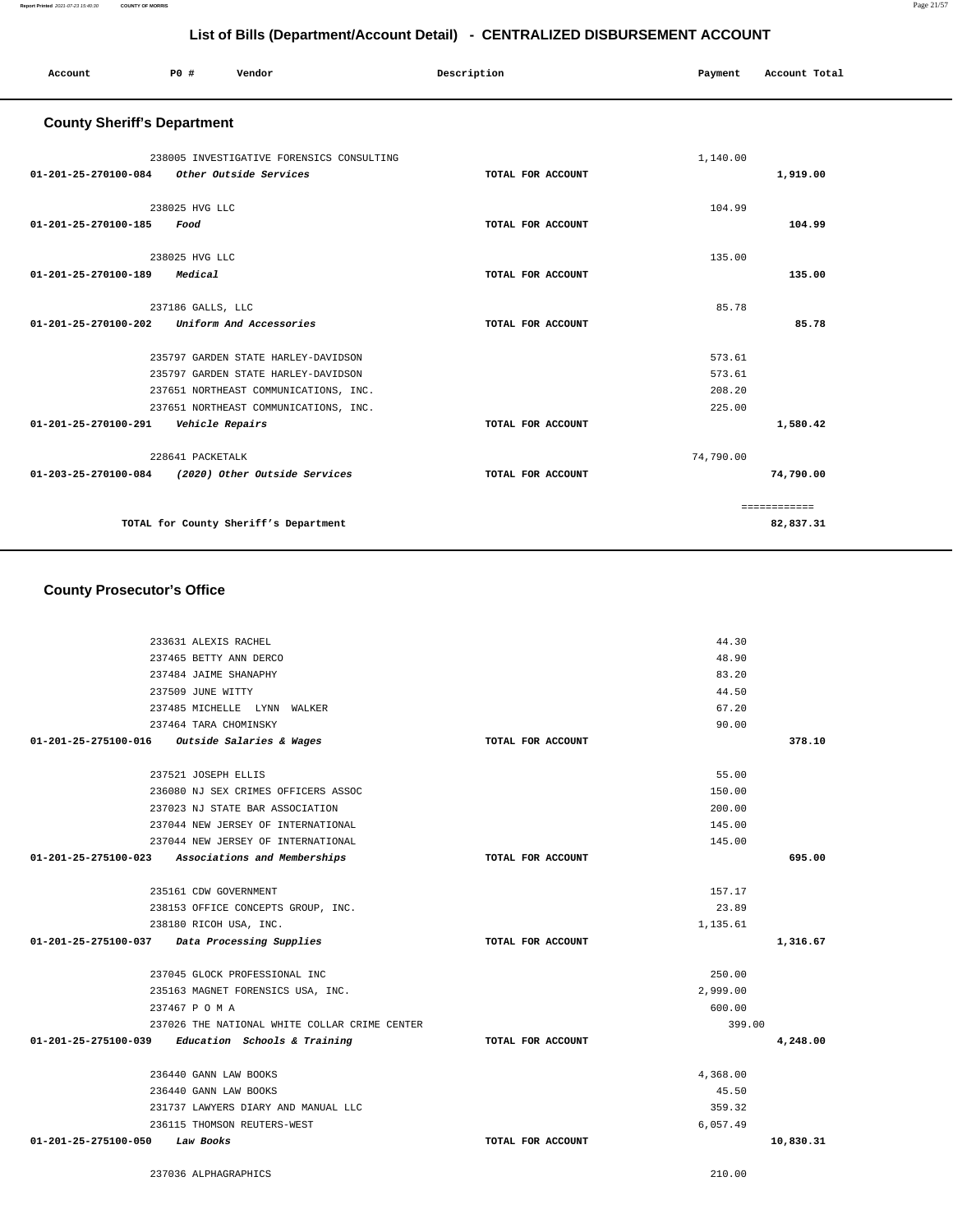# List of Bills (Department/Account Detail) - CENTRALIZED DISBURSEMENT ACCOUNT

| Account | PO # | Vendor | Description | Payment | Account Total |
|---|---|---|---|---|---|

## County Sheriff's Department

| Account | PO # | Vendor | Description | Payment | Account Total |
|---|---|---|---|---|---|
| | 238005 | INVESTIGATIVE FORENSICS CONSULTING | | 1,140.00 | |
| 01-201-25-270100-084 | | *Other Outside Services* | TOTAL FOR ACCOUNT | | 1,919.00 |
| | 238025 | HVG LLC | | 104.99 | |
| 01-201-25-270100-185 | | *Food* | TOTAL FOR ACCOUNT | | 104.99 |
| | 238025 | HVG LLC | | 135.00 | |
| 01-201-25-270100-189 | | *Medical* | TOTAL FOR ACCOUNT | | 135.00 |
| | 237186 | GALLS, LLC | | 85.78 | |
| 01-201-25-270100-202 | | *Uniform And Accessories* | TOTAL FOR ACCOUNT | | 85.78 |
| | 235797 | GARDEN STATE HARLEY-DAVIDSON | | 573.61 | |
| | 235797 | GARDEN STATE HARLEY-DAVIDSON | | 573.61 | |
| | 237651 | NORTHEAST COMMUNICATIONS, INC. | | 208.20 | |
| | 237651 | NORTHEAST COMMUNICATIONS, INC. | | 225.00 | |
| 01-201-25-270100-291 | | *Vehicle Repairs* | TOTAL FOR ACCOUNT | | 1,580.42 |
| | 228641 | PACKETALK | | 74,790.00 | |
| 01-203-25-270100-084 | | *(2020) Other Outside Services* | TOTAL FOR ACCOUNT | | 74,790.00 |
| | | | | | ============ |
| | | TOTAL for County Sheriff's Department | | | 82,837.31 |

## County Prosecutor's Office

| Account | PO # | Vendor | Description | Payment | Account Total |
|---|---|---|---|---|---|
| | 233631 | ALEXIS RACHEL | | 44.30 | |
| | 237465 | BETTY ANN DERCO | | 48.90 | |
| | 237484 | JAIME SHANAPHY | | 83.20 | |
| | 237509 | JUNE WITTY | | 44.50 | |
| | 237485 | MICHELLE LYNN WALKER | | 67.20 | |
| | 237464 | TARA CHOMINSKY | | 90.00 | |
| 01-201-25-275100-016 | | *Outside Salaries & Wages* | TOTAL FOR ACCOUNT | | 378.10 |
| | 237521 | JOSEPH ELLIS | | 55.00 | |
| | 236080 | NJ SEX CRIMES OFFICERS ASSOC | | 150.00 | |
| | 237023 | NJ STATE BAR ASSOCIATION | | 200.00 | |
| | 237044 | NEW JERSEY OF INTERNATIONAL | | 145.00 | |
| | 237044 | NEW JERSEY OF INTERNATIONAL | | 145.00 | |
| 01-201-25-275100-023 | | *Associations and Memberships* | TOTAL FOR ACCOUNT | | 695.00 |
| | 235161 | CDW GOVERNMENT | | 157.17 | |
| | 238153 | OFFICE CONCEPTS GROUP, INC. | | 23.89 | |
| | 238180 | RICOH USA, INC. | | 1,135.61 | |
| 01-201-25-275100-037 | | *Data Processing Supplies* | TOTAL FOR ACCOUNT | | 1,316.67 |
| | 237045 | GLOCK PROFESSIONAL INC | | 250.00 | |
| | 235163 | MAGNET FORENSICS USA, INC. | | 2,999.00 | |
| | 237467 | P O M A | | 600.00 | |
| | 237026 | THE NATIONAL WHITE COLLAR CRIME CENTER | | 399.00 | |
| 01-201-25-275100-039 | | *Education Schools & Training* | TOTAL FOR ACCOUNT | | 4,248.00 |
| | 236440 | GANN LAW BOOKS | | 4,368.00 | |
| | 236440 | GANN LAW BOOKS | | 45.50 | |
| | 231737 | LAWYERS DIARY AND MANUAL LLC | | 359.32 | |
| | 236115 | THOMSON REUTERS-WEST | | 6,057.49 | |
| 01-201-25-275100-050 | | *Law Books* | TOTAL FOR ACCOUNT | | 10,830.31 |
| | 237036 | ALPHAGRAPHICS | | 210.00 | |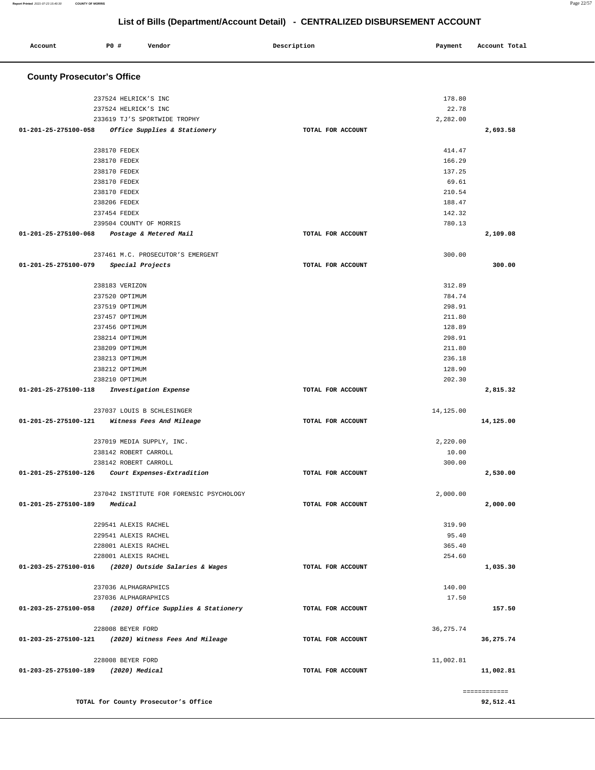## List of Bills (Department/Account Detail) - CENTRALIZED DISBURSEMENT ACCOUNT

| Account | PO # | Vendor | Description | Payment | Account Total |
|---|---|---|---|---|---|

### County Prosecutor's Office

| Account | PO # | Vendor | Description | Payment | Account Total |
|---|---|---|---|---|---|
| | 237524 | HELRICK'S INC | | 178.80 | |
| | 237524 | HELRICK'S INC | | 22.78 | |
| | 233619 | TJ'S SPORTWIDE TROPHY | | 2,282.00 | |
| 01-201-25-275100-058 | | *Office Supplies & Stationery* | TOTAL FOR ACCOUNT | | 2,693.58 |
| | 238170 | FEDEX | | 414.47 | |
| | 238170 | FEDEX | | 166.29 | |
| | 238170 | FEDEX | | 137.25 | |
| | 238170 | FEDEX | | 69.61 | |
| | 238170 | FEDEX | | 210.54 | |
| | 238206 | FEDEX | | 188.47 | |
| | 237454 | FEDEX | | 142.32 | |
| | 239504 | COUNTY OF MORRIS | | 780.13 | |
| 01-201-25-275100-068 | | *Postage & Metered Mail* | TOTAL FOR ACCOUNT | | 2,109.08 |
| | 237461 | M.C. PROSECUTOR'S EMERGENT | | 300.00 | |
| 01-201-25-275100-079 | | *Special Projects* | TOTAL FOR ACCOUNT | | 300.00 |
| | 238183 | VERIZON | | 312.89 | |
| | 237520 | OPTIMUM | | 784.74 | |
| | 237519 | OPTIMUM | | 298.91 | |
| | 237457 | OPTIMUM | | 211.80 | |
| | 237456 | OPTIMUM | | 128.89 | |
| | 238214 | OPTIMUM | | 298.91 | |
| | 238209 | OPTIMUM | | 211.80 | |
| | 238213 | OPTIMUM | | 236.18 | |
| | 238212 | OPTIMUM | | 128.90 | |
| | 238210 | OPTIMUM | | 202.30 | |
| 01-201-25-275100-118 | | *Investigation Expense* | TOTAL FOR ACCOUNT | | 2,815.32 |
| | 237037 | LOUIS B SCHLESINGER | | 14,125.00 | |
| 01-201-25-275100-121 | | *Witness Fees And Mileage* | TOTAL FOR ACCOUNT | | 14,125.00 |
| | 237019 | MEDIA SUPPLY, INC. | | 2,220.00 | |
| | 238142 | ROBERT CARROLL | | 10.00 | |
| | 238142 | ROBERT CARROLL | | 300.00 | |
| 01-201-25-275100-126 | | *Court Expenses-Extradition* | TOTAL FOR ACCOUNT | | 2,530.00 |
| | 237042 | INSTITUTE FOR FORENSIC PSYCHOLOGY | | 2,000.00 | |
| 01-201-25-275100-189 | | *Medical* | TOTAL FOR ACCOUNT | | 2,000.00 |
| | 229541 | ALEXIS RACHEL | | 319.90 | |
| | 229541 | ALEXIS RACHEL | | 95.40 | |
| | 228001 | ALEXIS RACHEL | | 365.40 | |
| | 228001 | ALEXIS RACHEL | | 254.60 | |
| 01-203-25-275100-016 | | *(2020) Outside Salaries & Wages* | TOTAL FOR ACCOUNT | | 1,035.30 |
| | 237036 | ALPHAGRAPHICS | | 140.00 | |
| | 237036 | ALPHAGRAPHICS | | 17.50 | |
| 01-203-25-275100-058 | | *(2020) Office Supplies & Stationery* | TOTAL FOR ACCOUNT | | 157.50 |
| | 228008 | BEYER FORD | | 36,275.74 | |
| 01-203-25-275100-121 | | *(2020) Witness Fees And Mileage* | TOTAL FOR ACCOUNT | | 36,275.74 |
| | 228008 | BEYER FORD | | 11,002.81 | |
| 01-203-25-275100-189 | | *(2020) Medical* | TOTAL FOR ACCOUNT | | 11,002.81 |
| | | | | | ============ |
| | | TOTAL for County Prosecutor's Office | | | 92,512.41 |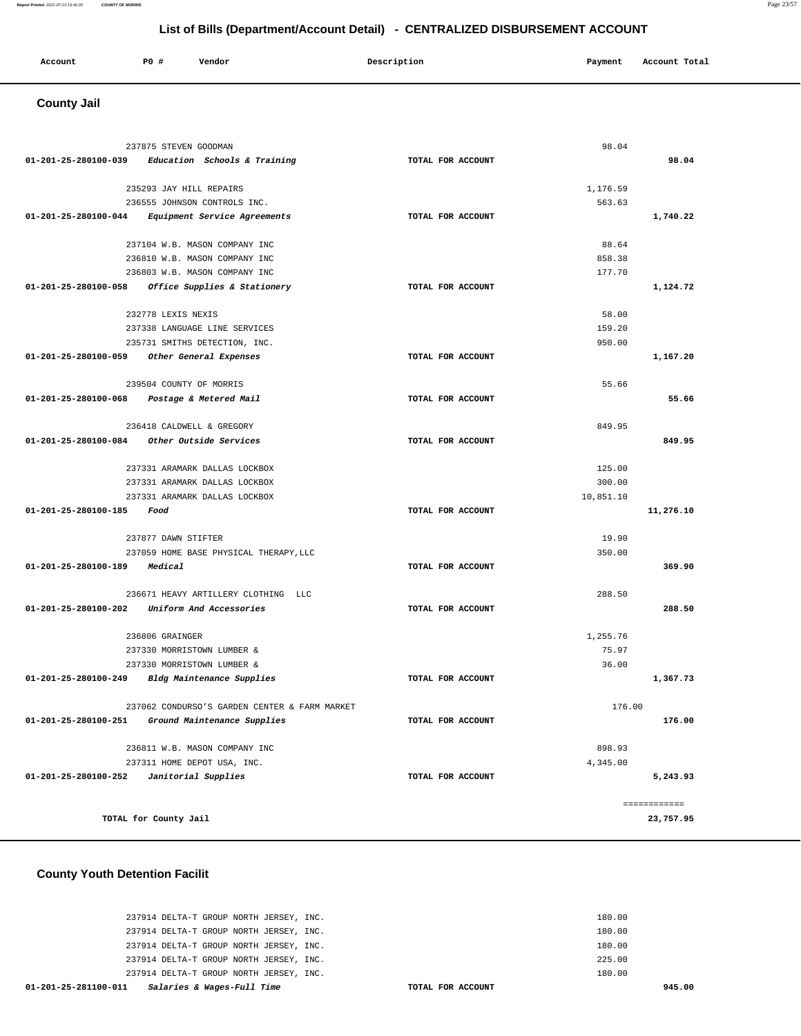## List of Bills (Department/Account Detail) - CENTRALIZED DISBURSEMENT ACCOUNT

| Account | PO # | Vendor | Description | Payment | Account Total |
|---|---|---|---|---|---|

### County Jail

| Account | PO # | Vendor | Description | Payment | Account Total |
|---|---|---|---|---|---|
| | 237875 | STEVEN GOODMAN | | 98.04 | |
| 01-201-25-280100-039 | | *Education Schools & Training* | TOTAL FOR ACCOUNT | | 98.04 |
| | 235293 | JAY HILL REPAIRS | | 1,176.59 | |
| | 236555 | JOHNSON CONTROLS INC. | | 563.63 | |
| 01-201-25-280100-044 | | *Equipment Service Agreements* | TOTAL FOR ACCOUNT | | 1,740.22 |
| | 237104 | W.B. MASON COMPANY INC | | 88.64 | |
| | 236810 | W.B. MASON COMPANY INC | | 858.38 | |
| | 236803 | W.B. MASON COMPANY INC | | 177.70 | |
| 01-201-25-280100-058 | | *Office Supplies & Stationery* | TOTAL FOR ACCOUNT | | 1,124.72 |
| | 232778 | LEXIS NEXIS | | 58.00 | |
| | 237338 | LANGUAGE LINE SERVICES | | 159.20 | |
| | 235731 | SMITHS DETECTION, INC. | | 950.00 | |
| 01-201-25-280100-059 | | *Other General Expenses* | TOTAL FOR ACCOUNT | | 1,167.20 |
| | 239504 | COUNTY OF MORRIS | | 55.66 | |
| 01-201-25-280100-068 | | *Postage & Metered Mail* | TOTAL FOR ACCOUNT | | 55.66 |
| | 236418 | CALDWELL & GREGORY | | 849.95 | |
| 01-201-25-280100-084 | | *Other Outside Services* | TOTAL FOR ACCOUNT | | 849.95 |
| | 237331 | ARAMARK DALLAS LOCKBOX | | 125.00 | |
| | 237331 | ARAMARK DALLAS LOCKBOX | | 300.00 | |
| | 237331 | ARAMARK DALLAS LOCKBOX | | 10,851.10 | |
| 01-201-25-280100-185 | | *Food* | TOTAL FOR ACCOUNT | | 11,276.10 |
| | 237877 | DAWN STIFTER | | 19.90 | |
| | 237059 | HOME BASE PHYSICAL THERAPY,LLC | | 350.00 | |
| 01-201-25-280100-189 | | *Medical* | TOTAL FOR ACCOUNT | | 369.90 |
| | 236671 | HEAVY ARTILLERY CLOTHING LLC | | 288.50 | |
| 01-201-25-280100-202 | | *Uniform And Accessories* | TOTAL FOR ACCOUNT | | 288.50 |
| | 236806 | GRAINGER | | 1,255.76 | |
| | 237330 | MORRISTOWN LUMBER & | | 75.97 | |
| | 237330 | MORRISTOWN LUMBER & | | 36.00 | |
| 01-201-25-280100-249 | | *Bldg Maintenance Supplies* | TOTAL FOR ACCOUNT | | 1,367.73 |
| | 237062 | CONDURSO'S GARDEN CENTER & FARM MARKET | | 176.00 | |
| 01-201-25-280100-251 | | *Ground Maintenance Supplies* | TOTAL FOR ACCOUNT | | 176.00 |
| | 236811 | W.B. MASON COMPANY INC | | 898.93 | |
| | 237311 | HOME DEPOT USA, INC. | | 4,345.00 | |
| 01-201-25-280100-252 | | *Janitorial Supplies* | TOTAL FOR ACCOUNT | | 5,243.93 |
| | | | | | ============ |
| | | TOTAL for County Jail | | | 23,757.95 |

### County Youth Detention Facilit

| Account | PO # | Vendor | Description | Payment | Account Total |
|---|---|---|---|---|---|
| | 237914 | DELTA-T GROUP NORTH JERSEY, INC. | | 180.00 | |
| | 237914 | DELTA-T GROUP NORTH JERSEY, INC. | | 180.00 | |
| | 237914 | DELTA-T GROUP NORTH JERSEY, INC. | | 180.00 | |
| | 237914 | DELTA-T GROUP NORTH JERSEY, INC. | | 225.00 | |
| | 237914 | DELTA-T GROUP NORTH JERSEY, INC. | | 180.00 | |
| 01-201-25-281100-011 | | *Salaries & Wages-Full Time* | TOTAL FOR ACCOUNT | | 945.00 |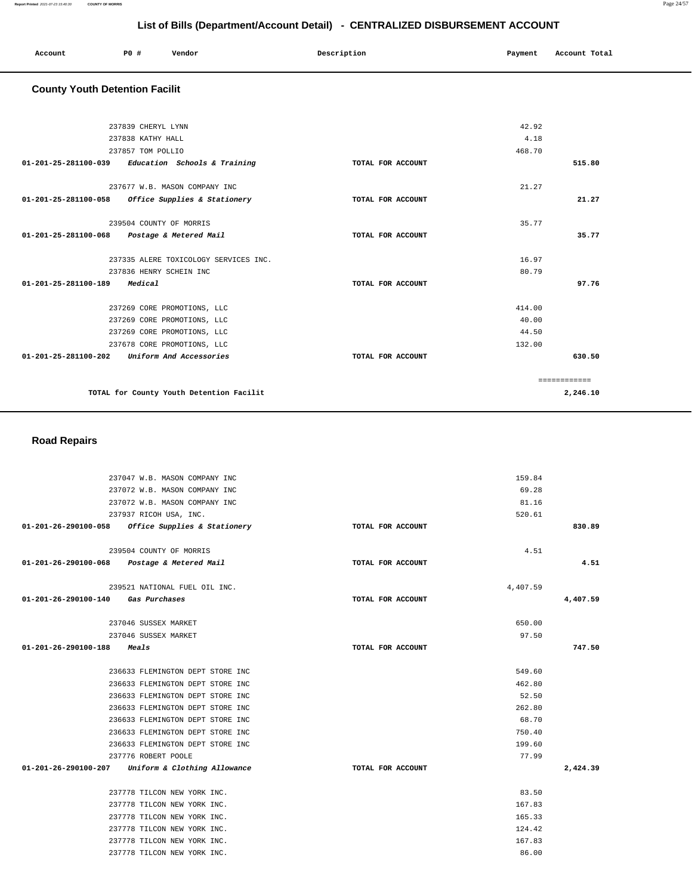## List of Bills (Department/Account Detail) - CENTRALIZED DISBURSEMENT ACCOUNT

| Account | PO # | Vendor | Description | Payment | Account Total |
|---|---|---|---|---|---|

### County Youth Detention Facilit

| Account | PO # | Vendor | Description | Payment | Account Total |
|---|---|---|---|---|---|
| | 237839 | CHERYL LYNN | | 42.92 | |
| | 237838 | KATHY HALL | | 4.18 | |
| | 237857 | TOM POLLIO | | 468.70 | |
| 01-201-25-281100-039 | | *Education Schools & Training* | TOTAL FOR ACCOUNT | | 515.80 |
| | 237677 | W.B. MASON COMPANY INC | | 21.27 | |
| 01-201-25-281100-058 | | *Office Supplies & Stationery* | TOTAL FOR ACCOUNT | | 21.27 |
| | 239504 | COUNTY OF MORRIS | | 35.77 | |
| 01-201-25-281100-068 | | *Postage & Metered Mail* | TOTAL FOR ACCOUNT | | 35.77 |
| | 237335 | ALERE TOXICOLOGY SERVICES INC. | | 16.97 | |
| | 237836 | HENRY SCHEIN INC | | 80.79 | |
| 01-201-25-281100-189 | | *Medical* | TOTAL FOR ACCOUNT | | 97.76 |
| | 237269 | CORE PROMOTIONS, LLC | | 414.00 | |
| | 237269 | CORE PROMOTIONS, LLC | | 40.00 | |
| | 237269 | CORE PROMOTIONS, LLC | | 44.50 | |
| | 237678 | CORE PROMOTIONS, LLC | | 132.00 | |
| 01-201-25-281100-202 | | *Uniform And Accessories* | TOTAL FOR ACCOUNT | | 630.50 |
| | | | | | ============ |
| | | TOTAL for County Youth Detention Facilit | | | 2,246.10 |

### Road Repairs

| Account | PO # | Vendor | Description | Payment | Account Total |
|---|---|---|---|---|---|
| | 237047 | W.B. MASON COMPANY INC | | 159.84 | |
| | 237072 | W.B. MASON COMPANY INC | | 69.28 | |
| | 237072 | W.B. MASON COMPANY INC | | 81.16 | |
| | 237937 | RICOH USA, INC. | | 520.61 | |
| 01-201-26-290100-058 | | *Office Supplies & Stationery* | TOTAL FOR ACCOUNT | | 830.89 |
| | 239504 | COUNTY OF MORRIS | | 4.51 | |
| 01-201-26-290100-068 | | *Postage & Metered Mail* | TOTAL FOR ACCOUNT | | 4.51 |
| | 239521 | NATIONAL FUEL OIL INC. | | 4,407.59 | |
| 01-201-26-290100-140 | | *Gas Purchases* | TOTAL FOR ACCOUNT | | 4,407.59 |
| | 237046 | SUSSEX MARKET | | 650.00 | |
| | 237046 | SUSSEX MARKET | | 97.50 | |
| 01-201-26-290100-188 | | *Meals* | TOTAL FOR ACCOUNT | | 747.50 |
| | 236633 | FLEMINGTON DEPT STORE INC | | 549.60 | |
| | 236633 | FLEMINGTON DEPT STORE INC | | 462.80 | |
| | 236633 | FLEMINGTON DEPT STORE INC | | 52.50 | |
| | 236633 | FLEMINGTON DEPT STORE INC | | 262.80 | |
| | 236633 | FLEMINGTON DEPT STORE INC | | 68.70 | |
| | 236633 | FLEMINGTON DEPT STORE INC | | 750.40 | |
| | 236633 | FLEMINGTON DEPT STORE INC | | 199.60 | |
| | 237776 | ROBERT POOLE | | 77.99 | |
| 01-201-26-290100-207 | | *Uniform & Clothing Allowance* | TOTAL FOR ACCOUNT | | 2,424.39 |
| | 237778 | TILCON NEW YORK INC. | | 83.50 | |
| | 237778 | TILCON NEW YORK INC. | | 167.83 | |
| | 237778 | TILCON NEW YORK INC. | | 165.33 | |
| | 237778 | TILCON NEW YORK INC. | | 124.42 | |
| | 237778 | TILCON NEW YORK INC. | | 167.83 | |
| | 237778 | TILCON NEW YORK INC. | | 86.00 | |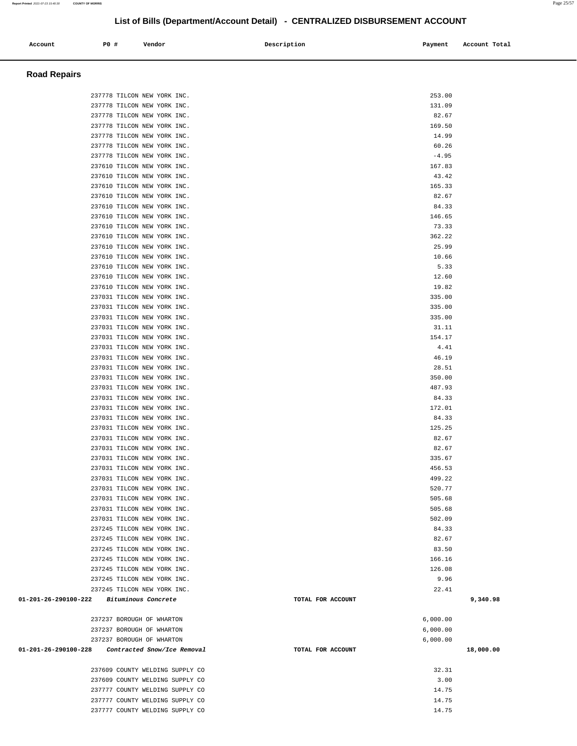## List of Bills (Department/Account Detail) - CENTRALIZED DISBURSEMENT ACCOUNT

| Account | PO # | Vendor | Description | Payment | Account Total |
|---|---|---|---|---|---|

### Road Repairs

| Account | PO # | Vendor | Description | Payment | Account Total |
|---|---|---|---|---|---|
| | 237778 | TILCON NEW YORK INC. | | 253.00 | |
| | 237778 | TILCON NEW YORK INC. | | 131.09 | |
| | 237778 | TILCON NEW YORK INC. | | 82.67 | |
| | 237778 | TILCON NEW YORK INC. | | 169.50 | |
| | 237778 | TILCON NEW YORK INC. | | 14.99 | |
| | 237778 | TILCON NEW YORK INC. | | 60.26 | |
| | 237778 | TILCON NEW YORK INC. | | -4.95 | |
| | 237610 | TILCON NEW YORK INC. | | 167.83 | |
| | 237610 | TILCON NEW YORK INC. | | 43.42 | |
| | 237610 | TILCON NEW YORK INC. | | 165.33 | |
| | 237610 | TILCON NEW YORK INC. | | 82.67 | |
| | 237610 | TILCON NEW YORK INC. | | 84.33 | |
| | 237610 | TILCON NEW YORK INC. | | 146.65 | |
| | 237610 | TILCON NEW YORK INC. | | 73.33 | |
| | 237610 | TILCON NEW YORK INC. | | 362.22 | |
| | 237610 | TILCON NEW YORK INC. | | 25.99 | |
| | 237610 | TILCON NEW YORK INC. | | 10.66 | |
| | 237610 | TILCON NEW YORK INC. | | 5.33 | |
| | 237610 | TILCON NEW YORK INC. | | 12.60 | |
| | 237610 | TILCON NEW YORK INC. | | 19.82 | |
| | 237031 | TILCON NEW YORK INC. | | 335.00 | |
| | 237031 | TILCON NEW YORK INC. | | 335.00 | |
| | 237031 | TILCON NEW YORK INC. | | 335.00 | |
| | 237031 | TILCON NEW YORK INC. | | 31.11 | |
| | 237031 | TILCON NEW YORK INC. | | 154.17 | |
| | 237031 | TILCON NEW YORK INC. | | 4.41 | |
| | 237031 | TILCON NEW YORK INC. | | 46.19 | |
| | 237031 | TILCON NEW YORK INC. | | 28.51 | |
| | 237031 | TILCON NEW YORK INC. | | 350.00 | |
| | 237031 | TILCON NEW YORK INC. | | 487.93 | |
| | 237031 | TILCON NEW YORK INC. | | 84.33 | |
| | 237031 | TILCON NEW YORK INC. | | 172.01 | |
| | 237031 | TILCON NEW YORK INC. | | 84.33 | |
| | 237031 | TILCON NEW YORK INC. | | 125.25 | |
| | 237031 | TILCON NEW YORK INC. | | 82.67 | |
| | 237031 | TILCON NEW YORK INC. | | 82.67 | |
| | 237031 | TILCON NEW YORK INC. | | 335.67 | |
| | 237031 | TILCON NEW YORK INC. | | 456.53 | |
| | 237031 | TILCON NEW YORK INC. | | 499.22 | |
| | 237031 | TILCON NEW YORK INC. | | 520.77 | |
| | 237031 | TILCON NEW YORK INC. | | 505.68 | |
| | 237031 | TILCON NEW YORK INC. | | 505.68 | |
| | 237031 | TILCON NEW YORK INC. | | 502.09 | |
| | 237245 | TILCON NEW YORK INC. | | 84.33 | |
| | 237245 | TILCON NEW YORK INC. | | 82.67 | |
| | 237245 | TILCON NEW YORK INC. | | 83.50 | |
| | 237245 | TILCON NEW YORK INC. | | 166.16 | |
| | 237245 | TILCON NEW YORK INC. | | 126.08 | |
| | 237245 | TILCON NEW YORK INC. | | 9.96 | |
| | 237245 | TILCON NEW YORK INC. | | 22.41 | |
| **01-201-26-290100-222** | | *Bituminous Concrete* | **TOTAL FOR ACCOUNT** | | **9,340.98** |
| | 237237 | BOROUGH OF WHARTON | | 6,000.00 | |
| | 237237 | BOROUGH OF WHARTON | | 6,000.00 | |
| | 237237 | BOROUGH OF WHARTON | | 6,000.00 | |
| **01-201-26-290100-228** | | *Contracted Snow/Ice Removal* | **TOTAL FOR ACCOUNT** | | **18,000.00** |
| | 237609 | COUNTY WELDING SUPPLY CO | | 32.31 | |
| | 237609 | COUNTY WELDING SUPPLY CO | | 3.00 | |
| | 237777 | COUNTY WELDING SUPPLY CO | | 14.75 | |
| | 237777 | COUNTY WELDING SUPPLY CO | | 14.75 | |
| | 237777 | COUNTY WELDING SUPPLY CO | | 14.75 | |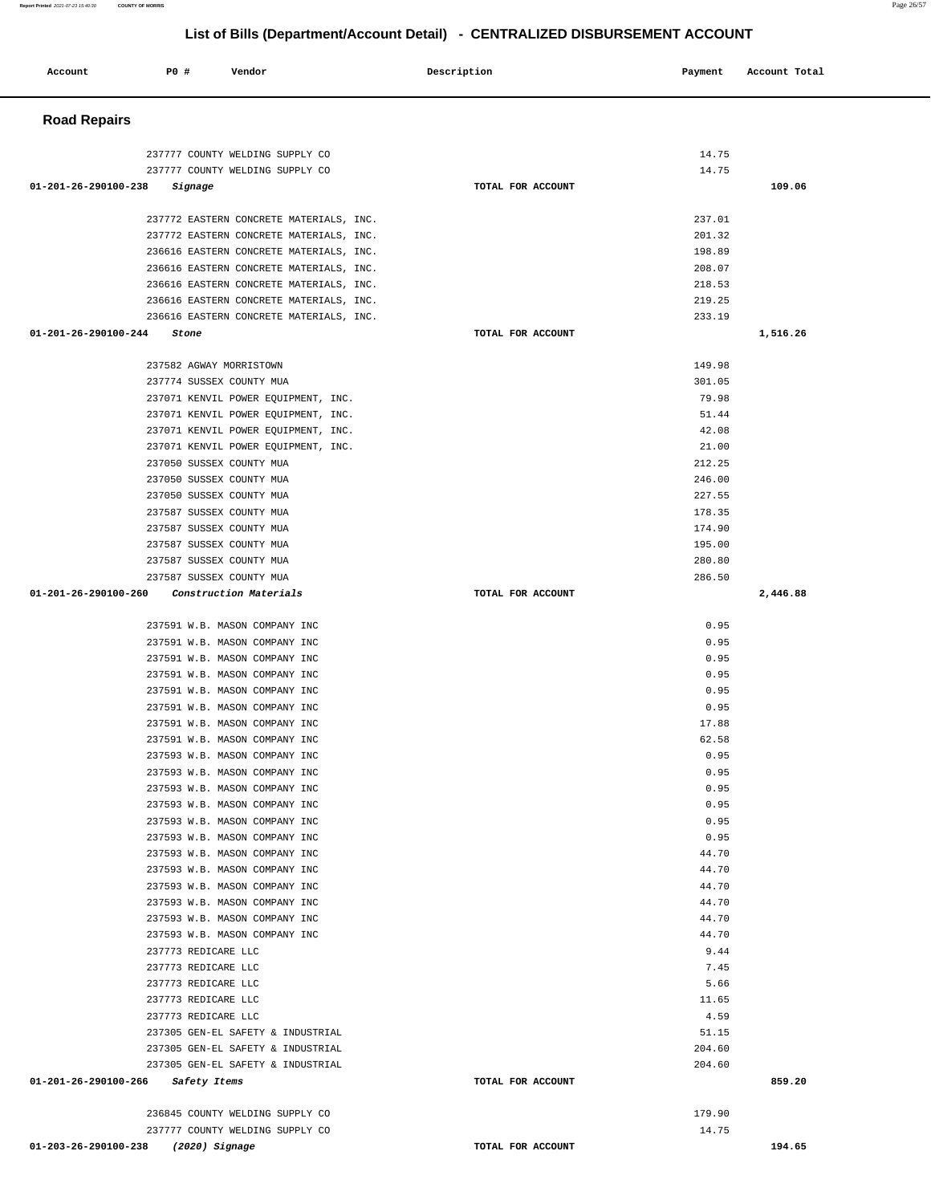# List of Bills (Department/Account Detail) - CENTRALIZED DISBURSEMENT ACCOUNT

| Account | PO # | Vendor | Description | Payment | Account Total |
|---|---|---|---|---|---|

## Road Repairs

| Account | PO # | Vendor | Description | Payment | Account Total |
|---|---|---|---|---|---|
| | 237777 | COUNTY WELDING SUPPLY CO | | 14.75 | |
| | 237777 | COUNTY WELDING SUPPLY CO | | 14.75 | |
| 01-201-26-290100-238 | | *Signage* | TOTAL FOR ACCOUNT | | 109.06 |
| | 237772 | EASTERN CONCRETE MATERIALS, INC. | | 237.01 | |
| | 237772 | EASTERN CONCRETE MATERIALS, INC. | | 201.32 | |
| | 236616 | EASTERN CONCRETE MATERIALS, INC. | | 198.89 | |
| | 236616 | EASTERN CONCRETE MATERIALS, INC. | | 208.07 | |
| | 236616 | EASTERN CONCRETE MATERIALS, INC. | | 218.53 | |
| | 236616 | EASTERN CONCRETE MATERIALS, INC. | | 219.25 | |
| | 236616 | EASTERN CONCRETE MATERIALS, INC. | | 233.19 | |
| 01-201-26-290100-244 | | *Stone* | TOTAL FOR ACCOUNT | | 1,516.26 |
| | 237582 | AGWAY MORRISTOWN | | 149.98 | |
| | 237774 | SUSSEX COUNTY MUA | | 301.05 | |
| | 237071 | KENVIL POWER EQUIPMENT, INC. | | 79.98 | |
| | 237071 | KENVIL POWER EQUIPMENT, INC. | | 51.44 | |
| | 237071 | KENVIL POWER EQUIPMENT, INC. | | 42.08 | |
| | 237071 | KENVIL POWER EQUIPMENT, INC. | | 21.00 | |
| | 237050 | SUSSEX COUNTY MUA | | 212.25 | |
| | 237050 | SUSSEX COUNTY MUA | | 246.00 | |
| | 237050 | SUSSEX COUNTY MUA | | 227.55 | |
| | 237587 | SUSSEX COUNTY MUA | | 178.35 | |
| | 237587 | SUSSEX COUNTY MUA | | 174.90 | |
| | 237587 | SUSSEX COUNTY MUA | | 195.00 | |
| | 237587 | SUSSEX COUNTY MUA | | 280.80 | |
| | 237587 | SUSSEX COUNTY MUA | | 286.50 | |
| 01-201-26-290100-260 | | *Construction Materials* | TOTAL FOR ACCOUNT | | 2,446.88 |
| | 237591 | W.B. MASON COMPANY INC | | 0.95 | |
| | 237591 | W.B. MASON COMPANY INC | | 0.95 | |
| | 237591 | W.B. MASON COMPANY INC | | 0.95 | |
| | 237591 | W.B. MASON COMPANY INC | | 0.95 | |
| | 237591 | W.B. MASON COMPANY INC | | 0.95 | |
| | 237591 | W.B. MASON COMPANY INC | | 0.95 | |
| | 237591 | W.B. MASON COMPANY INC | | 17.88 | |
| | 237591 | W.B. MASON COMPANY INC | | 62.58 | |
| | 237593 | W.B. MASON COMPANY INC | | 0.95 | |
| | 237593 | W.B. MASON COMPANY INC | | 0.95 | |
| | 237593 | W.B. MASON COMPANY INC | | 0.95 | |
| | 237593 | W.B. MASON COMPANY INC | | 0.95 | |
| | 237593 | W.B. MASON COMPANY INC | | 0.95 | |
| | 237593 | W.B. MASON COMPANY INC | | 0.95 | |
| | 237593 | W.B. MASON COMPANY INC | | 44.70 | |
| | 237593 | W.B. MASON COMPANY INC | | 44.70 | |
| | 237593 | W.B. MASON COMPANY INC | | 44.70 | |
| | 237593 | W.B. MASON COMPANY INC | | 44.70 | |
| | 237593 | W.B. MASON COMPANY INC | | 44.70 | |
| | 237593 | W.B. MASON COMPANY INC | | 44.70 | |
| | 237773 | REDICARE LLC | | 9.44 | |
| | 237773 | REDICARE LLC | | 7.45 | |
| | 237773 | REDICARE LLC | | 5.66 | |
| | 237773 | REDICARE LLC | | 11.65 | |
| | 237773 | REDICARE LLC | | 4.59 | |
| | 237305 | GEN-EL SAFETY & INDUSTRIAL | | 51.15 | |
| | 237305 | GEN-EL SAFETY & INDUSTRIAL | | 204.60 | |
| | 237305 | GEN-EL SAFETY & INDUSTRIAL | | 204.60 | |
| 01-201-26-290100-266 | | *Safety Items* | TOTAL FOR ACCOUNT | | 859.20 |
| | 236845 | COUNTY WELDING SUPPLY CO | | 179.90 | |
| | 237777 | COUNTY WELDING SUPPLY CO | | 14.75 | |
| 01-203-26-290100-238 | | *(2020) Signage* | TOTAL FOR ACCOUNT | | 194.65 |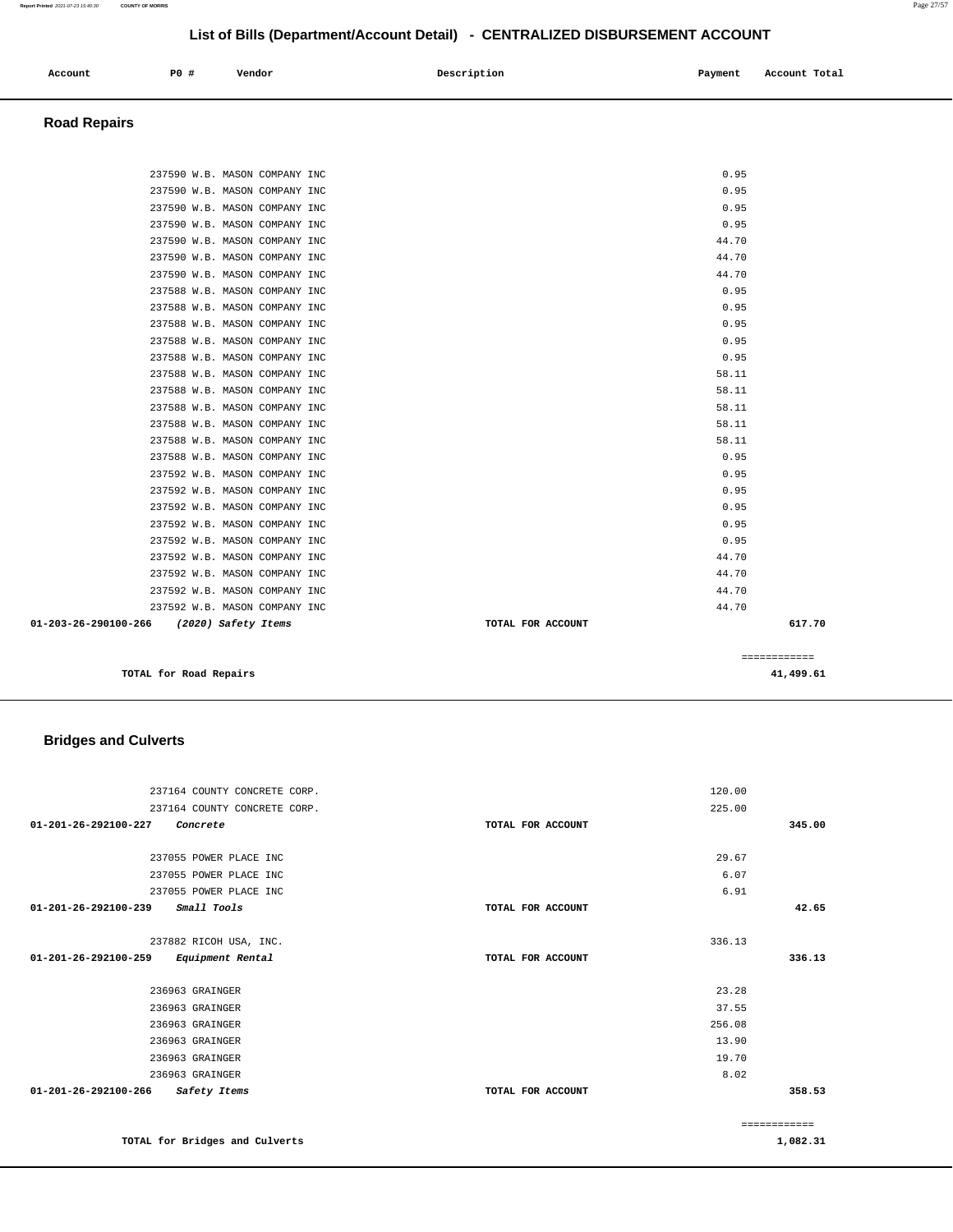# List of Bills (Department/Account Detail) - CENTRALIZED DISBURSEMENT ACCOUNT

| Account | PO # | Vendor | Description | Payment | Account Total |
|---|---|---|---|---|---|

## Road Repairs

| Account | PO # | Vendor | Description | Payment | Account Total |
|---|---|---|---|---|---|
| | 237590 | W.B. MASON COMPANY INC | | 0.95 | |
| | 237590 | W.B. MASON COMPANY INC | | 0.95 | |
| | 237590 | W.B. MASON COMPANY INC | | 0.95 | |
| | 237590 | W.B. MASON COMPANY INC | | 0.95 | |
| | 237590 | W.B. MASON COMPANY INC | | 44.70 | |
| | 237590 | W.B. MASON COMPANY INC | | 44.70 | |
| | 237590 | W.B. MASON COMPANY INC | | 44.70 | |
| | 237588 | W.B. MASON COMPANY INC | | 0.95 | |
| | 237588 | W.B. MASON COMPANY INC | | 0.95 | |
| | 237588 | W.B. MASON COMPANY INC | | 0.95 | |
| | 237588 | W.B. MASON COMPANY INC | | 0.95 | |
| | 237588 | W.B. MASON COMPANY INC | | 0.95 | |
| | 237588 | W.B. MASON COMPANY INC | | 58.11 | |
| | 237588 | W.B. MASON COMPANY INC | | 58.11 | |
| | 237588 | W.B. MASON COMPANY INC | | 58.11 | |
| | 237588 | W.B. MASON COMPANY INC | | 58.11 | |
| | 237588 | W.B. MASON COMPANY INC | | 58.11 | |
| | 237588 | W.B. MASON COMPANY INC | | 0.95 | |
| | 237592 | W.B. MASON COMPANY INC | | 0.95 | |
| | 237592 | W.B. MASON COMPANY INC | | 0.95 | |
| | 237592 | W.B. MASON COMPANY INC | | 0.95 | |
| | 237592 | W.B. MASON COMPANY INC | | 0.95 | |
| | 237592 | W.B. MASON COMPANY INC | | 0.95 | |
| | 237592 | W.B. MASON COMPANY INC | | 44.70 | |
| | 237592 | W.B. MASON COMPANY INC | | 44.70 | |
| | 237592 | W.B. MASON COMPANY INC | | 44.70 | |
| | 237592 | W.B. MASON COMPANY INC | | 44.70 | |
| **01-203-26-290100-266** | | *(2020) Safety Items* | TOTAL FOR ACCOUNT | | 617.70 |

| | |
|---|---|
| | ============ |
| **TOTAL for Road Repairs** | 41,499.61 |

## Bridges and Culverts

| Account | PO # | Vendor | Description | Payment | Account Total |
|---|---|---|---|---|---|
| | 237164 | COUNTY CONCRETE CORP. | | 120.00 | |
| | 237164 | COUNTY CONCRETE CORP. | | 225.00 | |
| **01-201-26-292100-227** | | *Concrete* | TOTAL FOR ACCOUNT | | 345.00 |
| | 237055 | POWER PLACE INC | | 29.67 | |
| | 237055 | POWER PLACE INC | | 6.07 | |
| | 237055 | POWER PLACE INC | | 6.91 | |
| **01-201-26-292100-239** | | *Small Tools* | TOTAL FOR ACCOUNT | | 42.65 |
| | 237882 | RICOH USA, INC. | | 336.13 | |
| **01-201-26-292100-259** | | *Equipment Rental* | TOTAL FOR ACCOUNT | | 336.13 |
| | 236963 | GRAINGER | | 23.28 | |
| | 236963 | GRAINGER | | 37.55 | |
| | 236963 | GRAINGER | | 256.08 | |
| | 236963 | GRAINGER | | 13.90 | |
| | 236963 | GRAINGER | | 19.70 | |
| | 236963 | GRAINGER | | 8.02 | |
| **01-201-26-292100-266** | | *Safety Items* | TOTAL FOR ACCOUNT | | 358.53 |

| | |
|---|---|
| | ============ |
| **TOTAL for Bridges and Culverts** | 1,082.31 |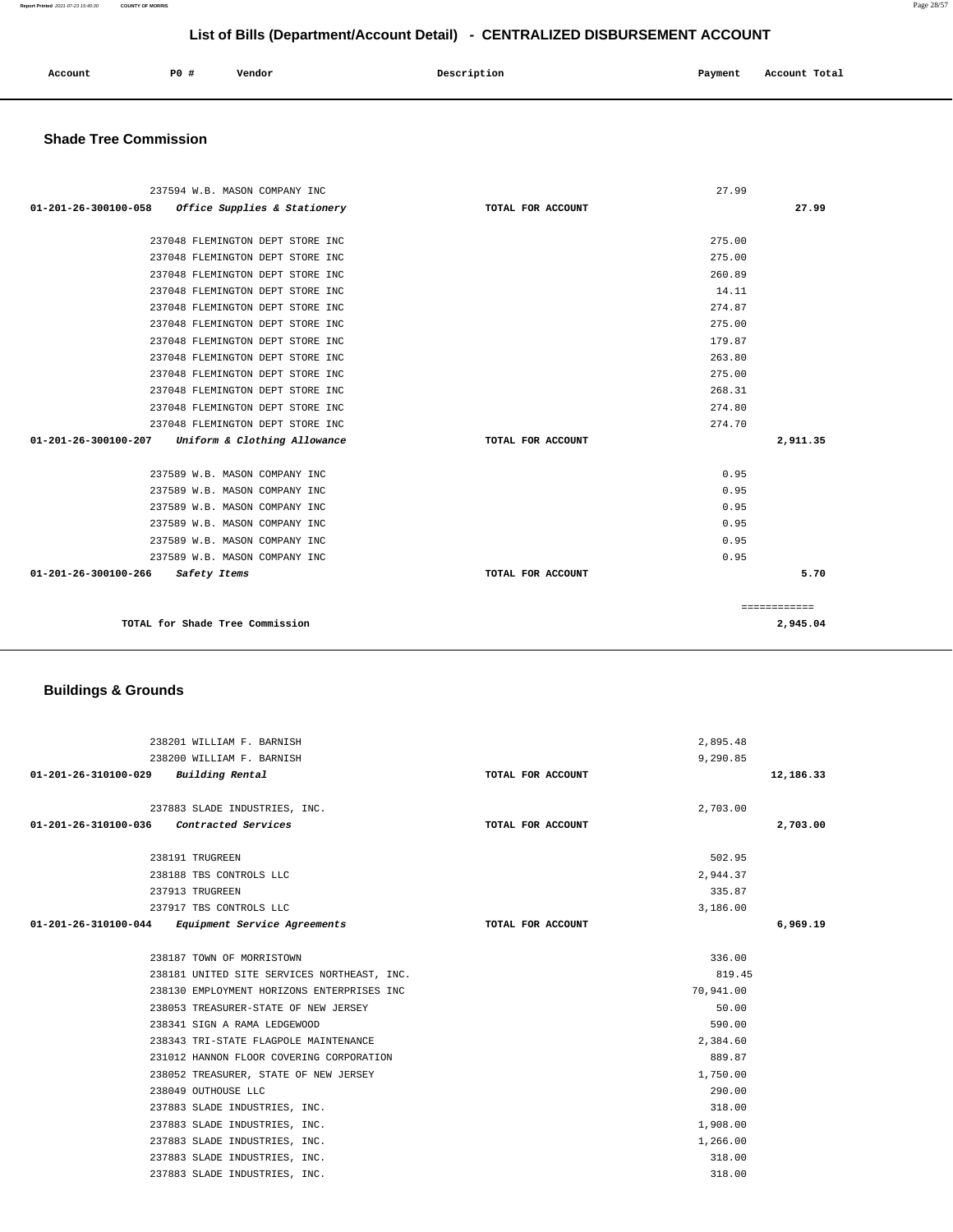## List of Bills (Department/Account Detail) - CENTRALIZED DISBURSEMENT ACCOUNT

| Account | PO # | Vendor | Description | Payment | Account Total |
|---|---|---|---|---|---|

### Shade Tree Commission

| Account | PO # | Vendor | Description | Payment | Account Total |
|---|---|---|---|---|---|
| | 237594 | W.B. MASON COMPANY INC | | 27.99 | |
| 01-201-26-300100-058 | | *Office Supplies & Stationery* | TOTAL FOR ACCOUNT | | 27.99 |
| | 237048 | FLEMINGTON DEPT STORE INC | | 275.00 | |
| | 237048 | FLEMINGTON DEPT STORE INC | | 275.00 | |
| | 237048 | FLEMINGTON DEPT STORE INC | | 260.89 | |
| | 237048 | FLEMINGTON DEPT STORE INC | | 14.11 | |
| | 237048 | FLEMINGTON DEPT STORE INC | | 274.87 | |
| | 237048 | FLEMINGTON DEPT STORE INC | | 275.00 | |
| | 237048 | FLEMINGTON DEPT STORE INC | | 179.87 | |
| | 237048 | FLEMINGTON DEPT STORE INC | | 263.80 | |
| | 237048 | FLEMINGTON DEPT STORE INC | | 275.00 | |
| | 237048 | FLEMINGTON DEPT STORE INC | | 268.31 | |
| | 237048 | FLEMINGTON DEPT STORE INC | | 274.80 | |
| | 237048 | FLEMINGTON DEPT STORE INC | | 274.70 | |
| 01-201-26-300100-207 | | *Uniform & Clothing Allowance* | TOTAL FOR ACCOUNT | | 2,911.35 |
| | 237589 | W.B. MASON COMPANY INC | | 0.95 | |
| | 237589 | W.B. MASON COMPANY INC | | 0.95 | |
| | 237589 | W.B. MASON COMPANY INC | | 0.95 | |
| | 237589 | W.B. MASON COMPANY INC | | 0.95 | |
| | 237589 | W.B. MASON COMPANY INC | | 0.95 | |
| | 237589 | W.B. MASON COMPANY INC | | 0.95 | |
| 01-201-26-300100-266 | | *Safety Items* | TOTAL FOR ACCOUNT | | 5.70 |
| | | | | | ============ |
| | | TOTAL for Shade Tree Commission | | | 2,945.04 |

### Buildings & Grounds

| Account | PO # | Vendor | Description | Payment | Account Total |
|---|---|---|---|---|---|
| | 238201 | WILLIAM F. BARNISH | | 2,895.48 | |
| | 238200 | WILLIAM F. BARNISH | | 9,290.85 | |
| 01-201-26-310100-029 | | *Building Rental* | TOTAL FOR ACCOUNT | | 12,186.33 |
| | 237883 | SLADE INDUSTRIES, INC. | | 2,703.00 | |
| 01-201-26-310100-036 | | *Contracted Services* | TOTAL FOR ACCOUNT | | 2,703.00 |
| | 238191 | TRUGREEN | | 502.95 | |
| | 238188 | TBS CONTROLS LLC | | 2,944.37 | |
| | 237913 | TRUGREEN | | 335.87 | |
| | 237917 | TBS CONTROLS LLC | | 3,186.00 | |
| 01-201-26-310100-044 | | *Equipment Service Agreements* | TOTAL FOR ACCOUNT | | 6,969.19 |
| | 238187 | TOWN OF MORRISTOWN | | 336.00 | |
| | 238181 | UNITED SITE SERVICES NORTHEAST, INC. | | 819.45 | |
| | 238130 | EMPLOYMENT HORIZONS ENTERPRISES INC | | 70,941.00 | |
| | 238053 | TREASURER-STATE OF NEW JERSEY | | 50.00 | |
| | 238341 | SIGN A RAMA LEDGEWOOD | | 590.00 | |
| | 238343 | TRI-STATE FLAGPOLE MAINTENANCE | | 2,384.60 | |
| | 231012 | HANNON FLOOR COVERING CORPORATION | | 889.87 | |
| | 238052 | TREASURER, STATE OF NEW JERSEY | | 1,750.00 | |
| | 238049 | OUTHOUSE LLC | | 290.00 | |
| | 237883 | SLADE INDUSTRIES, INC. | | 318.00 | |
| | 237883 | SLADE INDUSTRIES, INC. | | 1,908.00 | |
| | 237883 | SLADE INDUSTRIES, INC. | | 1,266.00 | |
| | 237883 | SLADE INDUSTRIES, INC. | | 318.00 | |
| | 237883 | SLADE INDUSTRIES, INC. | | 318.00 | |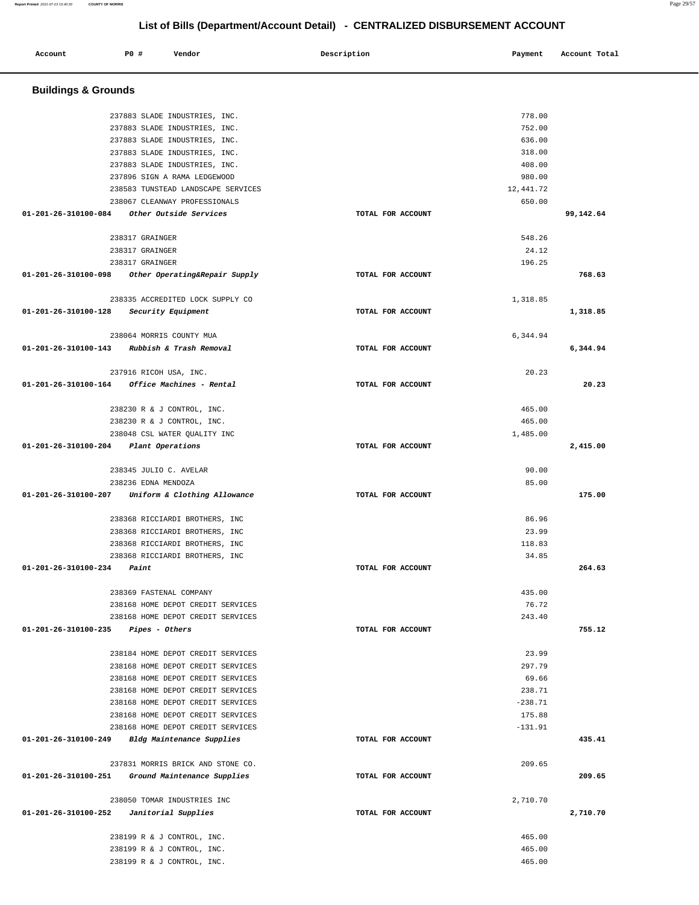# List of Bills (Department/Account Detail) - CENTRALIZED DISBURSEMENT ACCOUNT

| Account | PO # | Vendor | Description | Payment | Account Total |
|---|---|---|---|---|---|

## Buildings & Grounds

| Account | PO # | Vendor | Description | Payment | Account Total |
|---|---|---|---|---|---|
| | 237883 | SLADE INDUSTRIES, INC. | | 778.00 | |
| | 237883 | SLADE INDUSTRIES, INC. | | 752.00 | |
| | 237883 | SLADE INDUSTRIES, INC. | | 636.00 | |
| | 237883 | SLADE INDUSTRIES, INC. | | 318.00 | |
| | 237883 | SLADE INDUSTRIES, INC. | | 408.00 | |
| | 237896 | SIGN A RAMA LEDGEWOOD | | 980.00 | |
| | 238583 | TUNSTEAD LANDSCAPE SERVICES | | 12,441.72 | |
| | 238067 | CLEANWAY PROFESSIONALS | | 650.00 | |
| 01-201-26-310100-084 | | *Other Outside Services* | TOTAL FOR ACCOUNT | | 99,142.64 |
| | 238317 | GRAINGER | | 548.26 | |
| | 238317 | GRAINGER | | 24.12 | |
| | 238317 | GRAINGER | | 196.25 | |
| 01-201-26-310100-098 | | *Other Operating&Repair Supply* | TOTAL FOR ACCOUNT | | 768.63 |
| | 238335 | ACCREDITED LOCK SUPPLY CO | | 1,318.85 | |
| 01-201-26-310100-128 | | *Security Equipment* | TOTAL FOR ACCOUNT | | 1,318.85 |
| | 238064 | MORRIS COUNTY MUA | | 6,344.94 | |
| 01-201-26-310100-143 | | *Rubbish & Trash Removal* | TOTAL FOR ACCOUNT | | 6,344.94 |
| | 237916 | RICOH USA, INC. | | 20.23 | |
| 01-201-26-310100-164 | | *Office Machines - Rental* | TOTAL FOR ACCOUNT | | 20.23 |
| | 238230 | R & J CONTROL, INC. | | 465.00 | |
| | 238230 | R & J CONTROL, INC. | | 465.00 | |
| | 238048 | CSL WATER QUALITY INC | | 1,485.00 | |
| 01-201-26-310100-204 | | *Plant Operations* | TOTAL FOR ACCOUNT | | 2,415.00 |
| | 238345 | JULIO C. AVELAR | | 90.00 | |
| | 238236 | EDNA MENDOZA | | 85.00 | |
| 01-201-26-310100-207 | | *Uniform & Clothing Allowance* | TOTAL FOR ACCOUNT | | 175.00 |
| | 238368 | RICCIARDI BROTHERS, INC | | 86.96 | |
| | 238368 | RICCIARDI BROTHERS, INC | | 23.99 | |
| | 238368 | RICCIARDI BROTHERS, INC | | 118.83 | |
| | 238368 | RICCIARDI BROTHERS, INC | | 34.85 | |
| 01-201-26-310100-234 | | *Paint* | TOTAL FOR ACCOUNT | | 264.63 |
| | 238369 | FASTENAL COMPANY | | 435.00 | |
| | 238168 | HOME DEPOT CREDIT SERVICES | | 76.72 | |
| | 238168 | HOME DEPOT CREDIT SERVICES | | 243.40 | |
| 01-201-26-310100-235 | | *Pipes - Others* | TOTAL FOR ACCOUNT | | 755.12 |
| | 238184 | HOME DEPOT CREDIT SERVICES | | 23.99 | |
| | 238168 | HOME DEPOT CREDIT SERVICES | | 297.79 | |
| | 238168 | HOME DEPOT CREDIT SERVICES | | 69.66 | |
| | 238168 | HOME DEPOT CREDIT SERVICES | | 238.71 | |
| | 238168 | HOME DEPOT CREDIT SERVICES | | -238.71 | |
| | 238168 | HOME DEPOT CREDIT SERVICES | | 175.88 | |
| | 238168 | HOME DEPOT CREDIT SERVICES | | -131.91 | |
| 01-201-26-310100-249 | | *Bldg Maintenance Supplies* | TOTAL FOR ACCOUNT | | 435.41 |
| | 237831 | MORRIS BRICK AND STONE CO. | | 209.65 | |
| 01-201-26-310100-251 | | *Ground Maintenance Supplies* | TOTAL FOR ACCOUNT | | 209.65 |
| | 238050 | TOMAR INDUSTRIES INC | | 2,710.70 | |
| 01-201-26-310100-252 | | *Janitorial Supplies* | TOTAL FOR ACCOUNT | | 2,710.70 |
| | 238199 | R & J CONTROL, INC. | | 465.00 | |
| | 238199 | R & J CONTROL, INC. | | 465.00 | |
| | 238199 | R & J CONTROL, INC. | | 465.00 | |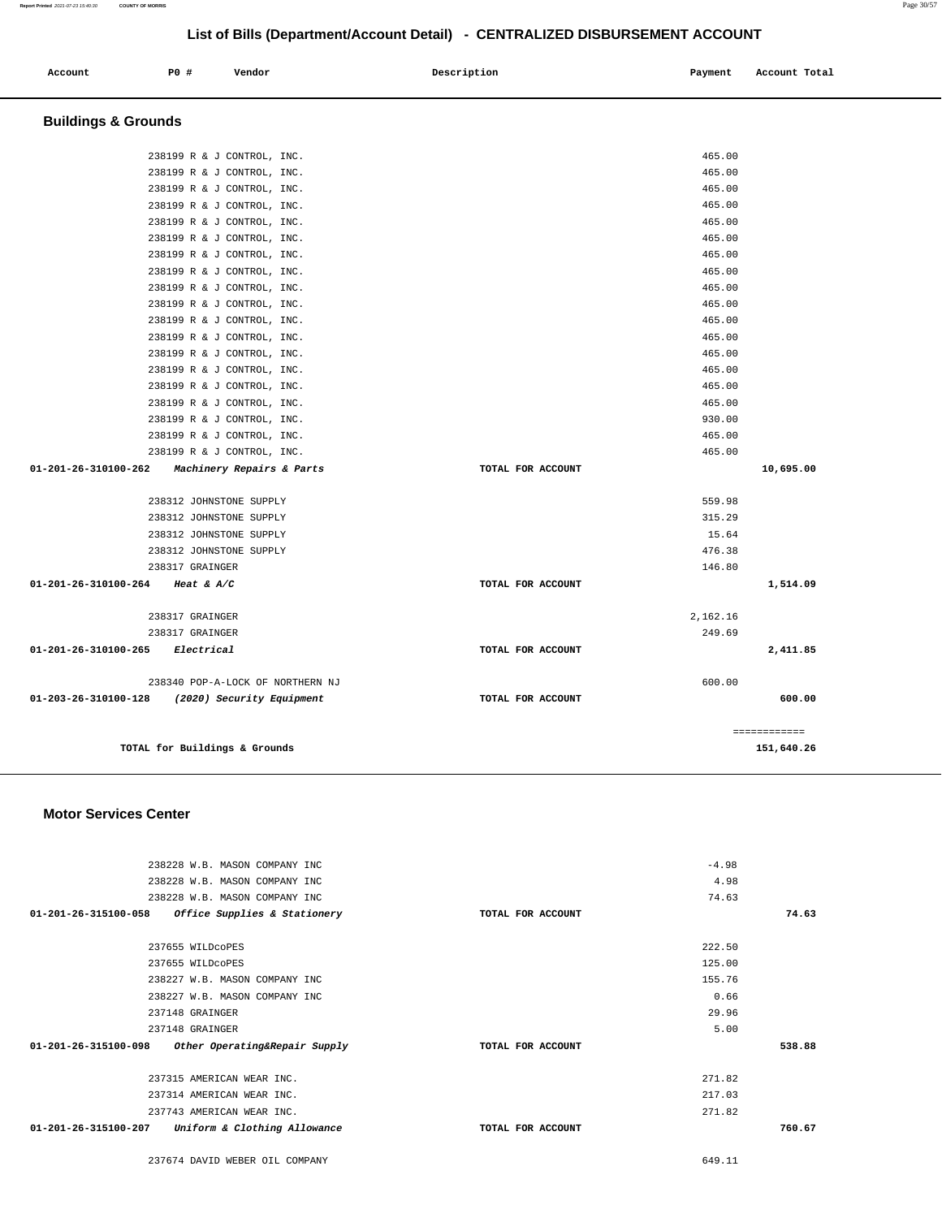# List of Bills (Department/Account Detail) - CENTRALIZED DISBURSEMENT ACCOUNT

| Account | PO # | Vendor | Description | Payment | Account Total |
|---|---|---|---|---|---|

## Buildings & Grounds

| Account | PO # | Vendor | Description | Payment | Account Total |
|---|---|---|---|---|---|
| | 238199 | R & J CONTROL, INC. | | 465.00 | |
| | 238199 | R & J CONTROL, INC. | | 465.00 | |
| | 238199 | R & J CONTROL, INC. | | 465.00 | |
| | 238199 | R & J CONTROL, INC. | | 465.00 | |
| | 238199 | R & J CONTROL, INC. | | 465.00 | |
| | 238199 | R & J CONTROL, INC. | | 465.00 | |
| | 238199 | R & J CONTROL, INC. | | 465.00 | |
| | 238199 | R & J CONTROL, INC. | | 465.00 | |
| | 238199 | R & J CONTROL, INC. | | 465.00 | |
| | 238199 | R & J CONTROL, INC. | | 465.00 | |
| | 238199 | R & J CONTROL, INC. | | 465.00 | |
| | 238199 | R & J CONTROL, INC. | | 465.00 | |
| | 238199 | R & J CONTROL, INC. | | 465.00 | |
| | 238199 | R & J CONTROL, INC. | | 465.00 | |
| | 238199 | R & J CONTROL, INC. | | 465.00 | |
| | 238199 | R & J CONTROL, INC. | | 465.00 | |
| | 238199 | R & J CONTROL, INC. | | 930.00 | |
| | 238199 | R & J CONTROL, INC. | | 465.00 | |
| | 238199 | R & J CONTROL, INC. | | 465.00 | |
| 01-201-26-310100-262 | | *Machinery Repairs & Parts* | TOTAL FOR ACCOUNT | | 10,695.00 |
| | 238312 | JOHNSTONE SUPPLY | | 559.98 | |
| | 238312 | JOHNSTONE SUPPLY | | 315.29 | |
| | 238312 | JOHNSTONE SUPPLY | | 15.64 | |
| | 238312 | JOHNSTONE SUPPLY | | 476.38 | |
| | 238317 | GRAINGER | | 146.80 | |
| 01-201-26-310100-264 | | *Heat & A/C* | TOTAL FOR ACCOUNT | | 1,514.09 |
| | 238317 | GRAINGER | | 2,162.16 | |
| | 238317 | GRAINGER | | 249.69 | |
| 01-201-26-310100-265 | | *Electrical* | TOTAL FOR ACCOUNT | | 2,411.85 |
| | 238340 | POP-A-LOCK OF NORTHERN NJ | | 600.00 | |
| 01-203-26-310100-128 | | *(2020) Security Equipment* | TOTAL FOR ACCOUNT | | 600.00 |
| | | | | | ============ |
| | | TOTAL for Buildings & Grounds | | | 151,640.26 |

## Motor Services Center

| Account | PO # | Vendor | Description | Payment | Account Total |
|---|---|---|---|---|---|
| | 238228 | W.B. MASON COMPANY INC | | -4.98 | |
| | 238228 | W.B. MASON COMPANY INC | | 4.98 | |
| | 238228 | W.B. MASON COMPANY INC | | 74.63 | |
| 01-201-26-315100-058 | | *Office Supplies & Stationery* | TOTAL FOR ACCOUNT | | 74.63 |
| | 237655 | WILDcoPES | | 222.50 | |
| | 237655 | WILDcoPES | | 125.00 | |
| | 238227 | W.B. MASON COMPANY INC | | 155.76 | |
| | 238227 | W.B. MASON COMPANY INC | | 0.66 | |
| | 237148 | GRAINGER | | 29.96 | |
| | 237148 | GRAINGER | | 5.00 | |
| 01-201-26-315100-098 | | *Other Operating&Repair Supply* | TOTAL FOR ACCOUNT | | 538.88 |
| | 237315 | AMERICAN WEAR INC. | | 271.82 | |
| | 237314 | AMERICAN WEAR INC. | | 217.03 | |
| | 237743 | AMERICAN WEAR INC. | | 271.82 | |
| 01-201-26-315100-207 | | *Uniform & Clothing Allowance* | TOTAL FOR ACCOUNT | | 760.67 |
| | 237674 | DAVID WEBER OIL COMPANY | | 649.11 | |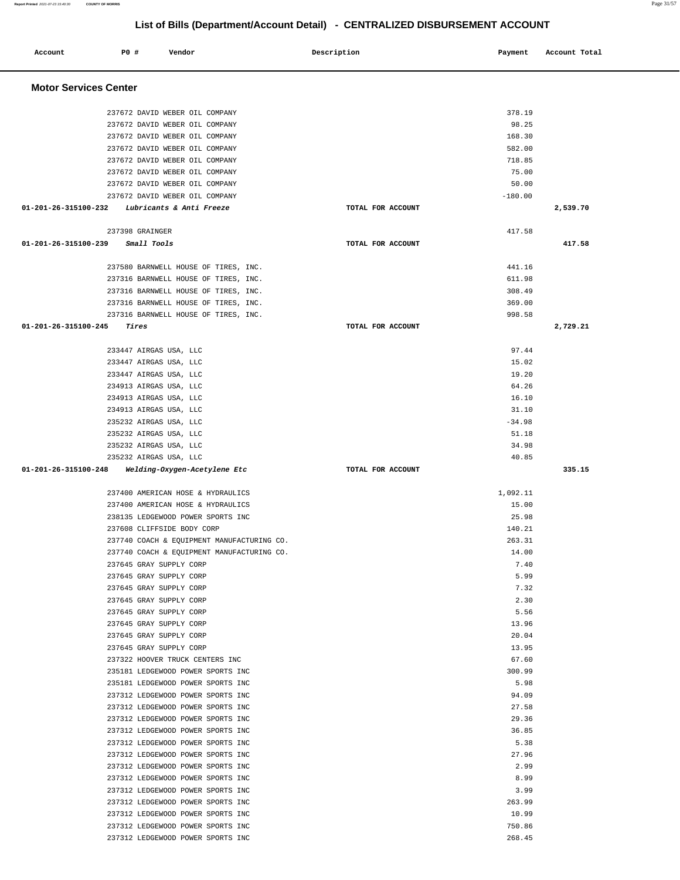# List of Bills (Department/Account Detail) - CENTRALIZED DISBURSEMENT ACCOUNT

| Account | PO # | Vendor | Description | Payment | Account Total |
|---|---|---|---|---|---|

## Motor Services Center

| Account | PO # | Vendor | Description | Payment | Account Total |
|---|---|---|---|---|---|
| | 237672 | DAVID WEBER OIL COMPANY | | 378.19 | |
| | 237672 | DAVID WEBER OIL COMPANY | | 98.25 | |
| | 237672 | DAVID WEBER OIL COMPANY | | 168.30 | |
| | 237672 | DAVID WEBER OIL COMPANY | | 582.00 | |
| | 237672 | DAVID WEBER OIL COMPANY | | 718.85 | |
| | 237672 | DAVID WEBER OIL COMPANY | | 75.00 | |
| | 237672 | DAVID WEBER OIL COMPANY | | 50.00 | |
| | 237672 | DAVID WEBER OIL COMPANY | | -180.00 | |
| **01-201-26-315100-232** | | ***Lubricants & Anti Freeze*** | **TOTAL FOR ACCOUNT** | | **2,539.70** |
| | 237398 | GRAINGER | | 417.58 | |
| **01-201-26-315100-239** | | ***Small Tools*** | **TOTAL FOR ACCOUNT** | | **417.58** |
| | 237580 | BARNWELL HOUSE OF TIRES, INC. | | 441.16 | |
| | 237316 | BARNWELL HOUSE OF TIRES, INC. | | 611.98 | |
| | 237316 | BARNWELL HOUSE OF TIRES, INC. | | 308.49 | |
| | 237316 | BARNWELL HOUSE OF TIRES, INC. | | 369.00 | |
| | 237316 | BARNWELL HOUSE OF TIRES, INC. | | 998.58 | |
| **01-201-26-315100-245** | | ***Tires*** | **TOTAL FOR ACCOUNT** | | **2,729.21** |
| | 233447 | AIRGAS USA, LLC | | 97.44 | |
| | 233447 | AIRGAS USA, LLC | | 15.02 | |
| | 233447 | AIRGAS USA, LLC | | 19.20 | |
| | 234913 | AIRGAS USA, LLC | | 64.26 | |
| | 234913 | AIRGAS USA, LLC | | 16.10 | |
| | 234913 | AIRGAS USA, LLC | | 31.10 | |
| | 235232 | AIRGAS USA, LLC | | -34.98 | |
| | 235232 | AIRGAS USA, LLC | | 51.18 | |
| | 235232 | AIRGAS USA, LLC | | 34.98 | |
| | 235232 | AIRGAS USA, LLC | | 40.85 | |
| **01-201-26-315100-248** | | ***Welding-Oxygen-Acetylene Etc*** | **TOTAL FOR ACCOUNT** | | **335.15** |
| | 237400 | AMERICAN HOSE & HYDRAULICS | | 1,092.11 | |
| | 237400 | AMERICAN HOSE & HYDRAULICS | | 15.00 | |
| | 238135 | LEDGEWOOD POWER SPORTS INC | | 25.98 | |
| | 237608 | CLIFFSIDE BODY CORP | | 140.21 | |
| | 237740 | COACH & EQUIPMENT MANUFACTURING CO. | | 263.31 | |
| | 237740 | COACH & EQUIPMENT MANUFACTURING CO. | | 14.00 | |
| | 237645 | GRAY SUPPLY CORP | | 7.40 | |
| | 237645 | GRAY SUPPLY CORP | | 5.99 | |
| | 237645 | GRAY SUPPLY CORP | | 7.32 | |
| | 237645 | GRAY SUPPLY CORP | | 2.30 | |
| | 237645 | GRAY SUPPLY CORP | | 5.56 | |
| | 237645 | GRAY SUPPLY CORP | | 13.96 | |
| | 237645 | GRAY SUPPLY CORP | | 20.04 | |
| | 237645 | GRAY SUPPLY CORP | | 13.95 | |
| | 237322 | HOOVER TRUCK CENTERS INC | | 67.60 | |
| | 235181 | LEDGEWOOD POWER SPORTS INC | | 300.99 | |
| | 235181 | LEDGEWOOD POWER SPORTS INC | | 5.98 | |
| | 237312 | LEDGEWOOD POWER SPORTS INC | | 94.09 | |
| | 237312 | LEDGEWOOD POWER SPORTS INC | | 27.58 | |
| | 237312 | LEDGEWOOD POWER SPORTS INC | | 29.36 | |
| | 237312 | LEDGEWOOD POWER SPORTS INC | | 36.85 | |
| | 237312 | LEDGEWOOD POWER SPORTS INC | | 5.38 | |
| | 237312 | LEDGEWOOD POWER SPORTS INC | | 27.96 | |
| | 237312 | LEDGEWOOD POWER SPORTS INC | | 2.99 | |
| | 237312 | LEDGEWOOD POWER SPORTS INC | | 8.99 | |
| | 237312 | LEDGEWOOD POWER SPORTS INC | | 3.99 | |
| | 237312 | LEDGEWOOD POWER SPORTS INC | | 263.99 | |
| | 237312 | LEDGEWOOD POWER SPORTS INC | | 10.99 | |
| | 237312 | LEDGEWOOD POWER SPORTS INC | | 750.86 | |
| | 237312 | LEDGEWOOD POWER SPORTS INC | | 268.45 | |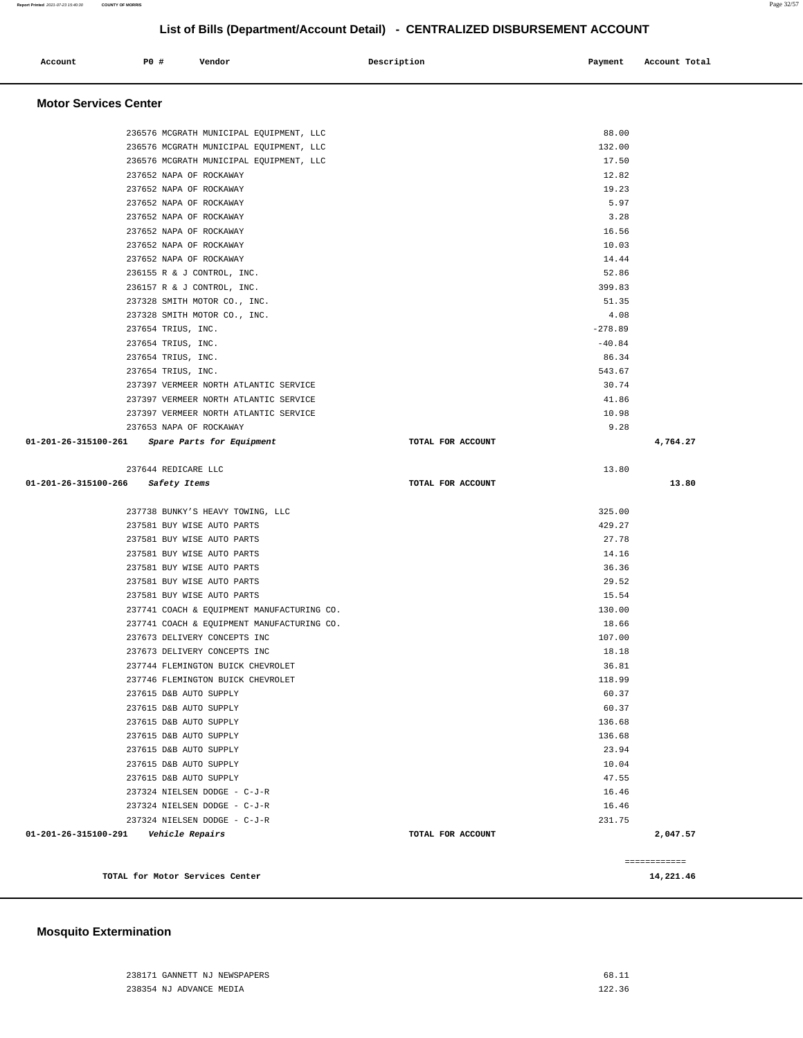## List of Bills (Department/Account Detail) - CENTRALIZED DISBURSEMENT ACCOUNT

| Account | PO # | Vendor | Description | Payment | Account Total |
|---|---|---|---|---|---|

### Motor Services Center

| Account | PO # | Vendor | Description | Payment | Account Total |
|---|---|---|---|---|---|
| | 236576 | MCGRATH MUNICIPAL EQUIPMENT, LLC | | 88.00 | |
| | 236576 | MCGRATH MUNICIPAL EQUIPMENT, LLC | | 132.00 | |
| | 236576 | MCGRATH MUNICIPAL EQUIPMENT, LLC | | 17.50 | |
| | 237652 | NAPA OF ROCKAWAY | | 12.82 | |
| | 237652 | NAPA OF ROCKAWAY | | 19.23 | |
| | 237652 | NAPA OF ROCKAWAY | | 5.97 | |
| | 237652 | NAPA OF ROCKAWAY | | 3.28 | |
| | 237652 | NAPA OF ROCKAWAY | | 16.56 | |
| | 237652 | NAPA OF ROCKAWAY | | 10.03 | |
| | 237652 | NAPA OF ROCKAWAY | | 14.44 | |
| | 236155 | R & J CONTROL, INC. | | 52.86 | |
| | 236157 | R & J CONTROL, INC. | | 399.83 | |
| | 237328 | SMITH MOTOR CO., INC. | | 51.35 | |
| | 237328 | SMITH MOTOR CO., INC. | | 4.08 | |
| | 237654 | TRIUS, INC. | | -278.89 | |
| | 237654 | TRIUS, INC. | | -40.84 | |
| | 237654 | TRIUS, INC. | | 86.34 | |
| | 237654 | TRIUS, INC. | | 543.67 | |
| | 237397 | VERMEER NORTH ATLANTIC SERVICE | | 30.74 | |
| | 237397 | VERMEER NORTH ATLANTIC SERVICE | | 41.86 | |
| | 237397 | VERMEER NORTH ATLANTIC SERVICE | | 10.98 | |
| | 237653 | NAPA OF ROCKAWAY | | 9.28 | |
| **01-201-26-315100-261** | | ***Spare Parts for Equipment*** | **TOTAL FOR ACCOUNT** | | **4,764.27** |
| | 237644 | REDICARE LLC | | 13.80 | |
| **01-201-26-315100-266** | | ***Safety Items*** | **TOTAL FOR ACCOUNT** | | **13.80** |
| | 237738 | BUNKY'S HEAVY TOWING, LLC | | 325.00 | |
| | 237581 | BUY WISE AUTO PARTS | | 429.27 | |
| | 237581 | BUY WISE AUTO PARTS | | 27.78 | |
| | 237581 | BUY WISE AUTO PARTS | | 14.16 | |
| | 237581 | BUY WISE AUTO PARTS | | 36.36 | |
| | 237581 | BUY WISE AUTO PARTS | | 29.52 | |
| | 237581 | BUY WISE AUTO PARTS | | 15.54 | |
| | 237741 | COACH & EQUIPMENT MANUFACTURING CO. | | 130.00 | |
| | 237741 | COACH & EQUIPMENT MANUFACTURING CO. | | 18.66 | |
| | 237673 | DELIVERY CONCEPTS INC | | 107.00 | |
| | 237673 | DELIVERY CONCEPTS INC | | 18.18 | |
| | 237744 | FLEMINGTON BUICK CHEVROLET | | 36.81 | |
| | 237746 | FLEMINGTON BUICK CHEVROLET | | 118.99 | |
| | 237615 | D&B AUTO SUPPLY | | 60.37 | |
| | 237615 | D&B AUTO SUPPLY | | 60.37 | |
| | 237615 | D&B AUTO SUPPLY | | 136.68 | |
| | 237615 | D&B AUTO SUPPLY | | 136.68 | |
| | 237615 | D&B AUTO SUPPLY | | 23.94 | |
| | 237615 | D&B AUTO SUPPLY | | 10.04 | |
| | 237615 | D&B AUTO SUPPLY | | 47.55 | |
| | 237324 | NIELSEN DODGE - C-J-R | | 16.46 | |
| | 237324 | NIELSEN DODGE - C-J-R | | 16.46 | |
| | 237324 | NIELSEN DODGE - C-J-R | | 231.75 | |
| **01-201-26-315100-291** | | ***Vehicle Repairs*** | **TOTAL FOR ACCOUNT** | | **2,047.57** |
| | | | | | ============ |
| | | **TOTAL for Motor Services Center** | | | **14,221.46** |

### Mosquito Extermination

| Account | PO # | Vendor | Description | Payment | Account Total |
|---|---|---|---|---|---|
| | 238171 | GANNETT NJ NEWSPAPERS | | 68.11 | |
| | 238354 | NJ ADVANCE MEDIA | | 122.36 | |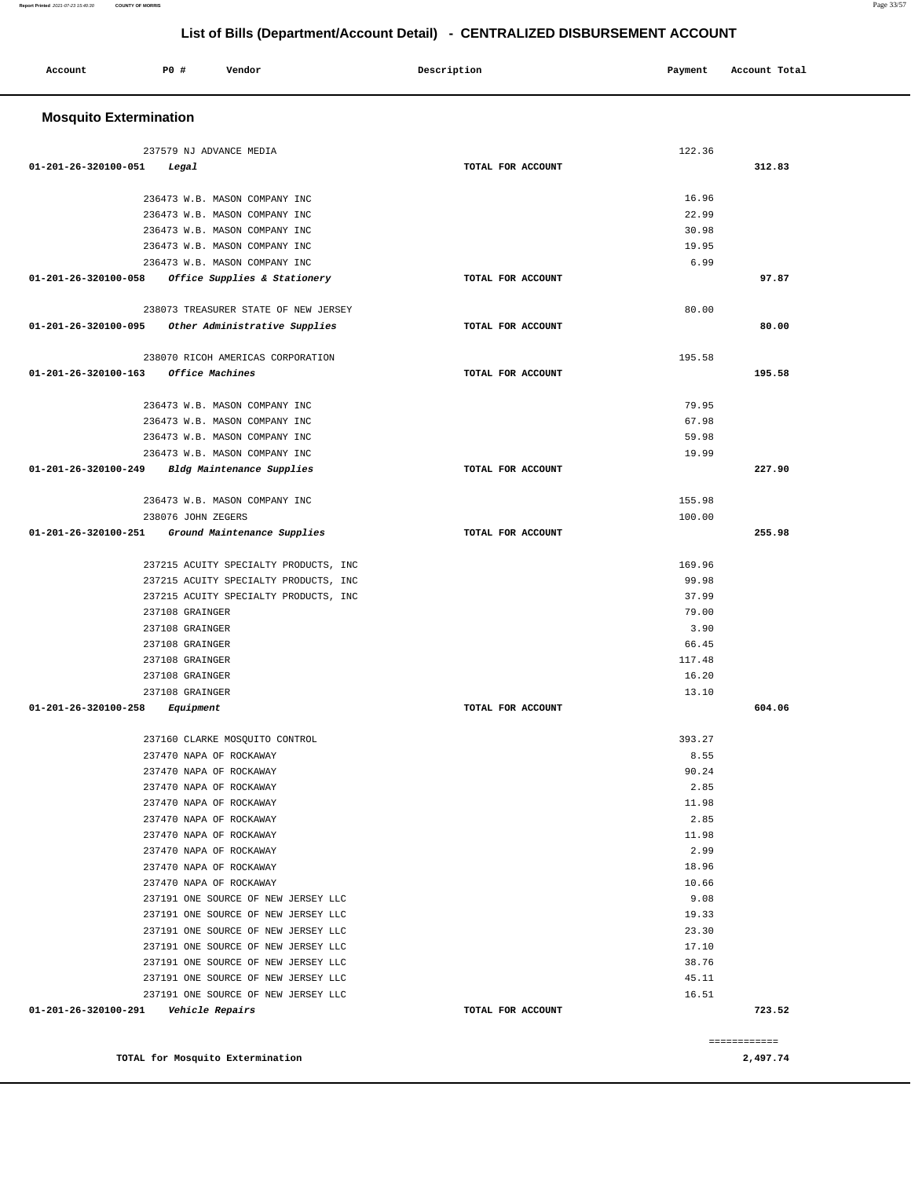# List of Bills (Department/Account Detail) - CENTRALIZED DISBURSEMENT ACCOUNT

| Account | PO # | Vendor | Description | Payment | Account Total |
|---|---|---|---|---|---|

## Mosquito Extermination

| Account | PO # | Vendor | Description | Payment | Account Total |
|---|---|---|---|---|---|
| | 237579 | NJ ADVANCE MEDIA | | 122.36 | |
| **01-201-26-320100-051** | | ***Legal*** | **TOTAL FOR ACCOUNT** | | **312.83** |
| | 236473 | W.B. MASON COMPANY INC | | 16.96 | |
| | 236473 | W.B. MASON COMPANY INC | | 22.99 | |
| | 236473 | W.B. MASON COMPANY INC | | 30.98 | |
| | 236473 | W.B. MASON COMPANY INC | | 19.95 | |
| | 236473 | W.B. MASON COMPANY INC | | 6.99 | |
| **01-201-26-320100-058** | | ***Office Supplies & Stationery*** | **TOTAL FOR ACCOUNT** | | **97.87** |
| | 238073 | TREASURER STATE OF NEW JERSEY | | 80.00 | |
| **01-201-26-320100-095** | | ***Other Administrative Supplies*** | **TOTAL FOR ACCOUNT** | | **80.00** |
| | 238070 | RICOH AMERICAS CORPORATION | | 195.58 | |
| **01-201-26-320100-163** | | ***Office Machines*** | **TOTAL FOR ACCOUNT** | | **195.58** |
| | 236473 | W.B. MASON COMPANY INC | | 79.95 | |
| | 236473 | W.B. MASON COMPANY INC | | 67.98 | |
| | 236473 | W.B. MASON COMPANY INC | | 59.98 | |
| | 236473 | W.B. MASON COMPANY INC | | 19.99 | |
| **01-201-26-320100-249** | | ***Bldg Maintenance Supplies*** | **TOTAL FOR ACCOUNT** | | **227.90** |
| | 236473 | W.B. MASON COMPANY INC | | 155.98 | |
| | 238076 | JOHN ZEGERS | | 100.00 | |
| **01-201-26-320100-251** | | ***Ground Maintenance Supplies*** | **TOTAL FOR ACCOUNT** | | **255.98** |
| | 237215 | ACUITY SPECIALTY PRODUCTS, INC | | 169.96 | |
| | 237215 | ACUITY SPECIALTY PRODUCTS, INC | | 99.98 | |
| | 237215 | ACUITY SPECIALTY PRODUCTS, INC | | 37.99 | |
| | 237108 | GRAINGER | | 79.00 | |
| | 237108 | GRAINGER | | 3.90 | |
| | 237108 | GRAINGER | | 66.45 | |
| | 237108 | GRAINGER | | 117.48 | |
| | 237108 | GRAINGER | | 16.20 | |
| | 237108 | GRAINGER | | 13.10 | |
| **01-201-26-320100-258** | | ***Equipment*** | **TOTAL FOR ACCOUNT** | | **604.06** |
| | 237160 | CLARKE MOSQUITO CONTROL | | 393.27 | |
| | 237470 | NAPA OF ROCKAWAY | | 8.55 | |
| | 237470 | NAPA OF ROCKAWAY | | 90.24 | |
| | 237470 | NAPA OF ROCKAWAY | | 2.85 | |
| | 237470 | NAPA OF ROCKAWAY | | 11.98 | |
| | 237470 | NAPA OF ROCKAWAY | | 2.85 | |
| | 237470 | NAPA OF ROCKAWAY | | 11.98 | |
| | 237470 | NAPA OF ROCKAWAY | | 2.99 | |
| | 237470 | NAPA OF ROCKAWAY | | 18.96 | |
| | 237470 | NAPA OF ROCKAWAY | | 10.66 | |
| | 237191 | ONE SOURCE OF NEW JERSEY LLC | | 9.08 | |
| | 237191 | ONE SOURCE OF NEW JERSEY LLC | | 19.33 | |
| | 237191 | ONE SOURCE OF NEW JERSEY LLC | | 23.30 | |
| | 237191 | ONE SOURCE OF NEW JERSEY LLC | | 17.10 | |
| | 237191 | ONE SOURCE OF NEW JERSEY LLC | | 38.76 | |
| | 237191 | ONE SOURCE OF NEW JERSEY LLC | | 45.11 | |
| | 237191 | ONE SOURCE OF NEW JERSEY LLC | | 16.51 | |
| **01-201-26-320100-291** | | ***Vehicle Repairs*** | **TOTAL FOR ACCOUNT** | | **723.52** |
| | | | | | ============ |
| | | **TOTAL for Mosquito Extermination** | | | **2,497.74** |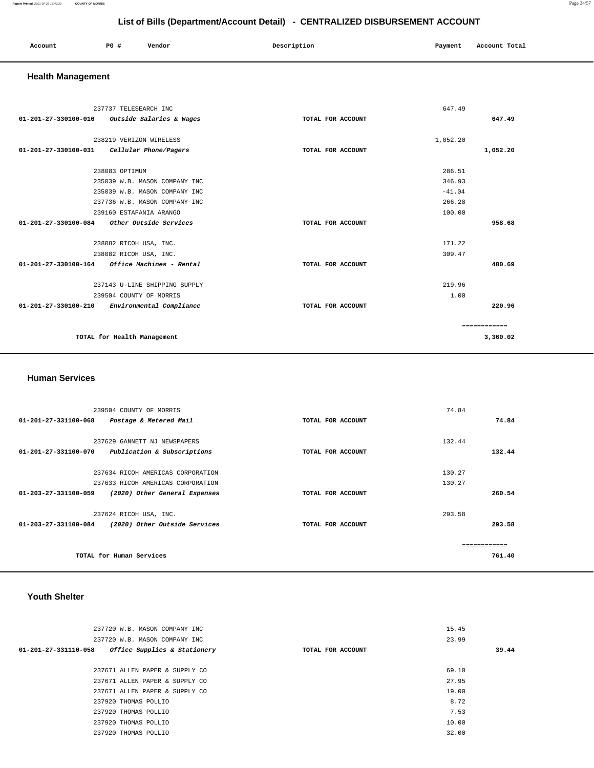# List of Bills (Department/Account Detail) - CENTRALIZED DISBURSEMENT ACCOUNT

| Account | PO # | Vendor | Description | Payment | Account Total |
|---|---|---|---|---|---|

## Health Management

| Account | PO # | Vendor | Description | Payment | Account Total |
|---|---|---|---|---|---|
| | 237737 | TELESEARCH INC | | 647.49 | |
| 01-201-27-330100-016 | | *Outside Salaries & Wages* | TOTAL FOR ACCOUNT | | 647.49 |
| | 238219 | VERIZON WIRELESS | | 1,052.20 | |
| 01-201-27-330100-031 | | *Cellular Phone/Pagers* | TOTAL FOR ACCOUNT | | 1,052.20 |
| | 238083 | OPTIMUM | | 286.51 | |
| | 235039 | W.B. MASON COMPANY INC | | 346.93 | |
| | 235039 | W.B. MASON COMPANY INC | | -41.04 | |
| | 237736 | W.B. MASON COMPANY INC | | 266.28 | |
| | 239160 | ESTAFANIA ARANGO | | 100.00 | |
| 01-201-27-330100-084 | | *Other Outside Services* | TOTAL FOR ACCOUNT | | 958.68 |
| | 238082 | RICOH USA, INC. | | 171.22 | |
| | 238082 | RICOH USA, INC. | | 309.47 | |
| 01-201-27-330100-164 | | *Office Machines - Rental* | TOTAL FOR ACCOUNT | | 480.69 |
| | 237143 | U-LINE SHIPPING SUPPLY | | 219.96 | |
| | 239504 | COUNTY OF MORRIS | | 1.00 | |
| 01-201-27-330100-210 | | *Environmental Compliance* | TOTAL FOR ACCOUNT | | 220.96 |
| | | | | | ============ |
| | | TOTAL for Health Management | | | 3,360.02 |

## Human Services

| Account | PO # | Vendor | Description | Payment | Account Total |
|---|---|---|---|---|---|
| | 239504 | COUNTY OF MORRIS | | 74.84 | |
| 01-201-27-331100-068 | | *Postage & Metered Mail* | TOTAL FOR ACCOUNT | | 74.84 |
| | 237629 | GANNETT NJ NEWSPAPERS | | 132.44 | |
| 01-201-27-331100-070 | | *Publication & Subscriptions* | TOTAL FOR ACCOUNT | | 132.44 |
| | 237634 | RICOH AMERICAS CORPORATION | | 130.27 | |
| | 237633 | RICOH AMERICAS CORPORATION | | 130.27 | |
| 01-203-27-331100-059 | | *(2020) Other General Expenses* | TOTAL FOR ACCOUNT | | 260.54 |
| | 237624 | RICOH USA, INC. | | 293.58 | |
| 01-203-27-331100-084 | | *(2020) Other Outside Services* | TOTAL FOR ACCOUNT | | 293.58 |
| | | | | | ============ |
| | | TOTAL for Human Services | | | 761.40 |

## Youth Shelter

| Account | PO # | Vendor | Description | Payment | Account Total |
|---|---|---|---|---|---|
| | 237720 | W.B. MASON COMPANY INC | | 15.45 | |
| | 237720 | W.B. MASON COMPANY INC | | 23.99 | |
| 01-201-27-331110-058 | | *Office Supplies & Stationery* | TOTAL FOR ACCOUNT | | 39.44 |
| | 237671 | ALLEN PAPER & SUPPLY CO | | 69.10 | |
| | 237671 | ALLEN PAPER & SUPPLY CO | | 27.95 | |
| | 237671 | ALLEN PAPER & SUPPLY CO | | 19.00 | |
| | 237920 | THOMAS POLLIO | | 8.72 | |
| | 237920 | THOMAS POLLIO | | 7.53 | |
| | 237920 | THOMAS POLLIO | | 10.00 | |
| | 237920 | THOMAS POLLIO | | 32.00 | |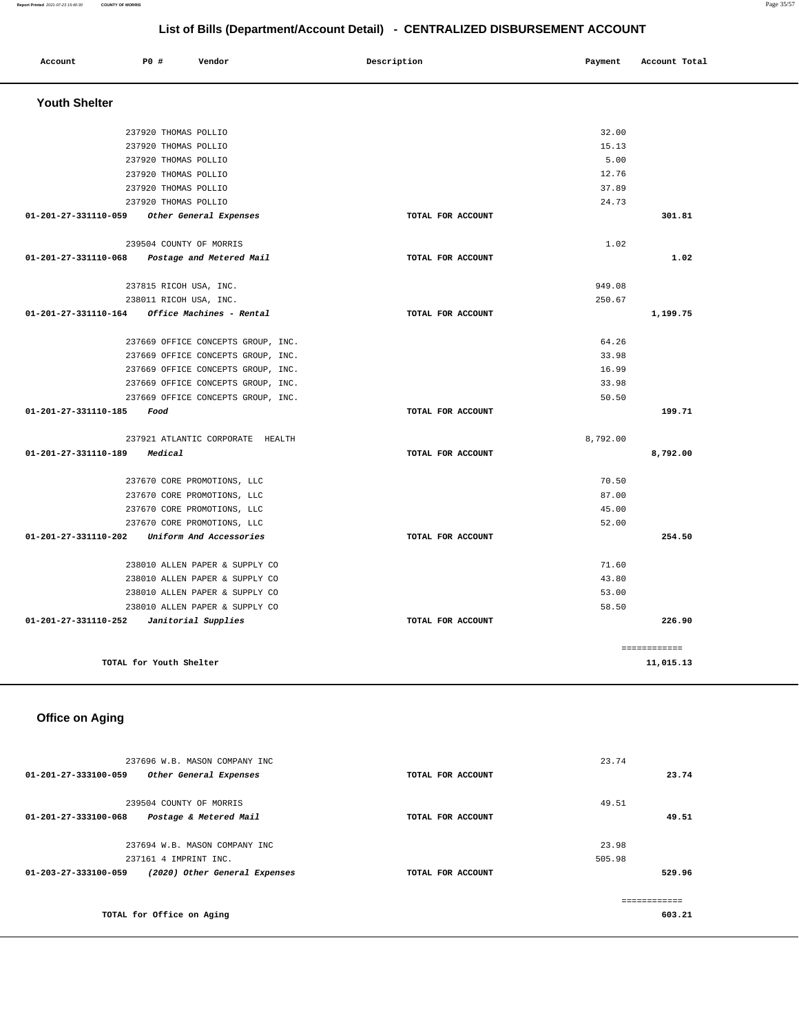## List of Bills (Department/Account Detail) - CENTRALIZED DISBURSEMENT ACCOUNT

| Account | PO # | Vendor | Description | Payment | Account Total |
|---|---|---|---|---|---|

### Youth Shelter

| Account | PO # | Vendor | Description | Payment | Account Total |
|---|---|---|---|---|---|
| | 237920 | THOMAS POLLIO | | 32.00 | |
| | 237920 | THOMAS POLLIO | | 15.13 | |
| | 237920 | THOMAS POLLIO | | 5.00 | |
| | 237920 | THOMAS POLLIO | | 12.76 | |
| | 237920 | THOMAS POLLIO | | 37.89 | |
| | 237920 | THOMAS POLLIO | | 24.73 | |
| 01-201-27-331110-059 | | *Other General Expenses* | TOTAL FOR ACCOUNT | | 301.81 |
| | 239504 | COUNTY OF MORRIS | | 1.02 | |
| 01-201-27-331110-068 | | *Postage and Metered Mail* | TOTAL FOR ACCOUNT | | 1.02 |
| | 237815 | RICOH USA, INC. | | 949.08 | |
| | 238011 | RICOH USA, INC. | | 250.67 | |
| 01-201-27-331110-164 | | *Office Machines - Rental* | TOTAL FOR ACCOUNT | | 1,199.75 |
| | 237669 | OFFICE CONCEPTS GROUP, INC. | | 64.26 | |
| | 237669 | OFFICE CONCEPTS GROUP, INC. | | 33.98 | |
| | 237669 | OFFICE CONCEPTS GROUP, INC. | | 16.99 | |
| | 237669 | OFFICE CONCEPTS GROUP, INC. | | 33.98 | |
| | 237669 | OFFICE CONCEPTS GROUP, INC. | | 50.50 | |
| 01-201-27-331110-185 | | *Food* | TOTAL FOR ACCOUNT | | 199.71 |
| | 237921 | ATLANTIC CORPORATE HEALTH | | 8,792.00 | |
| 01-201-27-331110-189 | | *Medical* | TOTAL FOR ACCOUNT | | 8,792.00 |
| | 237670 | CORE PROMOTIONS, LLC | | 70.50 | |
| | 237670 | CORE PROMOTIONS, LLC | | 87.00 | |
| | 237670 | CORE PROMOTIONS, LLC | | 45.00 | |
| | 237670 | CORE PROMOTIONS, LLC | | 52.00 | |
| 01-201-27-331110-202 | | *Uniform And Accessories* | TOTAL FOR ACCOUNT | | 254.50 |
| | 238010 | ALLEN PAPER & SUPPLY CO | | 71.60 | |
| | 238010 | ALLEN PAPER & SUPPLY CO | | 43.80 | |
| | 238010 | ALLEN PAPER & SUPPLY CO | | 53.00 | |
| | 238010 | ALLEN PAPER & SUPPLY CO | | 58.50 | |
| 01-201-27-331110-252 | | *Janitorial Supplies* | TOTAL FOR ACCOUNT | | 226.90 |
| | | | | | ============ |
| | | TOTAL for Youth Shelter | | | 11,015.13 |

### Office on Aging

| Account | PO # | Vendor | Description | Payment | Account Total |
|---|---|---|---|---|---|
| | 237696 | W.B. MASON COMPANY INC | | 23.74 | |
| 01-201-27-333100-059 | | *Other General Expenses* | TOTAL FOR ACCOUNT | | 23.74 |
| | 239504 | COUNTY OF MORRIS | | 49.51 | |
| 01-201-27-333100-068 | | *Postage & Metered Mail* | TOTAL FOR ACCOUNT | | 49.51 |
| | 237694 | W.B. MASON COMPANY INC | | 23.98 | |
| | 237161 | 4 IMPRINT INC. | | 505.98 | |
| 01-203-27-333100-059 | | *(2020) Other General Expenses* | TOTAL FOR ACCOUNT | | 529.96 |
| | | | | | ============ |
| | | TOTAL for Office on Aging | | | 603.21 |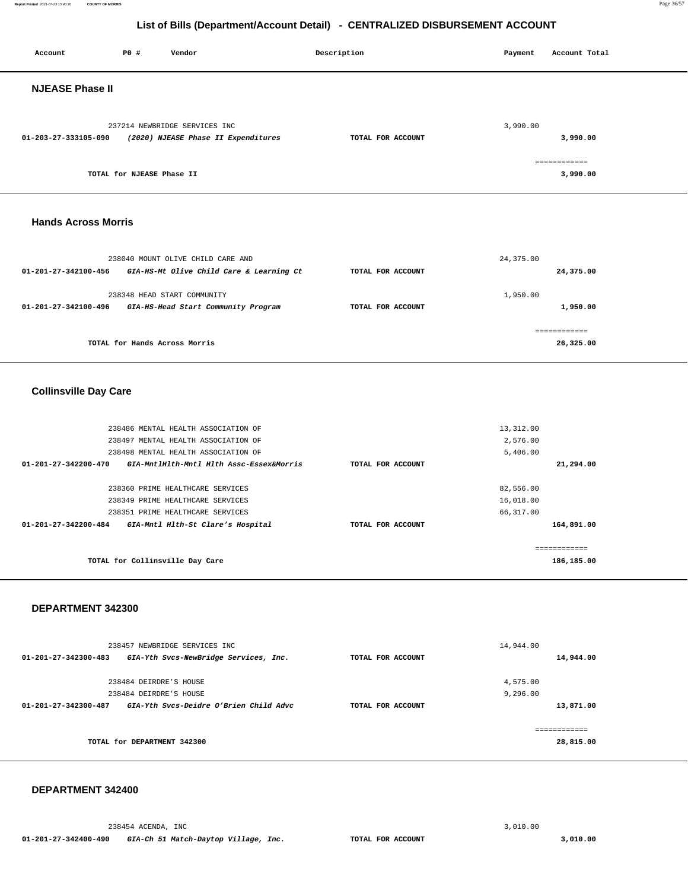# List of Bills (Department/Account Detail) - CENTRALIZED DISBURSEMENT ACCOUNT

| Account | PO # | Vendor | Description | Payment | Account Total |
|---|---|---|---|---|---|

## NJEASE Phase II

| Account | PO # | Vendor | Description | Payment | Account Total |
|---|---|---|---|---|---|
| | 237214 | NEWBRIDGE SERVICES INC | | 3,990.00 | |
| **01-203-27-333105-090** | | ***(2020) NJEASE Phase II Expenditures*** | **TOTAL FOR ACCOUNT** | | **3,990.00** |
| | | | | | ============ |
| | | **TOTAL for NJEASE Phase II** | | | **3,990.00** |

## Hands Across Morris

| Account | PO # | Vendor | Description | Payment | Account Total |
|---|---|---|---|---|---|
| | 238040 | MOUNT OLIVE CHILD CARE AND | | 24,375.00 | |
| **01-201-27-342100-456** | | ***GIA-HS-Mt Olive Child Care & Learning Ct*** | **TOTAL FOR ACCOUNT** | | **24,375.00** |
| | 238348 | HEAD START COMMUNITY | | 1,950.00 | |
| **01-201-27-342100-496** | | ***GIA-HS-Head Start Community Program*** | **TOTAL FOR ACCOUNT** | | **1,950.00** |
| | | | | | ============ |
| | | **TOTAL for Hands Across Morris** | | | **26,325.00** |

## Collinsville Day Care

| Account | PO # | Vendor | Description | Payment | Account Total |
|---|---|---|---|---|---|
| | 238486 | MENTAL HEALTH ASSOCIATION OF | | 13,312.00 | |
| | 238497 | MENTAL HEALTH ASSOCIATION OF | | 2,576.00 | |
| | 238498 | MENTAL HEALTH ASSOCIATION OF | | 5,406.00 | |
| **01-201-27-342200-470** | | ***GIA-MntlHlth-Mntl Hlth Assc-Essex&Morris*** | **TOTAL FOR ACCOUNT** | | **21,294.00** |
| | 238360 | PRIME HEALTHCARE SERVICES | | 82,556.00 | |
| | 238349 | PRIME HEALTHCARE SERVICES | | 16,018.00 | |
| | 238351 | PRIME HEALTHCARE SERVICES | | 66,317.00 | |
| **01-201-27-342200-484** | | ***GIA-Mntl Hlth-St Clare's Hospital*** | **TOTAL FOR ACCOUNT** | | **164,891.00** |
| | | | | | ============ |
| | | **TOTAL for Collinsville Day Care** | | | **186,185.00** |

## DEPARTMENT 342300

| Account | PO # | Vendor | Description | Payment | Account Total |
|---|---|---|---|---|---|
| | 238457 | NEWBRIDGE SERVICES INC | | 14,944.00 | |
| **01-201-27-342300-483** | | ***GIA-Yth Svcs-NewBridge Services, Inc.*** | **TOTAL FOR ACCOUNT** | | **14,944.00** |
| | 238484 | DEIRDRE'S HOUSE | | 4,575.00 | |
| | 238484 | DEIRDRE'S HOUSE | | 9,296.00 | |
| **01-201-27-342300-487** | | ***GIA-Yth Svcs-Deidre O'Brien Child Advc*** | **TOTAL FOR ACCOUNT** | | **13,871.00** |
| | | | | | ============ |
| | | **TOTAL for DEPARTMENT 342300** | | | **28,815.00** |

## DEPARTMENT 342400

| Account | PO # | Vendor | Description | Payment | Account Total |
|---|---|---|---|---|---|
| | 238454 | ACENDA, INC | | 3,010.00 | |
| **01-201-27-342400-490** | | ***GIA-Ch 51 Match-Daytop Village, Inc.*** | **TOTAL FOR ACCOUNT** | | **3,010.00** |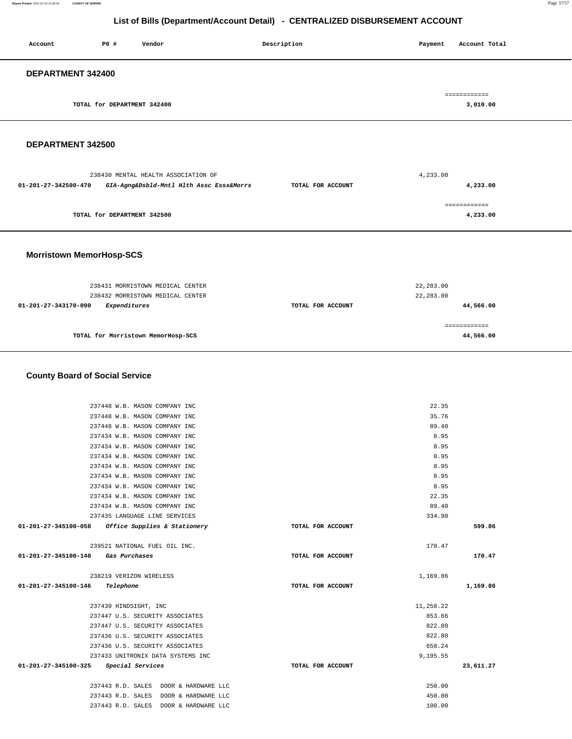# List of Bills (Department/Account Detail) - CENTRALIZED DISBURSEMENT ACCOUNT

| Account | PO # | Vendor | Description | Payment | Account Total |
|---|---|---|---|---|---|

## DEPARTMENT 342400

| | | | | |
|---|---|---|---|---|
| | TOTAL for DEPARTMENT 342400 | | | 3,010.00 |

## DEPARTMENT 342500

| Account | PO # / Vendor | Description | Payment | Account Total |
|---|---|---|---|---|
| | 238430 MENTAL HEALTH ASSOCIATION OF | | 4,233.00 | |
| 01-201-27-342500-470 | *GIA-Agng&Dsbld-Mntl Hlth Assc Essx&Morrs* | TOTAL FOR ACCOUNT | | 4,233.00 |
| | TOTAL for DEPARTMENT 342500 | | | 4,233.00 |

## Morristown MemorHosp-SCS

| Account | PO # / Vendor | Description | Payment | Account Total |
|---|---|---|---|---|
| | 238431 MORRISTOWN MEDICAL CENTER | | 22,283.00 | |
| | 238432 MORRISTOWN MEDICAL CENTER | | 22,283.00 | |
| 01-201-27-343170-090 | *Expenditures* | TOTAL FOR ACCOUNT | | 44,566.00 |
| | TOTAL for Morristown MemorHosp-SCS | | | 44,566.00 |

## County Board of Social Service

| Account | PO # / Vendor | Description | Payment | Account Total |
|---|---|---|---|---|
| | 237448 W.B. MASON COMPANY INC | | 22.35 | |
| | 237448 W.B. MASON COMPANY INC | | 35.76 | |
| | 237448 W.B. MASON COMPANY INC | | 89.40 | |
| | 237434 W.B. MASON COMPANY INC | | 0.95 | |
| | 237434 W.B. MASON COMPANY INC | | 0.95 | |
| | 237434 W.B. MASON COMPANY INC | | 0.95 | |
| | 237434 W.B. MASON COMPANY INC | | 0.95 | |
| | 237434 W.B. MASON COMPANY INC | | 0.95 | |
| | 237434 W.B. MASON COMPANY INC | | 0.95 | |
| | 237434 W.B. MASON COMPANY INC | | 22.35 | |
| | 237434 W.B. MASON COMPANY INC | | 89.40 | |
| | 237435 LANGUAGE LINE SERVICES | | 334.90 | |
| 01-201-27-345100-058 | *Office Supplies & Stationery* | TOTAL FOR ACCOUNT | | 599.86 |
| | 239521 NATIONAL FUEL OIL INC. | | 170.47 | |
| 01-201-27-345100-140 | *Gas Purchases* | TOTAL FOR ACCOUNT | | 170.47 |
| | 238219 VERIZON WIRELESS | | 1,169.86 | |
| 01-201-27-345100-146 | *Telephone* | TOTAL FOR ACCOUNT | | 1,169.86 |
| | 237439 HINDSIGHT, INC | | 11,258.22 | |
| | 237447 U.S. SECURITY ASSOCIATES | | 853.66 | |
| | 237447 U.S. SECURITY ASSOCIATES | | 822.80 | |
| | 237436 U.S. SECURITY ASSOCIATES | | 822.80 | |
| | 237436 U.S. SECURITY ASSOCIATES | | 658.24 | |
| | 237433 UNITRONIX DATA SYSTEMS INC | | 9,195.55 | |
| 01-201-27-345100-325 | *Special Services* | TOTAL FOR ACCOUNT | | 23,611.27 |
| | 237443 R.D. SALES DOOR & HARDWARE LLC | | 250.00 | |
| | 237443 R.D. SALES DOOR & HARDWARE LLC | | 450.00 | |
| | 237443 R.D. SALES DOOR & HARDWARE LLC | | 100.00 | |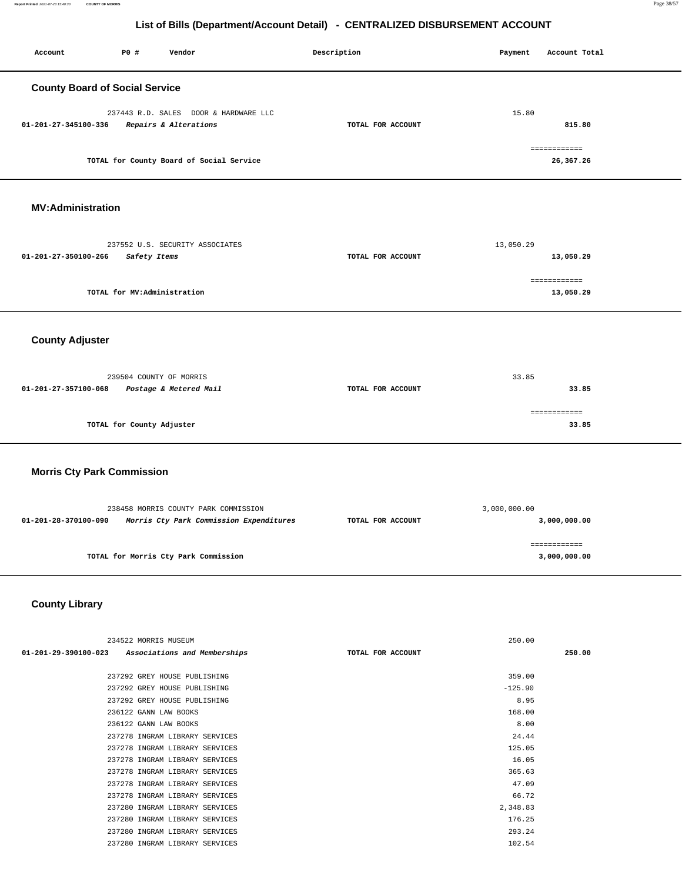## List of Bills (Department/Account Detail) - CENTRALIZED DISBURSEMENT ACCOUNT

| Account | PO # | Vendor | Description | Payment | Account Total |
|---|---|---|---|---|---|

### County Board of Social Service

| Account | PO # | Vendor | Description | Payment | Account Total |
|---|---|---|---|---|---|
| | 237443 | R.D. SALES DOOR & HARDWARE LLC | | 15.80 | |
| 01-201-27-345100-336 | | *Repairs & Alterations* | TOTAL FOR ACCOUNT | | 815.80 |
| | | TOTAL for County Board of Social Service | | | 26,367.26 |

### MV:Administration

| Account | PO # | Vendor | Description | Payment | Account Total |
|---|---|---|---|---|---|
| | 237552 | U.S. SECURITY ASSOCIATES | | 13,050.29 | |
| 01-201-27-350100-266 | | *Safety Items* | TOTAL FOR ACCOUNT | | 13,050.29 |
| | | TOTAL for MV:Administration | | | 13,050.29 |

### County Adjuster

| Account | PO # | Vendor | Description | Payment | Account Total |
|---|---|---|---|---|---|
| | 239504 | COUNTY OF MORRIS | | 33.85 | |
| 01-201-27-357100-068 | | *Postage & Metered Mail* | TOTAL FOR ACCOUNT | | 33.85 |
| | | TOTAL for County Adjuster | | | 33.85 |

### Morris Cty Park Commission

| Account | PO # | Vendor | Description | Payment | Account Total |
|---|---|---|---|---|---|
| | 238458 | MORRIS COUNTY PARK COMMISSION | | 3,000,000.00 | |
| 01-201-28-370100-090 | | *Morris Cty Park Commission Expenditures* | TOTAL FOR ACCOUNT | | 3,000,000.00 |
| | | TOTAL for Morris Cty Park Commission | | | 3,000,000.00 |

### County Library

| Account | PO # | Vendor | Description | Payment | Account Total |
|---|---|---|---|---|---|
| | 234522 | MORRIS MUSEUM | | 250.00 | |
| 01-201-29-390100-023 | | *Associations and Memberships* | TOTAL FOR ACCOUNT | | 250.00 |
| | 237292 | GREY HOUSE PUBLISHING | | 359.00 | |
| | 237292 | GREY HOUSE PUBLISHING | | -125.90 | |
| | 237292 | GREY HOUSE PUBLISHING | | 8.95 | |
| | 236122 | GANN LAW BOOKS | | 168.00 | |
| | 236122 | GANN LAW BOOKS | | 8.00 | |
| | 237278 | INGRAM LIBRARY SERVICES | | 24.44 | |
| | 237278 | INGRAM LIBRARY SERVICES | | 125.05 | |
| | 237278 | INGRAM LIBRARY SERVICES | | 16.05 | |
| | 237278 | INGRAM LIBRARY SERVICES | | 365.63 | |
| | 237278 | INGRAM LIBRARY SERVICES | | 47.09 | |
| | 237278 | INGRAM LIBRARY SERVICES | | 66.72 | |
| | 237280 | INGRAM LIBRARY SERVICES | | 2,348.83 | |
| | 237280 | INGRAM LIBRARY SERVICES | | 176.25 | |
| | 237280 | INGRAM LIBRARY SERVICES | | 293.24 | |
| | 237280 | INGRAM LIBRARY SERVICES | | 102.54 | |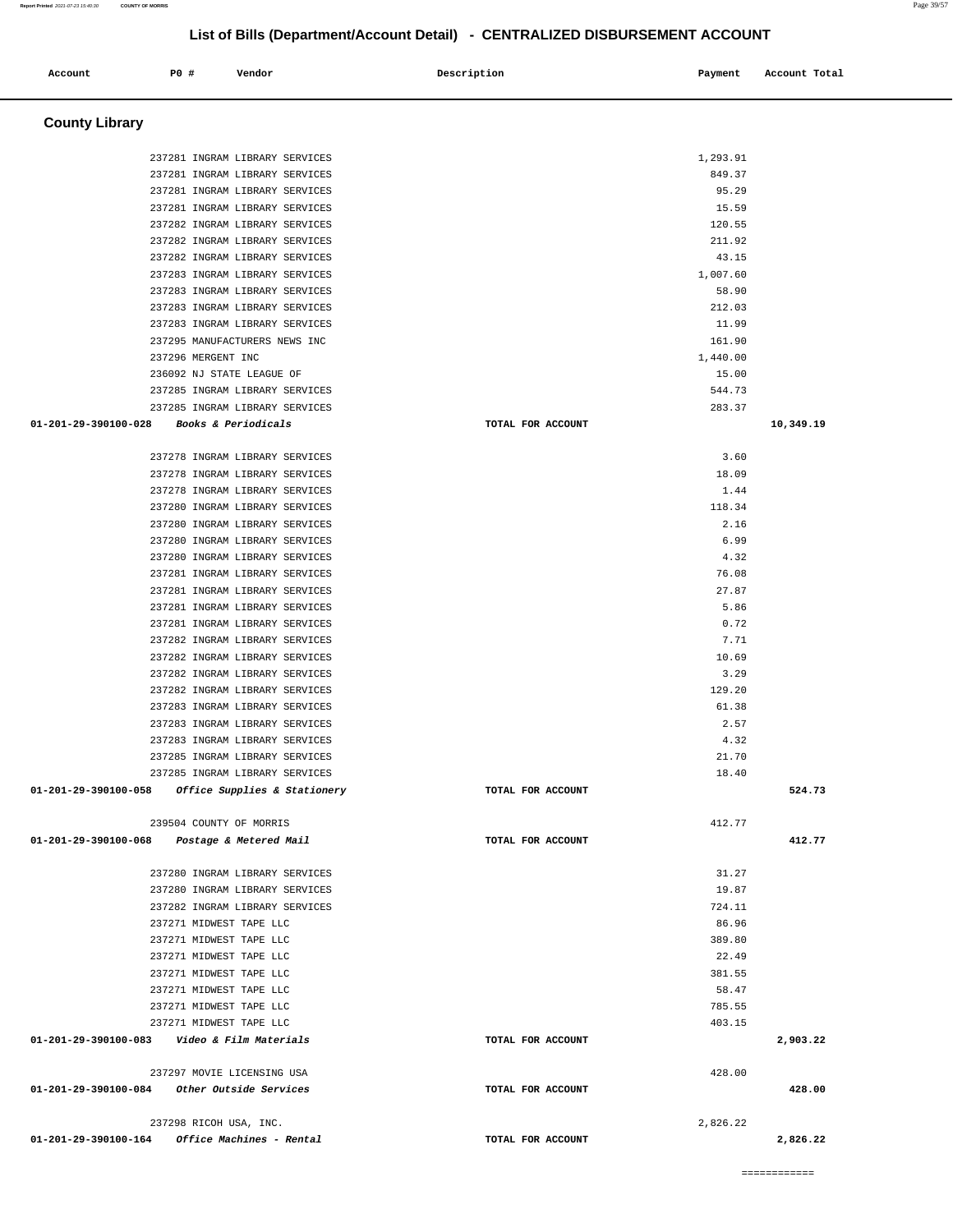## List of Bills (Department/Account Detail) - CENTRALIZED DISBURSEMENT ACCOUNT

| Account | PO # | Vendor | Description | Payment | Account Total |
| --- | --- | --- | --- | --- | --- |

### County Library

| Account | PO # | Vendor | Description | Payment | Account Total |
| --- | --- | --- | --- | --- | --- |
| | 237281 | INGRAM LIBRARY SERVICES | | 1,293.91 | |
| | 237281 | INGRAM LIBRARY SERVICES | | 849.37 | |
| | 237281 | INGRAM LIBRARY SERVICES | | 95.29 | |
| | 237281 | INGRAM LIBRARY SERVICES | | 15.59 | |
| | 237282 | INGRAM LIBRARY SERVICES | | 120.55 | |
| | 237282 | INGRAM LIBRARY SERVICES | | 211.92 | |
| | 237282 | INGRAM LIBRARY SERVICES | | 43.15 | |
| | 237283 | INGRAM LIBRARY SERVICES | | 1,007.60 | |
| | 237283 | INGRAM LIBRARY SERVICES | | 58.90 | |
| | 237283 | INGRAM LIBRARY SERVICES | | 212.03 | |
| | 237283 | INGRAM LIBRARY SERVICES | | 11.99 | |
| | 237295 | MANUFACTURERS NEWS INC | | 161.90 | |
| | 237296 | MERGENT INC | | 1,440.00 | |
| | 236092 | NJ STATE LEAGUE OF | | 15.00 | |
| | 237285 | INGRAM LIBRARY SERVICES | | 544.73 | |
| | 237285 | INGRAM LIBRARY SERVICES | | 283.37 | |
| 01-201-29-390100-028 | | *Books & Periodicals* | TOTAL FOR ACCOUNT | | 10,349.19 |
| | 237278 | INGRAM LIBRARY SERVICES | | 3.60 | |
| | 237278 | INGRAM LIBRARY SERVICES | | 18.09 | |
| | 237278 | INGRAM LIBRARY SERVICES | | 1.44 | |
| | 237280 | INGRAM LIBRARY SERVICES | | 118.34 | |
| | 237280 | INGRAM LIBRARY SERVICES | | 2.16 | |
| | 237280 | INGRAM LIBRARY SERVICES | | 6.99 | |
| | 237280 | INGRAM LIBRARY SERVICES | | 4.32 | |
| | 237281 | INGRAM LIBRARY SERVICES | | 76.08 | |
| | 237281 | INGRAM LIBRARY SERVICES | | 27.87 | |
| | 237281 | INGRAM LIBRARY SERVICES | | 5.86 | |
| | 237281 | INGRAM LIBRARY SERVICES | | 0.72 | |
| | 237282 | INGRAM LIBRARY SERVICES | | 7.71 | |
| | 237282 | INGRAM LIBRARY SERVICES | | 10.69 | |
| | 237282 | INGRAM LIBRARY SERVICES | | 3.29 | |
| | 237282 | INGRAM LIBRARY SERVICES | | 129.20 | |
| | 237283 | INGRAM LIBRARY SERVICES | | 61.38 | |
| | 237283 | INGRAM LIBRARY SERVICES | | 2.57 | |
| | 237283 | INGRAM LIBRARY SERVICES | | 4.32 | |
| | 237285 | INGRAM LIBRARY SERVICES | | 21.70 | |
| | 237285 | INGRAM LIBRARY SERVICES | | 18.40 | |
| 01-201-29-390100-058 | | *Office Supplies & Stationery* | TOTAL FOR ACCOUNT | | 524.73 |
| | 239504 | COUNTY OF MORRIS | | 412.77 | |
| 01-201-29-390100-068 | | *Postage & Metered Mail* | TOTAL FOR ACCOUNT | | 412.77 |
| | 237280 | INGRAM LIBRARY SERVICES | | 31.27 | |
| | 237280 | INGRAM LIBRARY SERVICES | | 19.87 | |
| | 237282 | INGRAM LIBRARY SERVICES | | 724.11 | |
| | 237271 | MIDWEST TAPE LLC | | 86.96 | |
| | 237271 | MIDWEST TAPE LLC | | 389.80 | |
| | 237271 | MIDWEST TAPE LLC | | 22.49 | |
| | 237271 | MIDWEST TAPE LLC | | 381.55 | |
| | 237271 | MIDWEST TAPE LLC | | 58.47 | |
| | 237271 | MIDWEST TAPE LLC | | 785.55 | |
| | 237271 | MIDWEST TAPE LLC | | 403.15 | |
| 01-201-29-390100-083 | | *Video & Film Materials* | TOTAL FOR ACCOUNT | | 2,903.22 |
| | 237297 | MOVIE LICENSING USA | | 428.00 | |
| 01-201-29-390100-084 | | *Other Outside Services* | TOTAL FOR ACCOUNT | | 428.00 |
| | 237298 | RICOH USA, INC. | | 2,826.22 | |
| 01-201-29-390100-164 | | *Office Machines - Rental* | TOTAL FOR ACCOUNT | | 2,826.22 |

============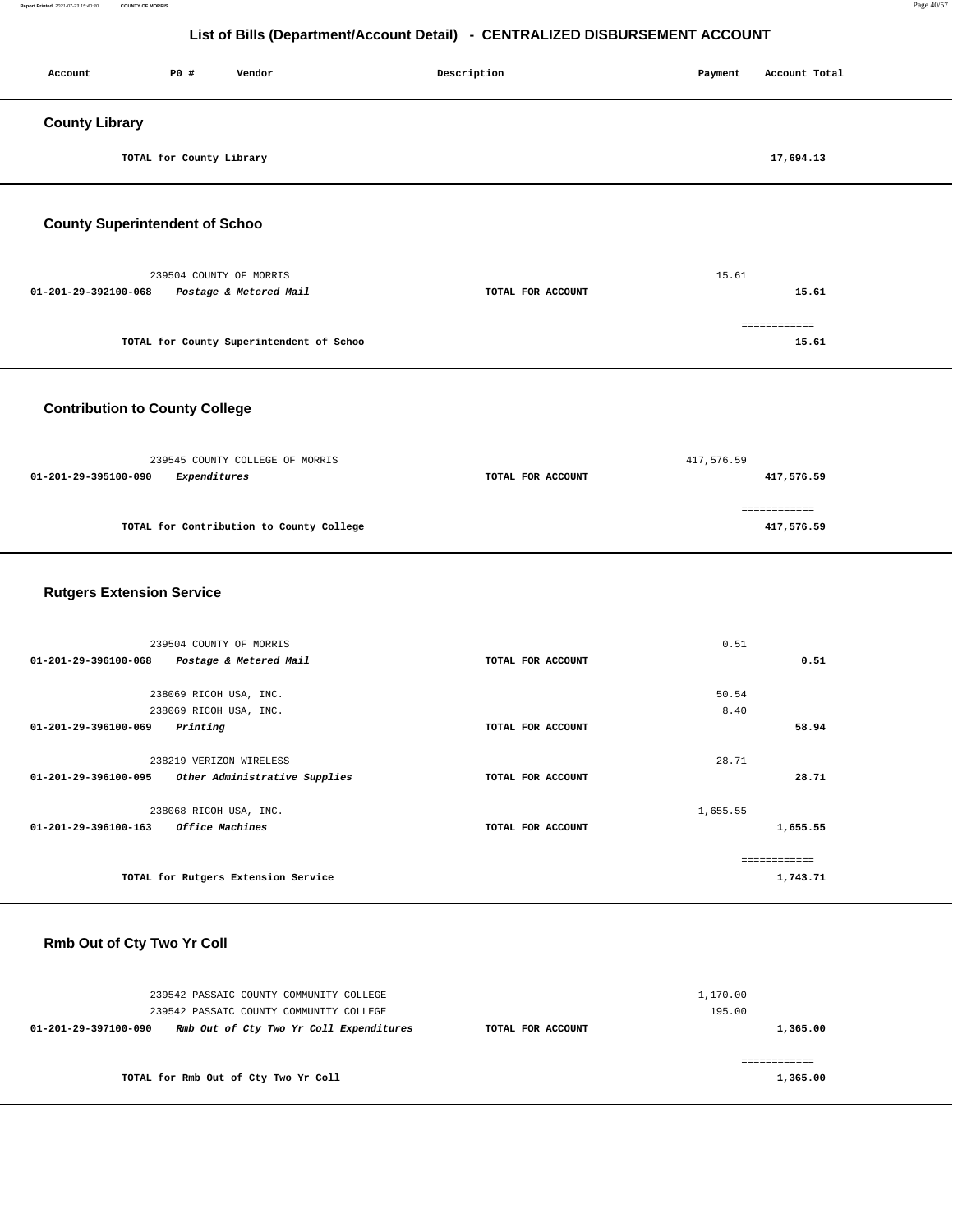## List of Bills (Department/Account Detail) - CENTRALIZED DISBURSEMENT ACCOUNT

| Account | PO # | Vendor | Description | Payment | Account Total |
|---|---|---|---|---|---|

### County Library

| | | | |
|---|---|---|---|
| TOTAL for County Library | | | 17,694.13 |

### County Superintendent of Schoo

| Account | PO # / Vendor | Description | Payment | Account Total |
|---|---|---|---|---|
| | 239504 COUNTY OF MORRIS | | 15.61 | |
| 01-201-29-392100-068 | *Postage & Metered Mail* | TOTAL FOR ACCOUNT | | 15.61 |
| | TOTAL for County Superintendent of Schoo | | | 15.61 |

### Contribution to County College

| Account | PO # / Vendor | Description | Payment | Account Total |
|---|---|---|---|---|
| | 239545 COUNTY COLLEGE OF MORRIS | | 417,576.59 | |
| 01-201-29-395100-090 | *Expenditures* | TOTAL FOR ACCOUNT | | 417,576.59 |
| | TOTAL for Contribution to County College | | | 417,576.59 |

### Rutgers Extension Service

| Account | PO # / Vendor | Description | Payment | Account Total |
|---|---|---|---|---|
| | 239504 COUNTY OF MORRIS | | 0.51 | |
| 01-201-29-396100-068 | *Postage & Metered Mail* | TOTAL FOR ACCOUNT | | 0.51 |
| | 238069 RICOH USA, INC. | | 50.54 | |
| | 238069 RICOH USA, INC. | | 8.40 | |
| 01-201-29-396100-069 | *Printing* | TOTAL FOR ACCOUNT | | 58.94 |
| | 238219 VERIZON WIRELESS | | 28.71 | |
| 01-201-29-396100-095 | *Other Administrative Supplies* | TOTAL FOR ACCOUNT | | 28.71 |
| | 238068 RICOH USA, INC. | | 1,655.55 | |
| 01-201-29-396100-163 | *Office Machines* | TOTAL FOR ACCOUNT | | 1,655.55 |
| | TOTAL for Rutgers Extension Service | | | 1,743.71 |

### Rmb Out of Cty Two Yr Coll

| Account | PO # / Vendor | Description | Payment | Account Total |
|---|---|---|---|---|
| | 239542 PASSAIC COUNTY COMMUNITY COLLEGE | | 1,170.00 | |
| | 239542 PASSAIC COUNTY COMMUNITY COLLEGE | | 195.00 | |
| 01-201-29-397100-090 | *Rmb Out of Cty Two Yr Coll Expenditures* | TOTAL FOR ACCOUNT | | 1,365.00 |
| | TOTAL for Rmb Out of Cty Two Yr Coll | | | 1,365.00 |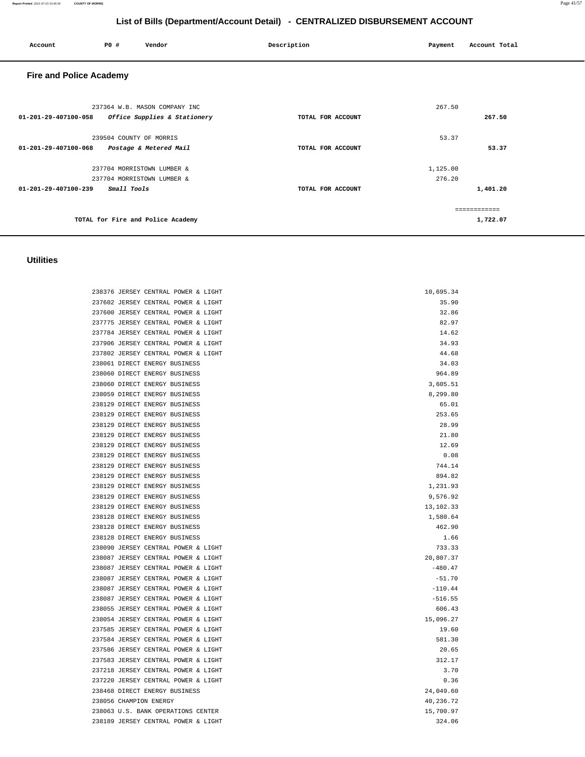# List of Bills (Department/Account Detail) - CENTRALIZED DISBURSEMENT ACCOUNT

| Account | PO # | Vendor | Description | Payment | Account Total |
|---|---|---|---|---|---|

## Fire and Police Academy

| Account | PO # | Vendor | Description | Payment | Account Total |
|---|---|---|---|---|---|
| | 237364 | W.B. MASON COMPANY INC | | 267.50 | |
| 01-201-29-407100-058 | | *Office Supplies & Stationery* | TOTAL FOR ACCOUNT | | 267.50 |
| | 239504 | COUNTY OF MORRIS | | 53.37 | |
| 01-201-29-407100-068 | | *Postage & Metered Mail* | TOTAL FOR ACCOUNT | | 53.37 |
| | 237704 | MORRISTOWN LUMBER & | | 1,125.00 | |
| | 237704 | MORRISTOWN LUMBER & | | 276.20 | |
| 01-201-29-407100-239 | | *Small Tools* | TOTAL FOR ACCOUNT | | 1,401.20 |
| | | | | | ============ |
| | | TOTAL for Fire and Police Academy | | | 1,722.07 |

## Utilities

| Account | PO # | Vendor | Description | Payment | Account Total |
|---|---|---|---|---|---|
| | 238376 | JERSEY CENTRAL POWER & LIGHT | | 10,695.34 | |
| | 237602 | JERSEY CENTRAL POWER & LIGHT | | 35.90 | |
| | 237600 | JERSEY CENTRAL POWER & LIGHT | | 32.86 | |
| | 237775 | JERSEY CENTRAL POWER & LIGHT | | 82.97 | |
| | 237784 | JERSEY CENTRAL POWER & LIGHT | | 14.62 | |
| | 237906 | JERSEY CENTRAL POWER & LIGHT | | 34.93 | |
| | 237802 | JERSEY CENTRAL POWER & LIGHT | | 44.68 | |
| | 238061 | DIRECT ENERGY BUSINESS | | 34.03 | |
| | 238060 | DIRECT ENERGY BUSINESS | | 964.89 | |
| | 238060 | DIRECT ENERGY BUSINESS | | 3,605.51 | |
| | 238059 | DIRECT ENERGY BUSINESS | | 8,299.80 | |
| | 238129 | DIRECT ENERGY BUSINESS | | 65.01 | |
| | 238129 | DIRECT ENERGY BUSINESS | | 253.65 | |
| | 238129 | DIRECT ENERGY BUSINESS | | 28.99 | |
| | 238129 | DIRECT ENERGY BUSINESS | | 21.80 | |
| | 238129 | DIRECT ENERGY BUSINESS | | 12.69 | |
| | 238129 | DIRECT ENERGY BUSINESS | | 0.08 | |
| | 238129 | DIRECT ENERGY BUSINESS | | 744.14 | |
| | 238129 | DIRECT ENERGY BUSINESS | | 894.82 | |
| | 238129 | DIRECT ENERGY BUSINESS | | 1,231.93 | |
| | 238129 | DIRECT ENERGY BUSINESS | | 9,576.92 | |
| | 238129 | DIRECT ENERGY BUSINESS | | 13,102.33 | |
| | 238128 | DIRECT ENERGY BUSINESS | | 1,580.64 | |
| | 238128 | DIRECT ENERGY BUSINESS | | 462.90 | |
| | 238128 | DIRECT ENERGY BUSINESS | | 1.66 | |
| | 238090 | JERSEY CENTRAL POWER & LIGHT | | 733.33 | |
| | 238087 | JERSEY CENTRAL POWER & LIGHT | | 20,807.37 | |
| | 238087 | JERSEY CENTRAL POWER & LIGHT | | -480.47 | |
| | 238087 | JERSEY CENTRAL POWER & LIGHT | | -51.70 | |
| | 238087 | JERSEY CENTRAL POWER & LIGHT | | -110.44 | |
| | 238087 | JERSEY CENTRAL POWER & LIGHT | | -516.55 | |
| | 238055 | JERSEY CENTRAL POWER & LIGHT | | 606.43 | |
| | 238054 | JERSEY CENTRAL POWER & LIGHT | | 15,096.27 | |
| | 237585 | JERSEY CENTRAL POWER & LIGHT | | 19.60 | |
| | 237584 | JERSEY CENTRAL POWER & LIGHT | | 581.30 | |
| | 237586 | JERSEY CENTRAL POWER & LIGHT | | 20.65 | |
| | 237583 | JERSEY CENTRAL POWER & LIGHT | | 312.17 | |
| | 237218 | JERSEY CENTRAL POWER & LIGHT | | 3.70 | |
| | 237220 | JERSEY CENTRAL POWER & LIGHT | | 0.36 | |
| | 238468 | DIRECT ENERGY BUSINESS | | 24,049.60 | |
| | 238056 | CHAMPION ENERGY | | 40,236.72 | |
| | 238063 | U.S. BANK OPERATIONS CENTER | | 15,700.97 | |
| | 238189 | JERSEY CENTRAL POWER & LIGHT | | 324.06 | |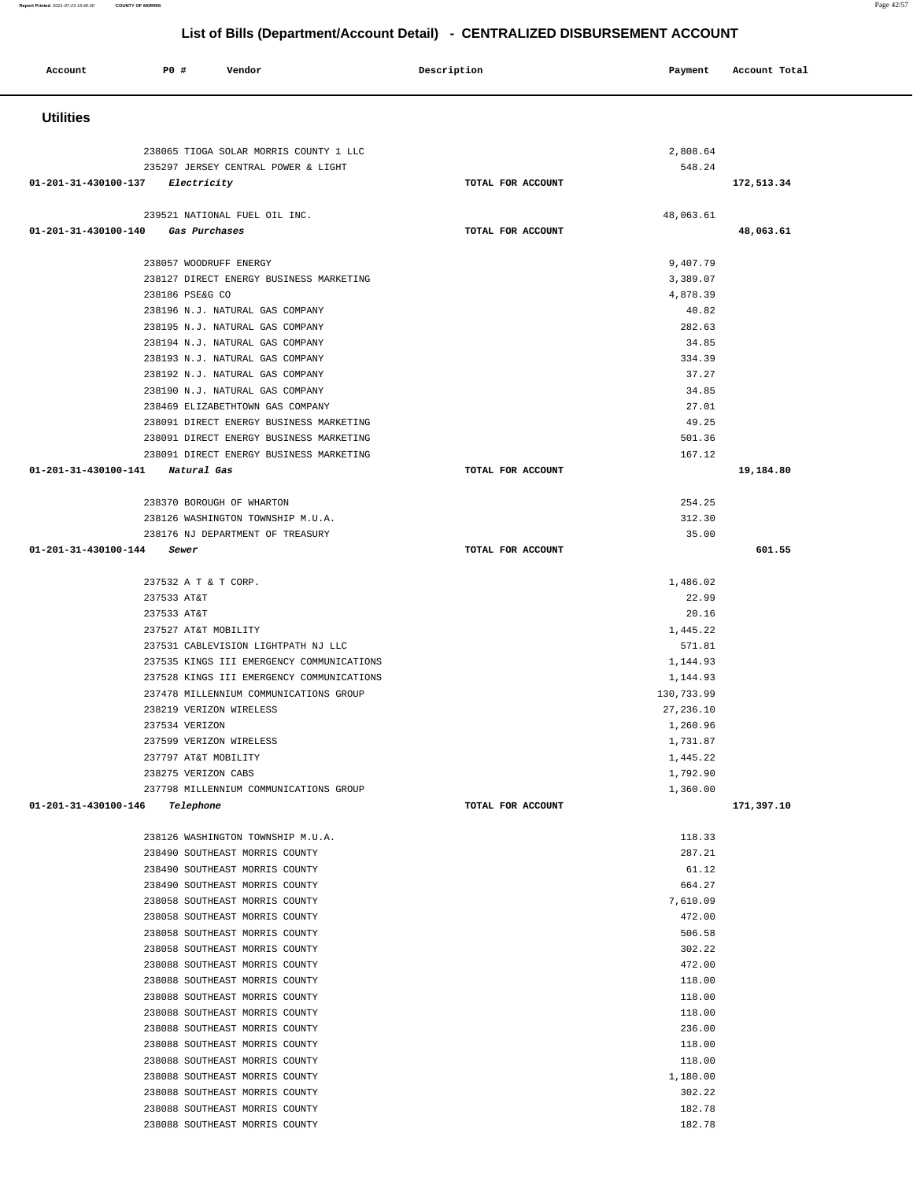# List of Bills (Department/Account Detail) - CENTRALIZED DISBURSEMENT ACCOUNT

| Account | PO # | Vendor | Description | Payment | Account Total |
|---|---|---|---|---|---|

## Utilities

| Account | PO # | Vendor | Description | Payment | Account Total |
|---|---|---|---|---|---|
| | 238065 | TIOGA SOLAR MORRIS COUNTY 1 LLC | | 2,808.64 | |
| | 235297 | JERSEY CENTRAL POWER & LIGHT | | 548.24 | |
| 01-201-31-430100-137 *Electricity* | | | TOTAL FOR ACCOUNT | | 172,513.34 |
| | 239521 | NATIONAL FUEL OIL INC. | | 48,063.61 | |
| 01-201-31-430100-140 *Gas Purchases* | | | TOTAL FOR ACCOUNT | | 48,063.61 |
| | 238057 | WOODRUFF ENERGY | | 9,407.79 | |
| | 238127 | DIRECT ENERGY BUSINESS MARKETING | | 3,389.07 | |
| | 238186 | PSE&G CO | | 4,878.39 | |
| | 238196 | N.J. NATURAL GAS COMPANY | | 40.82 | |
| | 238195 | N.J. NATURAL GAS COMPANY | | 282.63 | |
| | 238194 | N.J. NATURAL GAS COMPANY | | 34.85 | |
| | 238193 | N.J. NATURAL GAS COMPANY | | 334.39 | |
| | 238192 | N.J. NATURAL GAS COMPANY | | 37.27 | |
| | 238190 | N.J. NATURAL GAS COMPANY | | 34.85 | |
| | 238469 | ELIZABETHTOWN GAS COMPANY | | 27.01 | |
| | 238091 | DIRECT ENERGY BUSINESS MARKETING | | 49.25 | |
| | 238091 | DIRECT ENERGY BUSINESS MARKETING | | 501.36 | |
| | 238091 | DIRECT ENERGY BUSINESS MARKETING | | 167.12 | |
| 01-201-31-430100-141 *Natural Gas* | | | TOTAL FOR ACCOUNT | | 19,184.80 |
| | 238370 | BOROUGH OF WHARTON | | 254.25 | |
| | 238126 | WASHINGTON TOWNSHIP M.U.A. | | 312.30 | |
| | 238176 | NJ DEPARTMENT OF TREASURY | | 35.00 | |
| 01-201-31-430100-144 *Sewer* | | | TOTAL FOR ACCOUNT | | 601.55 |
| | 237532 | A T & T CORP. | | 1,486.02 | |
| | 237533 | AT&T | | 22.99 | |
| | 237533 | AT&T | | 20.16 | |
| | 237527 | AT&T MOBILITY | | 1,445.22 | |
| | 237531 | CABLEVISION LIGHTPATH NJ LLC | | 571.81 | |
| | 237535 | KINGS III EMERGENCY COMMUNICATIONS | | 1,144.93 | |
| | 237528 | KINGS III EMERGENCY COMMUNICATIONS | | 1,144.93 | |
| | 237478 | MILLENNIUM COMMUNICATIONS GROUP | | 130,733.99 | |
| | 238219 | VERIZON WIRELESS | | 27,236.10 | |
| | 237534 | VERIZON | | 1,260.96 | |
| | 237599 | VERIZON WIRELESS | | 1,731.87 | |
| | 237797 | AT&T MOBILITY | | 1,445.22 | |
| | 238275 | VERIZON CABS | | 1,792.90 | |
| | 237798 | MILLENNIUM COMMUNICATIONS GROUP | | 1,360.00 | |
| 01-201-31-430100-146 *Telephone* | | | TOTAL FOR ACCOUNT | | 171,397.10 |
| | 238126 | WASHINGTON TOWNSHIP M.U.A. | | 118.33 | |
| | 238490 | SOUTHEAST MORRIS COUNTY | | 287.21 | |
| | 238490 | SOUTHEAST MORRIS COUNTY | | 61.12 | |
| | 238490 | SOUTHEAST MORRIS COUNTY | | 664.27 | |
| | 238058 | SOUTHEAST MORRIS COUNTY | | 7,610.09 | |
| | 238058 | SOUTHEAST MORRIS COUNTY | | 472.00 | |
| | 238058 | SOUTHEAST MORRIS COUNTY | | 506.58 | |
| | 238058 | SOUTHEAST MORRIS COUNTY | | 302.22 | |
| | 238088 | SOUTHEAST MORRIS COUNTY | | 472.00 | |
| | 238088 | SOUTHEAST MORRIS COUNTY | | 118.00 | |
| | 238088 | SOUTHEAST MORRIS COUNTY | | 118.00 | |
| | 238088 | SOUTHEAST MORRIS COUNTY | | 118.00 | |
| | 238088 | SOUTHEAST MORRIS COUNTY | | 236.00 | |
| | 238088 | SOUTHEAST MORRIS COUNTY | | 118.00 | |
| | 238088 | SOUTHEAST MORRIS COUNTY | | 118.00 | |
| | 238088 | SOUTHEAST MORRIS COUNTY | | 1,180.00 | |
| | 238088 | SOUTHEAST MORRIS COUNTY | | 302.22 | |
| | 238088 | SOUTHEAST MORRIS COUNTY | | 182.78 | |
| | 238088 | SOUTHEAST MORRIS COUNTY | | 182.78 | |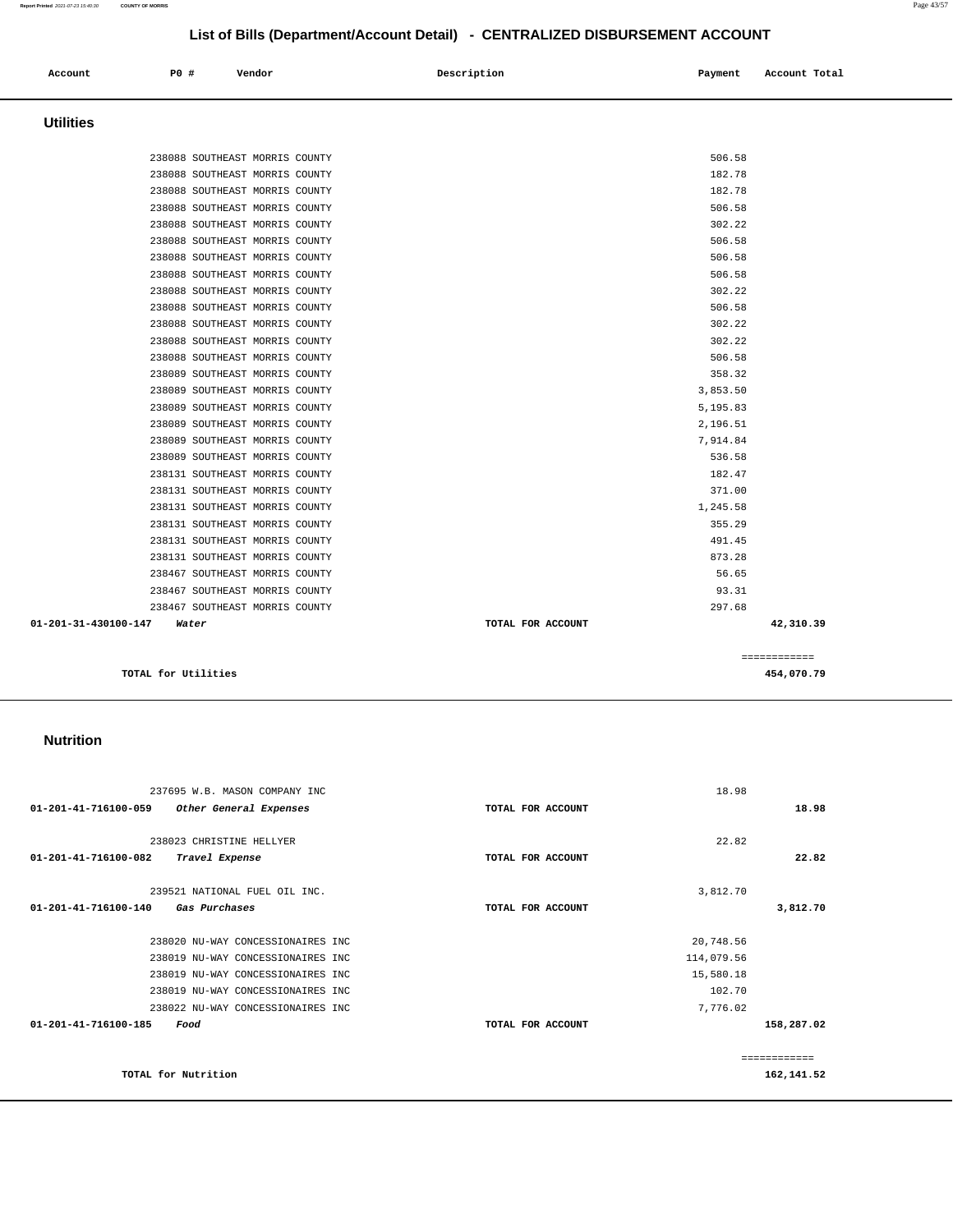## List of Bills (Department/Account Detail) - CENTRALIZED DISBURSEMENT ACCOUNT

| Account | PO # | Vendor | Description | Payment | Account Total |
|---|---|---|---|---|---|

### Utilities

| Account | PO # | Vendor | Description | Payment | Account Total |
|---|---|---|---|---|---|
| | 238088 | SOUTHEAST MORRIS COUNTY | | 506.58 | |
| | 238088 | SOUTHEAST MORRIS COUNTY | | 182.78 | |
| | 238088 | SOUTHEAST MORRIS COUNTY | | 182.78 | |
| | 238088 | SOUTHEAST MORRIS COUNTY | | 506.58 | |
| | 238088 | SOUTHEAST MORRIS COUNTY | | 302.22 | |
| | 238088 | SOUTHEAST MORRIS COUNTY | | 506.58 | |
| | 238088 | SOUTHEAST MORRIS COUNTY | | 506.58 | |
| | 238088 | SOUTHEAST MORRIS COUNTY | | 506.58 | |
| | 238088 | SOUTHEAST MORRIS COUNTY | | 302.22 | |
| | 238088 | SOUTHEAST MORRIS COUNTY | | 506.58 | |
| | 238088 | SOUTHEAST MORRIS COUNTY | | 302.22 | |
| | 238088 | SOUTHEAST MORRIS COUNTY | | 302.22 | |
| | 238088 | SOUTHEAST MORRIS COUNTY | | 506.58 | |
| | 238089 | SOUTHEAST MORRIS COUNTY | | 358.32 | |
| | 238089 | SOUTHEAST MORRIS COUNTY | | 3,853.50 | |
| | 238089 | SOUTHEAST MORRIS COUNTY | | 5,195.83 | |
| | 238089 | SOUTHEAST MORRIS COUNTY | | 2,196.51 | |
| | 238089 | SOUTHEAST MORRIS COUNTY | | 7,914.84 | |
| | 238089 | SOUTHEAST MORRIS COUNTY | | 536.58 | |
| | 238131 | SOUTHEAST MORRIS COUNTY | | 182.47 | |
| | 238131 | SOUTHEAST MORRIS COUNTY | | 371.00 | |
| | 238131 | SOUTHEAST MORRIS COUNTY | | 1,245.58 | |
| | 238131 | SOUTHEAST MORRIS COUNTY | | 355.29 | |
| | 238131 | SOUTHEAST MORRIS COUNTY | | 491.45 | |
| | 238131 | SOUTHEAST MORRIS COUNTY | | 873.28 | |
| | 238467 | SOUTHEAST MORRIS COUNTY | | 56.65 | |
| | 238467 | SOUTHEAST MORRIS COUNTY | | 93.31 | |
| | 238467 | SOUTHEAST MORRIS COUNTY | | 297.68 | |
| **01-201-31-430100-147** | *Water* | | TOTAL FOR ACCOUNT | | **42,310.39** |
| | | | | | ============ |
| | **TOTAL for Utilities** | | | | **454,070.79** |

### Nutrition

| Account | PO # | Vendor | Description | Payment | Account Total |
|---|---|---|---|---|---|
| | 237695 | W.B. MASON COMPANY INC | | 18.98 | |
| **01-201-41-716100-059** | *Other General Expenses* | | TOTAL FOR ACCOUNT | | **18.98** |
| | 238023 | CHRISTINE HELLYER | | 22.82 | |
| **01-201-41-716100-082** | *Travel Expense* | | TOTAL FOR ACCOUNT | | **22.82** |
| | 239521 | NATIONAL FUEL OIL INC. | | 3,812.70 | |
| **01-201-41-716100-140** | *Gas Purchases* | | TOTAL FOR ACCOUNT | | **3,812.70** |
| | 238020 | NU-WAY CONCESSIONAIRES INC | | 20,748.56 | |
| | 238019 | NU-WAY CONCESSIONAIRES INC | | 114,079.56 | |
| | 238019 | NU-WAY CONCESSIONAIRES INC | | 15,580.18 | |
| | 238019 | NU-WAY CONCESSIONAIRES INC | | 102.70 | |
| | 238022 | NU-WAY CONCESSIONAIRES INC | | 7,776.02 | |
| **01-201-41-716100-185** | *Food* | | TOTAL FOR ACCOUNT | | **158,287.02** |
| | | | | | ============ |
| | **TOTAL for Nutrition** | | | | **162,141.52** |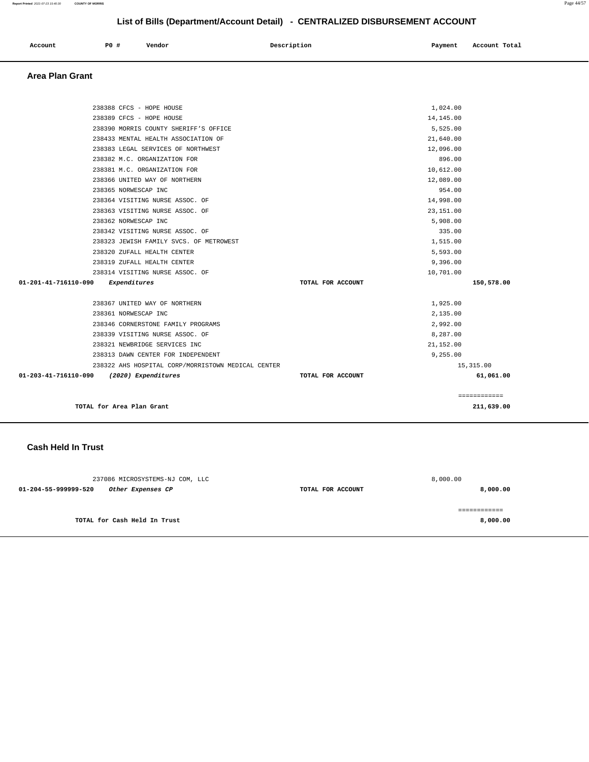# List of Bills (Department/Account Detail) - CENTRALIZED DISBURSEMENT ACCOUNT

| Account | PO # | Vendor | Description | Payment | Account Total |
|---|---|---|---|---|---|

## Area Plan Grant

| Account | PO # | Vendor | Description | Payment | Account Total |
|---|---|---|---|---|---|
| | 238388 | CFCS - HOPE HOUSE | | 1,024.00 | |
| | 238389 | CFCS - HOPE HOUSE | | 14,145.00 | |
| | 238390 | MORRIS COUNTY SHERIFF'S OFFICE | | 5,525.00 | |
| | 238433 | MENTAL HEALTH ASSOCIATION OF | | 21,640.00 | |
| | 238383 | LEGAL SERVICES OF NORTHWEST | | 12,096.00 | |
| | 238382 | M.C. ORGANIZATION FOR | | 896.00 | |
| | 238381 | M.C. ORGANIZATION FOR | | 10,612.00 | |
| | 238366 | UNITED WAY OF NORTHERN | | 12,089.00 | |
| | 238365 | NORWESCAP INC | | 954.00 | |
| | 238364 | VISITING NURSE ASSOC. OF | | 14,998.00 | |
| | 238363 | VISITING NURSE ASSOC. OF | | 23,151.00 | |
| | 238362 | NORWESCAP INC | | 5,908.00 | |
| | 238342 | VISITING NURSE ASSOC. OF | | 335.00 | |
| | 238323 | JEWISH FAMILY SVCS. OF METROWEST | | 1,515.00 | |
| | 238320 | ZUFALL HEALTH CENTER | | 5,593.00 | |
| | 238319 | ZUFALL HEALTH CENTER | | 9,396.00 | |
| | 238314 | VISITING NURSE ASSOC. OF | | 10,701.00 | |
| **01-201-41-716110-090** | | ***Expenditures*** | **TOTAL FOR ACCOUNT** | | **150,578.00** |
| | 238367 | UNITED WAY OF NORTHERN | | 1,925.00 | |
| | 238361 | NORWESCAP INC | | 2,135.00 | |
| | 238346 | CORNERSTONE FAMILY PROGRAMS | | 2,992.00 | |
| | 238339 | VISITING NURSE ASSOC. OF | | 8,287.00 | |
| | 238321 | NEWBRIDGE SERVICES INC | | 21,152.00 | |
| | 238313 | DAWN CENTER FOR INDEPENDENT | | 9,255.00 | |
| | 238322 | AHS HOSPITAL CORP/MORRISTOWN MEDICAL CENTER | | 15,315.00 | |
| **01-203-41-716110-090** | | ***(2020) Expenditures*** | **TOTAL FOR ACCOUNT** | | **61,061.00** |
| | | | | | ============ |
| | | **TOTAL for Area Plan Grant** | | | **211,639.00** |

## Cash Held In Trust

| Account | PO # | Vendor | Description | Payment | Account Total |
|---|---|---|---|---|---|
| | 237086 | MICROSYSTEMS-NJ COM, LLC | | 8,000.00 | |
| **01-204-55-999999-520** | | ***Other Expenses CP*** | **TOTAL FOR ACCOUNT** | | **8,000.00** |
| | | | | | ============ |
| | | **TOTAL for Cash Held In Trust** | | | **8,000.00** |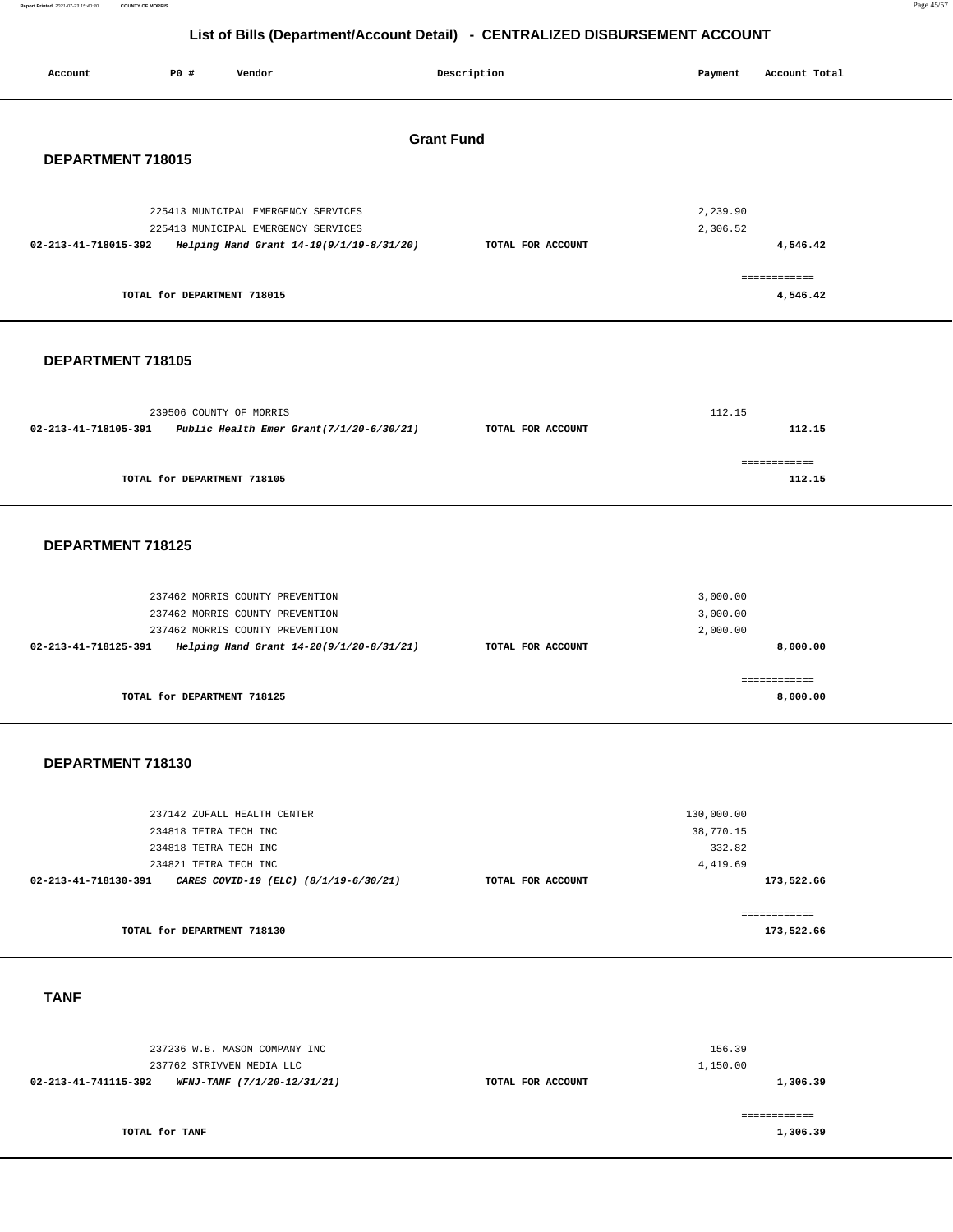# List of Bills (Department/Account Detail) - CENTRALIZED DISBURSEMENT ACCOUNT

| Account | PO # | Vendor | Description | Payment | Account Total |
|---|---|---|---|---|---|

## Grant Fund

### DEPARTMENT 718015

| Account | PO # | Vendor | Description | Payment | Account Total |
|---|---|---|---|---|---|
| | 225413 | MUNICIPAL EMERGENCY SERVICES | | 2,239.90 | |
| | 225413 | MUNICIPAL EMERGENCY SERVICES | | 2,306.52 | |
| 02-213-41-718015-392 | | *Helping Hand Grant 14-19(9/1/19-8/31/20)* | TOTAL FOR ACCOUNT | | 4,546.42 |
| | | | | | ============ |
| | TOTAL for DEPARTMENT 718015 | | | | 4,546.42 |

### DEPARTMENT 718105

| Account | PO # | Vendor | Description | Payment | Account Total |
|---|---|---|---|---|---|
| | 239506 | COUNTY OF MORRIS | | 112.15 | |
| 02-213-41-718105-391 | | *Public Health Emer Grant(7/1/20-6/30/21)* | TOTAL FOR ACCOUNT | | 112.15 |
| | | | | | ============ |
| | TOTAL for DEPARTMENT 718105 | | | | 112.15 |

### DEPARTMENT 718125

| Account | PO # | Vendor | Description | Payment | Account Total |
|---|---|---|---|---|---|
| | 237462 | MORRIS COUNTY PREVENTION | | 3,000.00 | |
| | 237462 | MORRIS COUNTY PREVENTION | | 3,000.00 | |
| | 237462 | MORRIS COUNTY PREVENTION | | 2,000.00 | |
| 02-213-41-718125-391 | | *Helping Hand Grant 14-20(9/1/20-8/31/21)* | TOTAL FOR ACCOUNT | | 8,000.00 |
| | | | | | ============ |
| | TOTAL for DEPARTMENT 718125 | | | | 8,000.00 |

### DEPARTMENT 718130

| Account | PO # | Vendor | Description | Payment | Account Total |
|---|---|---|---|---|---|
| | 237142 | ZUFALL HEALTH CENTER | | 130,000.00 | |
| | 234818 | TETRA TECH INC | | 38,770.15 | |
| | 234818 | TETRA TECH INC | | 332.82 | |
| | 234821 | TETRA TECH INC | | 4,419.69 | |
| 02-213-41-718130-391 | | *CARES COVID-19 (ELC) (8/1/19-6/30/21)* | TOTAL FOR ACCOUNT | | 173,522.66 |
| | | | | | ============ |
| | TOTAL for DEPARTMENT 718130 | | | | 173,522.66 |

### TANF

| Account | PO # | Vendor | Description | Payment | Account Total |
|---|---|---|---|---|---|
| | 237236 | W.B. MASON COMPANY INC | | 156.39 | |
| | 237762 | STRIVVEN MEDIA LLC | | 1,150.00 | |
| 02-213-41-741115-392 | | *WFNJ-TANF (7/1/20-12/31/21)* | TOTAL FOR ACCOUNT | | 1,306.39 |
| | | | | | ============ |
| | TOTAL for TANF | | | | 1,306.39 |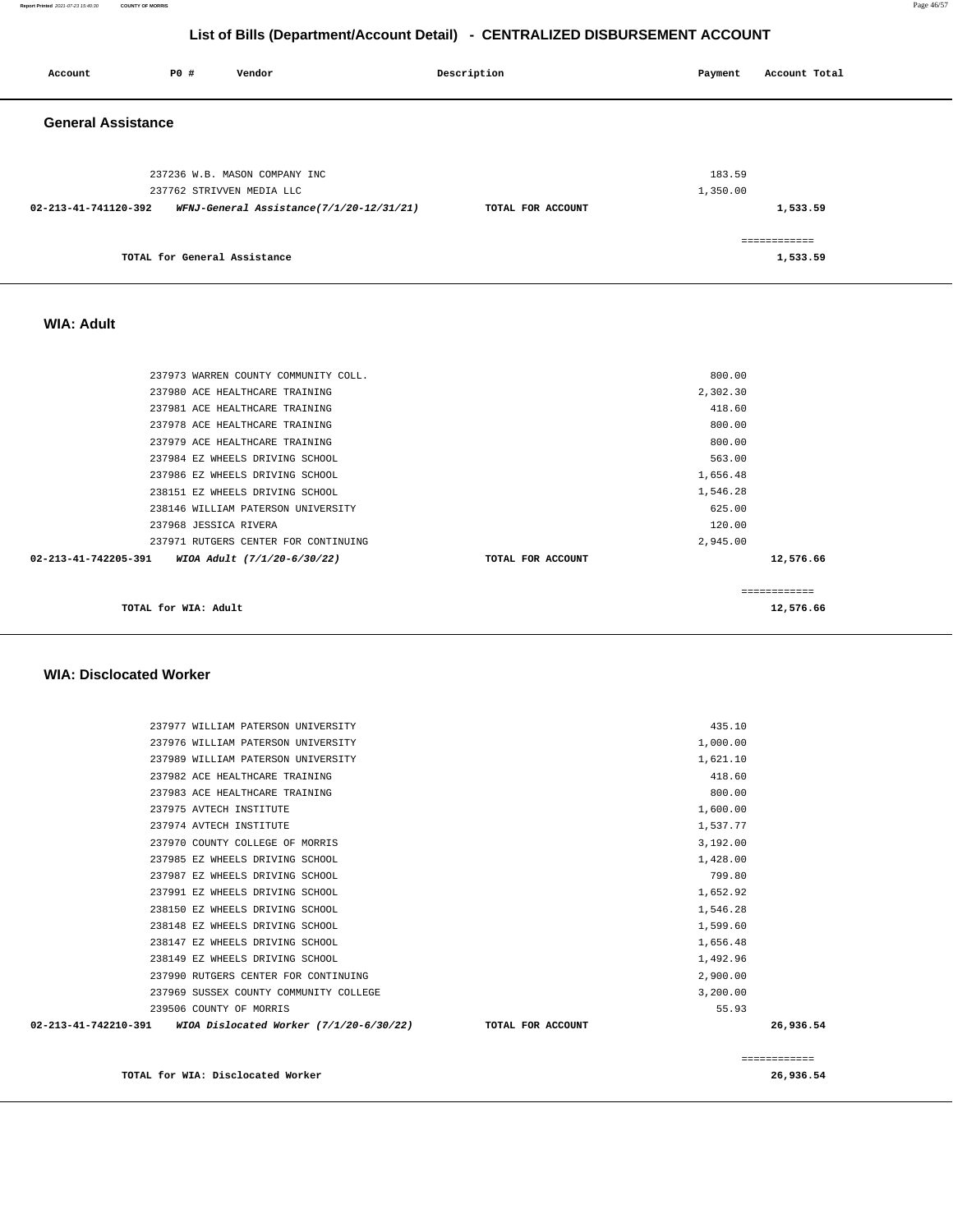# List of Bills (Department/Account Detail) - CENTRALIZED DISBURSEMENT ACCOUNT

| Account | PO # | Vendor | Description | Payment | Account Total |
|---|---|---|---|---|---|

## General Assistance

| Account | PO # | Vendor | Description | Payment | Account Total |
|---|---|---|---|---|---|
| | 237236 | W.B. MASON COMPANY INC | | 183.59 | |
| | 237762 | STRIVVEN MEDIA LLC | | 1,350.00 | |
| **02-213-41-741120-392** | | ***WFNJ-General Assistance(7/1/20-12/31/21)*** | **TOTAL FOR ACCOUNT** | | **1,533.59** |
| | | | | | ============ |
| | | **TOTAL for General Assistance** | | | **1,533.59** |

## WIA: Adult

| Account | PO # | Vendor | Description | Payment | Account Total |
|---|---|---|---|---|---|
| | 237973 | WARREN COUNTY COMMUNITY COLL. | | 800.00 | |
| | 237980 | ACE HEALTHCARE TRAINING | | 2,302.30 | |
| | 237981 | ACE HEALTHCARE TRAINING | | 418.60 | |
| | 237978 | ACE HEALTHCARE TRAINING | | 800.00 | |
| | 237979 | ACE HEALTHCARE TRAINING | | 800.00 | |
| | 237984 | EZ WHEELS DRIVING SCHOOL | | 563.00 | |
| | 237986 | EZ WHEELS DRIVING SCHOOL | | 1,656.48 | |
| | 238151 | EZ WHEELS DRIVING SCHOOL | | 1,546.28 | |
| | 238146 | WILLIAM PATERSON UNIVERSITY | | 625.00 | |
| | 237968 | JESSICA RIVERA | | 120.00 | |
| | 237971 | RUTGERS CENTER FOR CONTINUING | | 2,945.00 | |
| **02-213-41-742205-391** | | ***WIOA Adult (7/1/20-6/30/22)*** | **TOTAL FOR ACCOUNT** | | **12,576.66** |
| | | | | | ============ |
| | | **TOTAL for WIA: Adult** | | | **12,576.66** |

## WIA: Disclocated Worker

| Account | PO # | Vendor | Description | Payment | Account Total |
|---|---|---|---|---|---|
| | 237977 | WILLIAM PATERSON UNIVERSITY | | 435.10 | |
| | 237976 | WILLIAM PATERSON UNIVERSITY | | 1,000.00 | |
| | 237989 | WILLIAM PATERSON UNIVERSITY | | 1,621.10 | |
| | 237982 | ACE HEALTHCARE TRAINING | | 418.60 | |
| | 237983 | ACE HEALTHCARE TRAINING | | 800.00 | |
| | 237975 | AVTECH INSTITUTE | | 1,600.00 | |
| | 237974 | AVTECH INSTITUTE | | 1,537.77 | |
| | 237970 | COUNTY COLLEGE OF MORRIS | | 3,192.00 | |
| | 237985 | EZ WHEELS DRIVING SCHOOL | | 1,428.00 | |
| | 237987 | EZ WHEELS DRIVING SCHOOL | | 799.80 | |
| | 237991 | EZ WHEELS DRIVING SCHOOL | | 1,652.92 | |
| | 238150 | EZ WHEELS DRIVING SCHOOL | | 1,546.28 | |
| | 238148 | EZ WHEELS DRIVING SCHOOL | | 1,599.60 | |
| | 238147 | EZ WHEELS DRIVING SCHOOL | | 1,656.48 | |
| | 238149 | EZ WHEELS DRIVING SCHOOL | | 1,492.96 | |
| | 237990 | RUTGERS CENTER FOR CONTINUING | | 2,900.00 | |
| | 237969 | SUSSEX COUNTY COMMUNITY COLLEGE | | 3,200.00 | |
| | 239506 | COUNTY OF MORRIS | | 55.93 | |
| **02-213-41-742210-391** | | ***WIOA Dislocated Worker (7/1/20-6/30/22)*** | **TOTAL FOR ACCOUNT** | | **26,936.54** |
| | | | | | ============ |
| | | **TOTAL for WIA: Disclocated Worker** | | | **26,936.54** |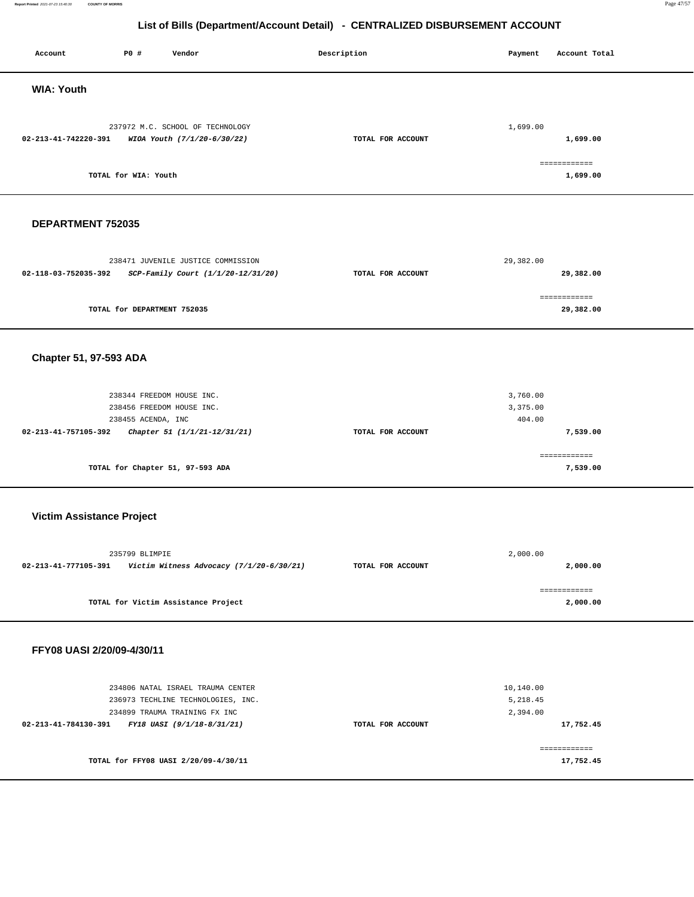# List of Bills (Department/Account Detail) - CENTRALIZED DISBURSEMENT ACCOUNT

| Account | PO # | Vendor | Description | Payment | Account Total |
|---|---|---|---|---|---|

## WIA: Youth

| Account | PO # | Vendor | Description | Payment | Account Total |
|---|---|---|---|---|---|
| | 237972 | M.C. SCHOOL OF TECHNOLOGY | | 1,699.00 | |
| 02-213-41-742220-391 | | *WIOA Youth (7/1/20-6/30/22)* | TOTAL FOR ACCOUNT | | 1,699.00 |
| | | TOTAL for WIA: Youth | | | 1,699.00 |

## DEPARTMENT 752035

| Account | PO # | Vendor | Description | Payment | Account Total |
|---|---|---|---|---|---|
| | 238471 | JUVENILE JUSTICE COMMISSION | | 29,382.00 | |
| 02-118-03-752035-392 | | *SCP-Family Court (1/1/20-12/31/20)* | TOTAL FOR ACCOUNT | | 29,382.00 |
| | | TOTAL for DEPARTMENT 752035 | | | 29,382.00 |

## Chapter 51, 97-593 ADA

| Account | PO # | Vendor | Description | Payment | Account Total |
|---|---|---|---|---|---|
| | 238344 | FREEDOM HOUSE INC. | | 3,760.00 | |
| | 238456 | FREEDOM HOUSE INC. | | 3,375.00 | |
| | 238455 | ACENDA, INC | | 404.00 | |
| 02-213-41-757105-392 | | *Chapter 51 (1/1/21-12/31/21)* | TOTAL FOR ACCOUNT | | 7,539.00 |
| | | TOTAL for Chapter 51, 97-593 ADA | | | 7,539.00 |

## Victim Assistance Project

| Account | PO # | Vendor | Description | Payment | Account Total |
|---|---|---|---|---|---|
| | 235799 | BLIMPIE | | 2,000.00 | |
| 02-213-41-777105-391 | | *Victim Witness Advocacy (7/1/20-6/30/21)* | TOTAL FOR ACCOUNT | | 2,000.00 |
| | | TOTAL for Victim Assistance Project | | | 2,000.00 |

## FFY08 UASI 2/20/09-4/30/11

| Account | PO # | Vendor | Description | Payment | Account Total |
|---|---|---|---|---|---|
| | 234806 | NATAL ISRAEL TRAUMA CENTER | | 10,140.00 | |
| | 236973 | TECHLINE TECHNOLOGIES, INC. | | 5,218.45 | |
| | 234899 | TRAUMA TRAINING FX INC | | 2,394.00 | |
| 02-213-41-784130-391 | | *FY18 UASI (9/1/18-8/31/21)* | TOTAL FOR ACCOUNT | | 17,752.45 |
| | | TOTAL for FFY08 UASI 2/20/09-4/30/11 | | | 17,752.45 |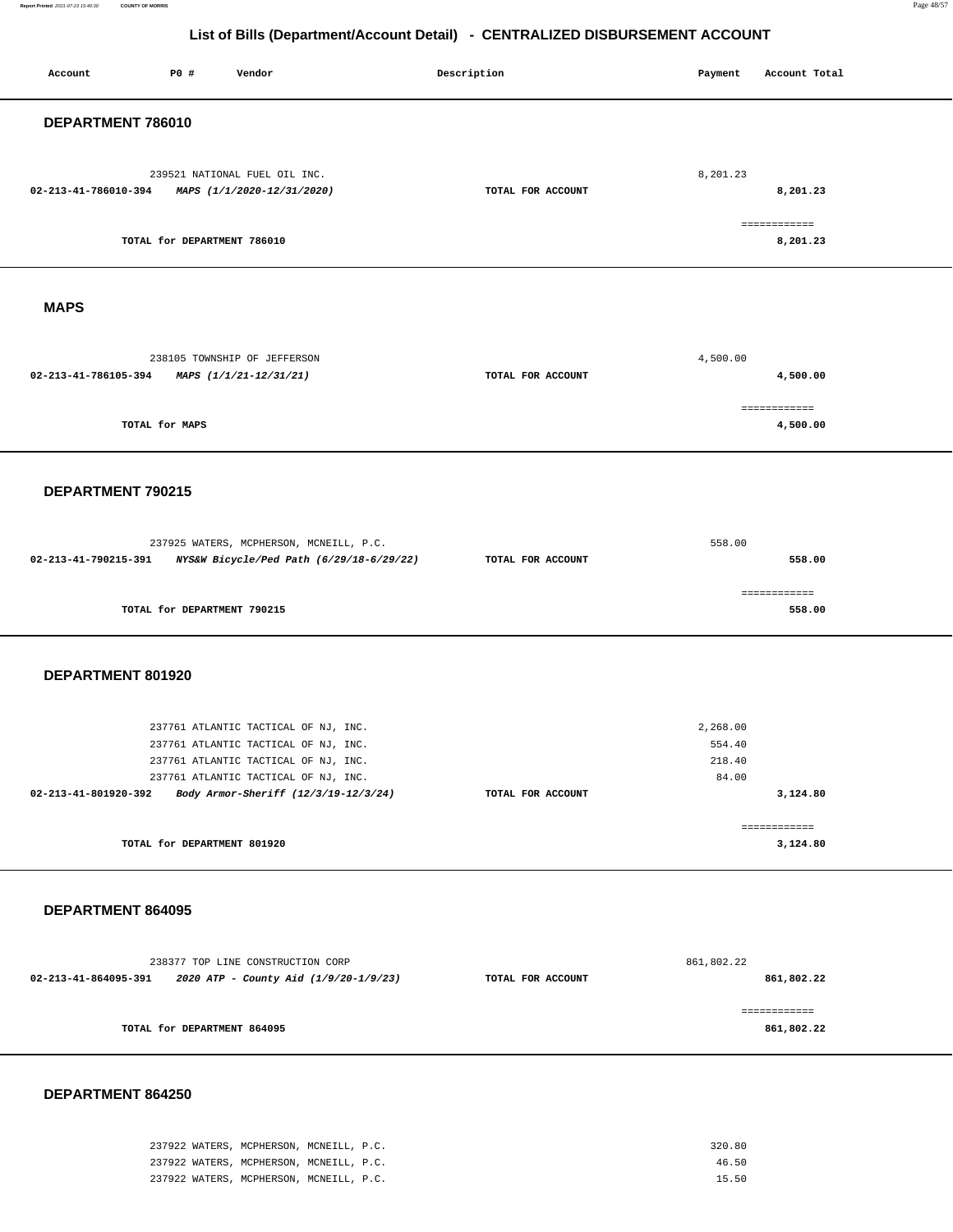## List of Bills (Department/Account Detail) - CENTRALIZED DISBURSEMENT ACCOUNT

| Account | PO # | Vendor | Description | Payment | Account Total |
|---|---|---|---|---|---|

### DEPARTMENT 786010

| Account | PO # | Vendor | Description | Payment | Account Total |
|---|---|---|---|---|---|
| | 239521 | NATIONAL FUEL OIL INC. | | 8,201.23 | |
| **02-213-41-786010-394** | | ***MAPS (1/1/2020-12/31/2020)*** | TOTAL FOR ACCOUNT | | **8,201.23** |
| | | TOTAL for DEPARTMENT 786010 | | | **8,201.23** |

### MAPS

| Account | PO # | Vendor | Description | Payment | Account Total |
|---|---|---|---|---|---|
| | 238105 | TOWNSHIP OF JEFFERSON | | 4,500.00 | |
| **02-213-41-786105-394** | | ***MAPS (1/1/21-12/31/21)*** | TOTAL FOR ACCOUNT | | **4,500.00** |
| | | TOTAL for MAPS | | | **4,500.00** |

### DEPARTMENT 790215

| Account | PO # | Vendor | Description | Payment | Account Total |
|---|---|---|---|---|---|
| | 237925 | WATERS, MCPHERSON, MCNEILL, P.C. | | 558.00 | |
| **02-213-41-790215-391** | | ***NYS&W Bicycle/Ped Path (6/29/18-6/29/22)*** | TOTAL FOR ACCOUNT | | **558.00** |
| | | TOTAL for DEPARTMENT 790215 | | | **558.00** |

### DEPARTMENT 801920

| Account | PO # | Vendor | Description | Payment | Account Total |
|---|---|---|---|---|---|
| | 237761 | ATLANTIC TACTICAL OF NJ, INC. | | 2,268.00 | |
| | 237761 | ATLANTIC TACTICAL OF NJ, INC. | | 554.40 | |
| | 237761 | ATLANTIC TACTICAL OF NJ, INC. | | 218.40 | |
| | 237761 | ATLANTIC TACTICAL OF NJ, INC. | | 84.00 | |
| **02-213-41-801920-392** | | ***Body Armor-Sheriff (12/3/19-12/3/24)*** | TOTAL FOR ACCOUNT | | **3,124.80** |
| | | TOTAL for DEPARTMENT 801920 | | | **3,124.80** |

### DEPARTMENT 864095

| Account | PO # | Vendor | Description | Payment | Account Total |
|---|---|---|---|---|---|
| | 238377 | TOP LINE CONSTRUCTION CORP | | 861,802.22 | |
| **02-213-41-864095-391** | | ***2020 ATP - County Aid (1/9/20-1/9/23)*** | TOTAL FOR ACCOUNT | | **861,802.22** |
| | | TOTAL for DEPARTMENT 864095 | | | **861,802.22** |

### DEPARTMENT 864250

| Account | PO # | Vendor | Description | Payment | Account Total |
|---|---|---|---|---|---|
| | 237922 | WATERS, MCPHERSON, MCNEILL, P.C. | | 320.80 | |
| | 237922 | WATERS, MCPHERSON, MCNEILL, P.C. | | 46.50 | |
| | 237922 | WATERS, MCPHERSON, MCNEILL, P.C. | | 15.50 | |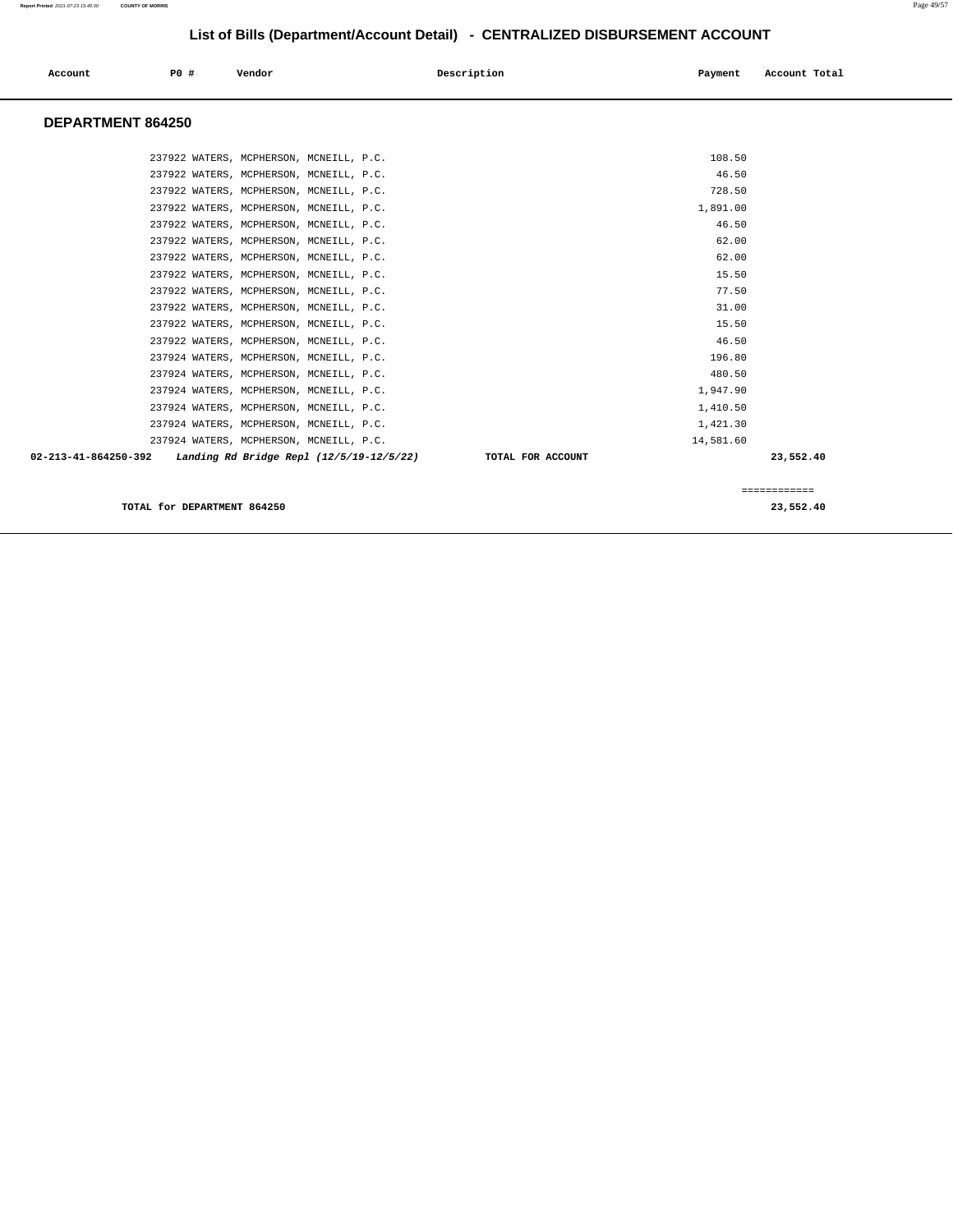# List of Bills (Department/Account Detail) - CENTRALIZED DISBURSEMENT ACCOUNT

| Account | PO # | Vendor | Description | Payment | Account Total |
|---|---|---|---|---|---|

## DEPARTMENT 864250

| Account | PO # | Vendor | Description | Payment | Account Total |
|---|---|---|---|---|---|
| | 237922 | WATERS, MCPHERSON, MCNEILL, P.C. | | 108.50 | |
| | 237922 | WATERS, MCPHERSON, MCNEILL, P.C. | | 46.50 | |
| | 237922 | WATERS, MCPHERSON, MCNEILL, P.C. | | 728.50 | |
| | 237922 | WATERS, MCPHERSON, MCNEILL, P.C. | | 1,891.00 | |
| | 237922 | WATERS, MCPHERSON, MCNEILL, P.C. | | 46.50 | |
| | 237922 | WATERS, MCPHERSON, MCNEILL, P.C. | | 62.00 | |
| | 237922 | WATERS, MCPHERSON, MCNEILL, P.C. | | 62.00 | |
| | 237922 | WATERS, MCPHERSON, MCNEILL, P.C. | | 15.50 | |
| | 237922 | WATERS, MCPHERSON, MCNEILL, P.C. | | 77.50 | |
| | 237922 | WATERS, MCPHERSON, MCNEILL, P.C. | | 31.00 | |
| | 237922 | WATERS, MCPHERSON, MCNEILL, P.C. | | 15.50 | |
| | 237922 | WATERS, MCPHERSON, MCNEILL, P.C. | | 46.50 | |
| | 237924 | WATERS, MCPHERSON, MCNEILL, P.C. | | 196.80 | |
| | 237924 | WATERS, MCPHERSON, MCNEILL, P.C. | | 480.50 | |
| | 237924 | WATERS, MCPHERSON, MCNEILL, P.C. | | 1,947.90 | |
| | 237924 | WATERS, MCPHERSON, MCNEILL, P.C. | | 1,410.50 | |
| | 237924 | WATERS, MCPHERSON, MCNEILL, P.C. | | 1,421.30 | |
| | 237924 | WATERS, MCPHERSON, MCNEILL, P.C. | | 14,581.60 | |
| **02-213-41-864250-392** | | ***Landing Rd Bridge Repl (12/5/19-12/5/22)*** | **TOTAL FOR ACCOUNT** | | **23,552.40** |

============

**TOTAL for DEPARTMENT 864250** **23,552.40**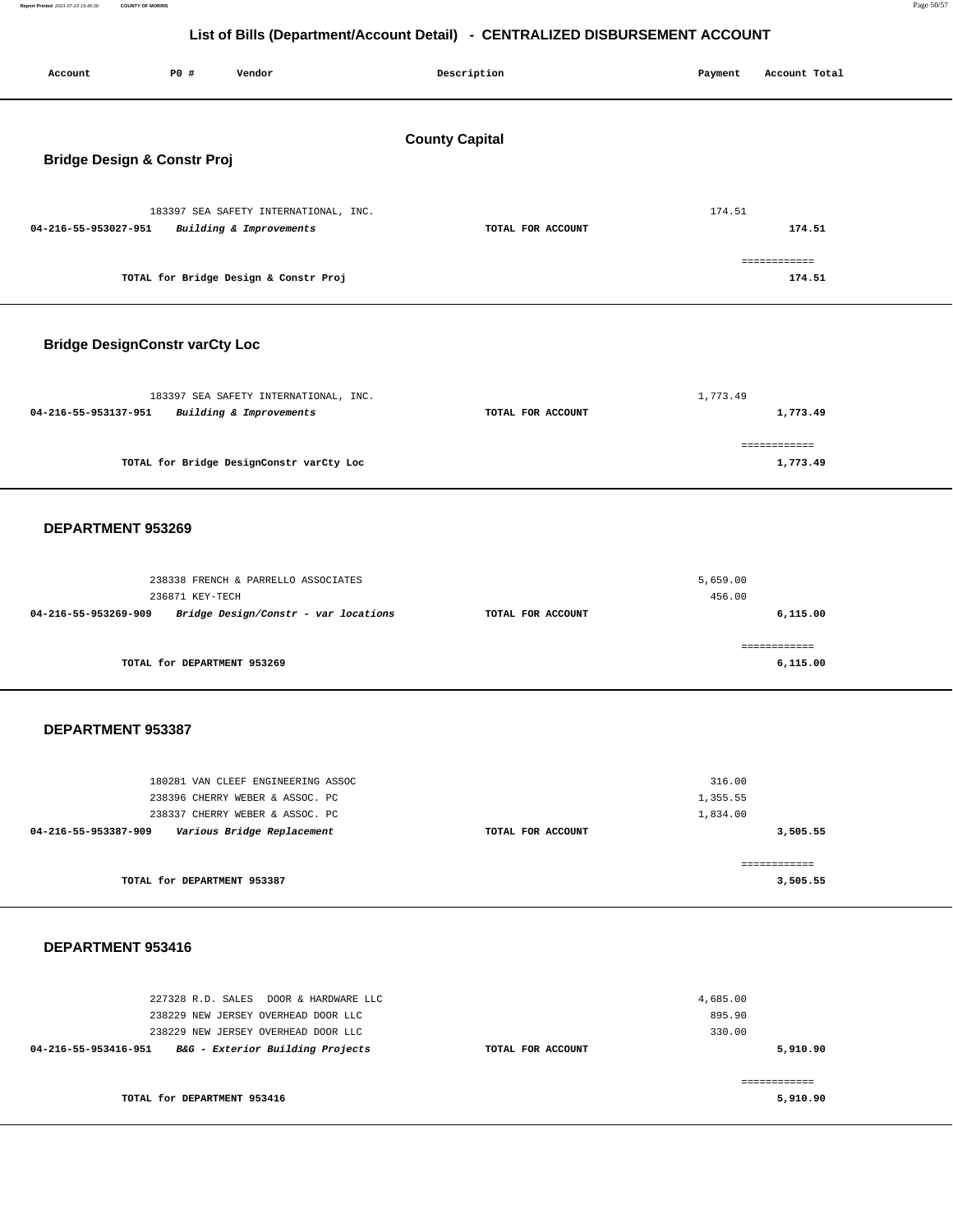# List of Bills (Department/Account Detail) - CENTRALIZED DISBURSEMENT ACCOUNT

| Account | PO # | Vendor | Description | Payment | Account Total |
|---|---|---|---|---|---|

## County Capital

### Bridge Design & Constr Proj

| Account | PO # | Vendor | Description | Payment | Account Total |
|---|---|---|---|---|---|
| | 183397 | SEA SAFETY INTERNATIONAL, INC. | | 174.51 | |
| 04-216-55-953027-951 | | *Building & Improvements* | TOTAL FOR ACCOUNT | | 174.51 |

**TOTAL for Bridge Design & Constr Proj** 174.51

### Bridge DesignConstr varCty Loc

| Account | PO # | Vendor | Description | Payment | Account Total |
|---|---|---|---|---|---|
| | 183397 | SEA SAFETY INTERNATIONAL, INC. | | 1,773.49 | |
| 04-216-55-953137-951 | | *Building & Improvements* | TOTAL FOR ACCOUNT | | 1,773.49 |

**TOTAL for Bridge DesignConstr varCty Loc** 1,773.49

### DEPARTMENT 953269

| Account | PO # | Vendor | Description | Payment | Account Total |
|---|---|---|---|---|---|
| | 238338 | FRENCH & PARRELLO ASSOCIATES | | 5,659.00 | |
| | 236871 | KEY-TECH | | 456.00 | |
| 04-216-55-953269-909 | | *Bridge Design/Constr - var locations* | TOTAL FOR ACCOUNT | | 6,115.00 |

**TOTAL for DEPARTMENT 953269** 6,115.00

### DEPARTMENT 953387

| Account | PO # | Vendor | Description | Payment | Account Total |
|---|---|---|---|---|---|
| | 180281 | VAN CLEEF ENGINEERING ASSOC | | 316.00 | |
| | 238396 | CHERRY WEBER & ASSOC. PC | | 1,355.55 | |
| | 238337 | CHERRY WEBER & ASSOC. PC | | 1,834.00 | |
| 04-216-55-953387-909 | | *Various Bridge Replacement* | TOTAL FOR ACCOUNT | | 3,505.55 |

**TOTAL for DEPARTMENT 953387** 3,505.55

### DEPARTMENT 953416

| Account | PO # | Vendor | Description | Payment | Account Total |
|---|---|---|---|---|---|
| | 227328 | R.D. SALES DOOR & HARDWARE LLC | | 4,685.00 | |
| | 238229 | NEW JERSEY OVERHEAD DOOR LLC | | 895.90 | |
| | 238229 | NEW JERSEY OVERHEAD DOOR LLC | | 330.00 | |
| 04-216-55-953416-951 | | *B&G - Exterior Building Projects* | TOTAL FOR ACCOUNT | | 5,910.90 |

**TOTAL for DEPARTMENT 953416** 5,910.90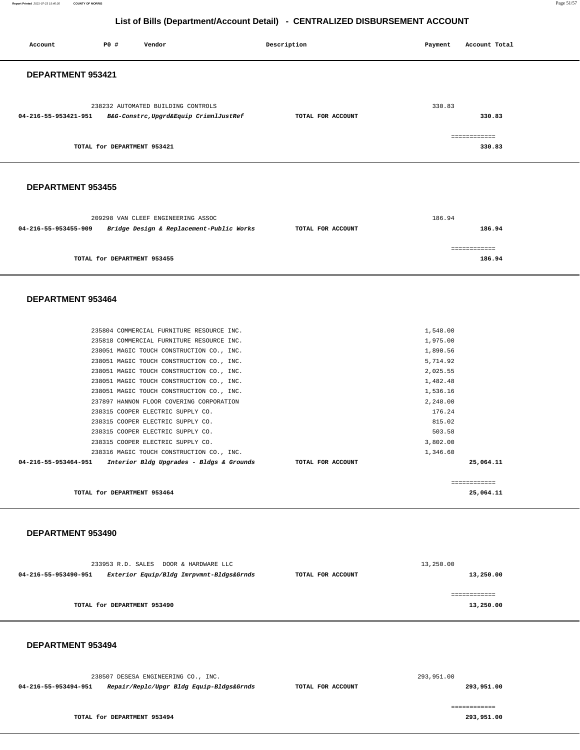# List of Bills (Department/Account Detail) - CENTRALIZED DISBURSEMENT ACCOUNT

| Account | PO # | Vendor | Description | Payment | Account Total |
|---|---|---|---|---|---|

## DEPARTMENT 953421

| Account | PO # | Vendor | Description | Payment | Account Total |
|---|---|---|---|---|---|
| | 238232 | AUTOMATED BUILDING CONTROLS | | 330.83 | |
| **04-216-55-953421-951** | | ***B&G-Constrc,Upgrd&Equip CrimnlJustRef*** | **TOTAL FOR ACCOUNT** | | **330.83** |

============

**TOTAL for DEPARTMENT 953421** **330.83**

## DEPARTMENT 953455

| Account | PO # | Vendor | Description | Payment | Account Total |
|---|---|---|---|---|---|
| | 209298 | VAN CLEEF ENGINEERING ASSOC | | 186.94 | |
| **04-216-55-953455-909** | | ***Bridge Design & Replacement-Public Works*** | **TOTAL FOR ACCOUNT** | | **186.94** |

============

**TOTAL for DEPARTMENT 953455** **186.94**

## DEPARTMENT 953464

| Account | PO # | Vendor | Description | Payment | Account Total |
|---|---|---|---|---|---|
| | 235804 | COMMERCIAL FURNITURE RESOURCE INC. | | 1,548.00 | |
| | 235818 | COMMERCIAL FURNITURE RESOURCE INC. | | 1,975.00 | |
| | 238051 | MAGIC TOUCH CONSTRUCTION CO., INC. | | 1,890.56 | |
| | 238051 | MAGIC TOUCH CONSTRUCTION CO., INC. | | 5,714.92 | |
| | 238051 | MAGIC TOUCH CONSTRUCTION CO., INC. | | 2,025.55 | |
| | 238051 | MAGIC TOUCH CONSTRUCTION CO., INC. | | 1,482.48 | |
| | 238051 | MAGIC TOUCH CONSTRUCTION CO., INC. | | 1,536.16 | |
| | 237897 | HANNON FLOOR COVERING CORPORATION | | 2,248.00 | |
| | 238315 | COOPER ELECTRIC SUPPLY CO. | | 176.24 | |
| | 238315 | COOPER ELECTRIC SUPPLY CO. | | 815.02 | |
| | 238315 | COOPER ELECTRIC SUPPLY CO. | | 503.58 | |
| | 238315 | COOPER ELECTRIC SUPPLY CO. | | 3,802.00 | |
| | 238316 | MAGIC TOUCH CONSTRUCTION CO., INC. | | 1,346.60 | |
| **04-216-55-953464-951** | | ***Interior Bldg Upgrades - Bldgs & Grounds*** | **TOTAL FOR ACCOUNT** | | **25,064.11** |

============

**TOTAL for DEPARTMENT 953464** **25,064.11**

## DEPARTMENT 953490

| Account | PO # | Vendor | Description | Payment | Account Total |
|---|---|---|---|---|---|
| | 233953 | R.D. SALES DOOR & HARDWARE LLC | | 13,250.00 | |
| **04-216-55-953490-951** | | ***Exterior Equip/Bldg Imrpvmnt-Bldgs&Grnds*** | **TOTAL FOR ACCOUNT** | | **13,250.00** |

============

**TOTAL for DEPARTMENT 953490** **13,250.00**

## DEPARTMENT 953494

| Account | PO # | Vendor | Description | Payment | Account Total |
|---|---|---|---|---|---|
| | 238507 | DESESA ENGINEERING CO., INC. | | 293,951.00 | |
| **04-216-55-953494-951** | | ***Repair/Replc/Upgr Bldg Equip-Bldgs&Grnds*** | **TOTAL FOR ACCOUNT** | | **293,951.00** |

============

**TOTAL for DEPARTMENT 953494** **293,951.00**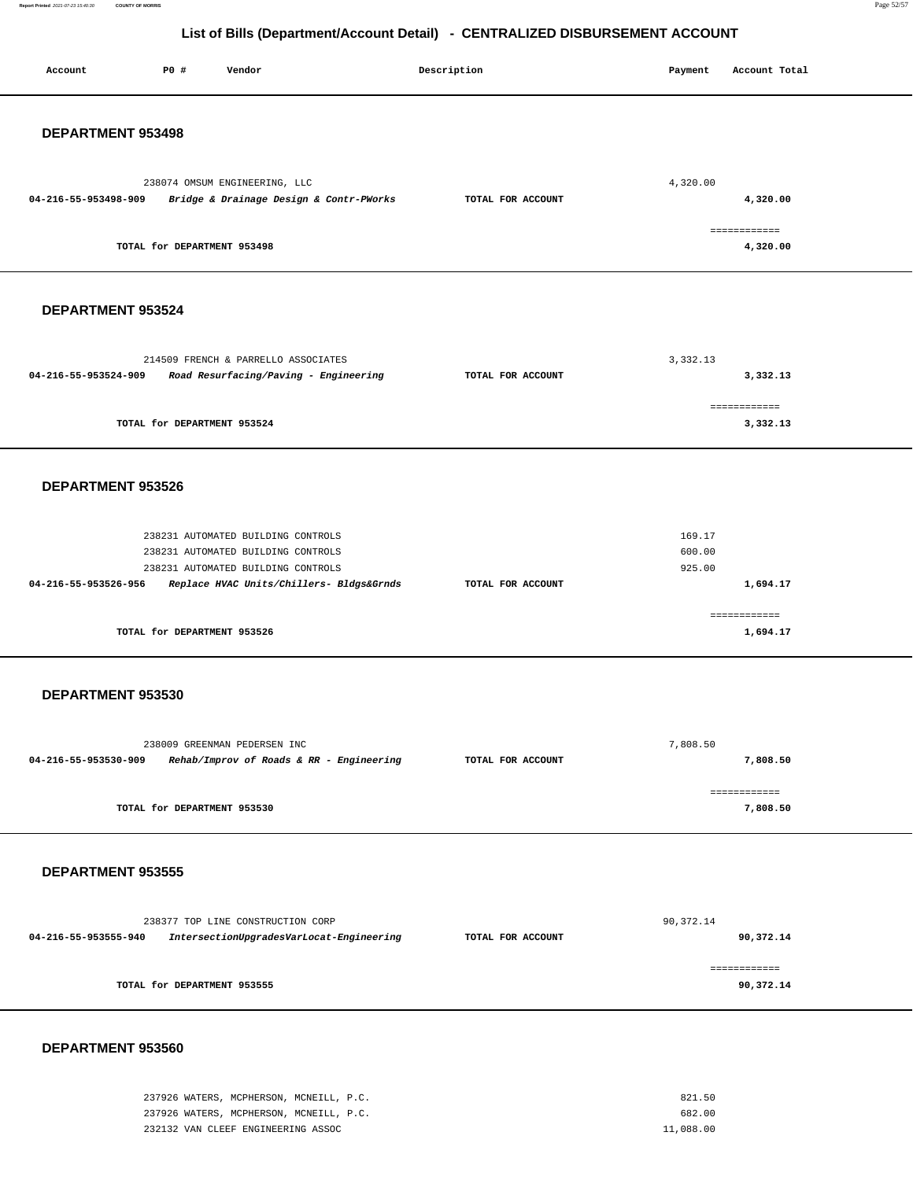## List of Bills (Department/Account Detail) - CENTRALIZED DISBURSEMENT ACCOUNT

| Account | PO # | Vendor | Description | Payment | Account Total |
|---|---|---|---|---|---|

### DEPARTMENT 953498

| Account | PO # | Vendor | Description | Payment | Account Total |
|---|---|---|---|---|---|
| | 238074 | OMSUM ENGINEERING, LLC | | 4,320.00 | |
| **04-216-55-953498-909** | | ***Bridge & Drainage Design & Contr-PWorks*** | **TOTAL FOR ACCOUNT** | | **4,320.00** |
| | | **TOTAL for DEPARTMENT 953498** | | | **4,320.00** |

### DEPARTMENT 953524

| Account | PO # | Vendor | Description | Payment | Account Total |
|---|---|---|---|---|---|
| | 214509 | FRENCH & PARRELLO ASSOCIATES | | 3,332.13 | |
| **04-216-55-953524-909** | | ***Road Resurfacing/Paving - Engineering*** | **TOTAL FOR ACCOUNT** | | **3,332.13** |
| | | **TOTAL for DEPARTMENT 953524** | | | **3,332.13** |

### DEPARTMENT 953526

| Account | PO # | Vendor | Description | Payment | Account Total |
|---|---|---|---|---|---|
| | 238231 | AUTOMATED BUILDING CONTROLS | | 169.17 | |
| | 238231 | AUTOMATED BUILDING CONTROLS | | 600.00 | |
| | 238231 | AUTOMATED BUILDING CONTROLS | | 925.00 | |
| **04-216-55-953526-956** | | ***Replace HVAC Units/Chillers- Bldgs&Grnds*** | **TOTAL FOR ACCOUNT** | | **1,694.17** |
| | | **TOTAL for DEPARTMENT 953526** | | | **1,694.17** |

### DEPARTMENT 953530

| Account | PO # | Vendor | Description | Payment | Account Total |
|---|---|---|---|---|---|
| | 238009 | GREENMAN PEDERSEN INC | | 7,808.50 | |
| **04-216-55-953530-909** | | ***Rehab/Improv of Roads & RR - Engineering*** | **TOTAL FOR ACCOUNT** | | **7,808.50** |
| | | **TOTAL for DEPARTMENT 953530** | | | **7,808.50** |

### DEPARTMENT 953555

| Account | PO # | Vendor | Description | Payment | Account Total |
|---|---|---|---|---|---|
| | 238377 | TOP LINE CONSTRUCTION CORP | | 90,372.14 | |
| **04-216-55-953555-940** | | ***IntersectionUpgradesVarLocat-Engineering*** | **TOTAL FOR ACCOUNT** | | **90,372.14** |
| | | **TOTAL for DEPARTMENT 953555** | | | **90,372.14** |

### DEPARTMENT 953560

| Account | PO # | Vendor | Description | Payment | Account Total |
|---|---|---|---|---|---|
| | 237926 | WATERS, MCPHERSON, MCNEILL, P.C. | | 821.50 | |
| | 237926 | WATERS, MCPHERSON, MCNEILL, P.C. | | 682.00 | |
| | 232132 | VAN CLEEF ENGINEERING ASSOC | | 11,088.00 | |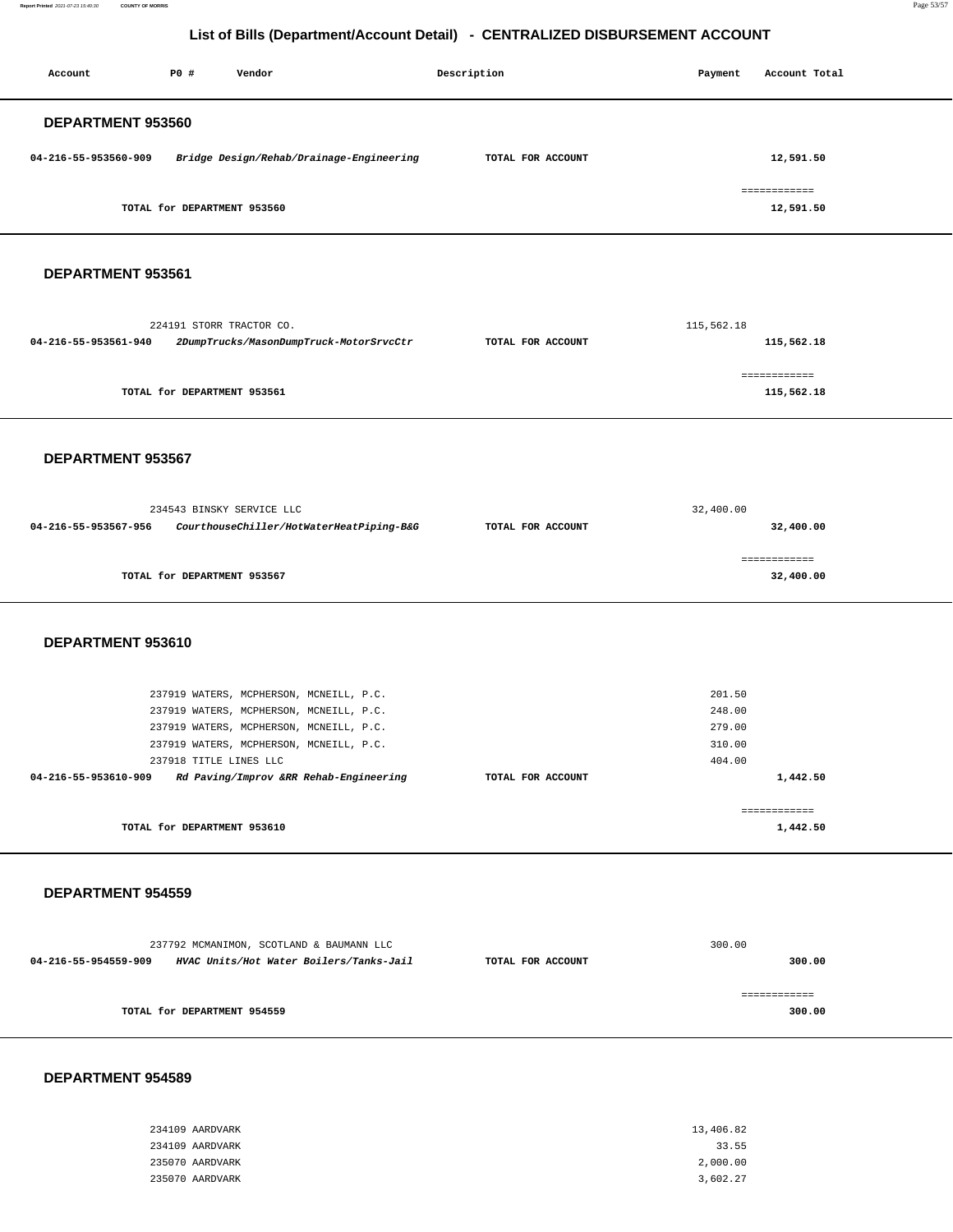## List of Bills (Department/Account Detail) - CENTRALIZED DISBURSEMENT ACCOUNT

| Account | PO # | Vendor | Description | Payment | Account Total |
|---|---|---|---|---|---|

### DEPARTMENT 953560

| Account | PO # | Vendor | Description | Payment | Account Total |
|---|---|---|---|---|---|
| 04-216-55-953560-909 | | *Bridge Design/Rehab/Drainage-Engineering* | TOTAL FOR ACCOUNT | | 12,591.50 |
| | | | | | ============ |
| | | TOTAL for DEPARTMENT 953560 | | | 12,591.50 |

### DEPARTMENT 953561

| Account | PO # | Vendor | Description | Payment | Account Total |
|---|---|---|---|---|---|
| | 224191 | STORR TRACTOR CO. | | 115,562.18 | |
| 04-216-55-953561-940 | | *2DumpTrucks/MasonDumpTruck-MotorSrvcCtr* | TOTAL FOR ACCOUNT | | 115,562.18 |
| | | | | | ============ |
| | | TOTAL for DEPARTMENT 953561 | | | 115,562.18 |

### DEPARTMENT 953567

| Account | PO # | Vendor | Description | Payment | Account Total |
|---|---|---|---|---|---|
| | 234543 | BINSKY SERVICE LLC | | 32,400.00 | |
| 04-216-55-953567-956 | | *CourthouseChiller/HotWaterHeatPiping-B&G* | TOTAL FOR ACCOUNT | | 32,400.00 |
| | | | | | ============ |
| | | TOTAL for DEPARTMENT 953567 | | | 32,400.00 |

### DEPARTMENT 953610

| Account | PO # | Vendor | Description | Payment | Account Total |
|---|---|---|---|---|---|
| | 237919 | WATERS, MCPHERSON, MCNEILL, P.C. | | 201.50 | |
| | 237919 | WATERS, MCPHERSON, MCNEILL, P.C. | | 248.00 | |
| | 237919 | WATERS, MCPHERSON, MCNEILL, P.C. | | 279.00 | |
| | 237919 | WATERS, MCPHERSON, MCNEILL, P.C. | | 310.00 | |
| | 237918 | TITLE LINES LLC | | 404.00 | |
| 04-216-55-953610-909 | | *Rd Paving/Improv &RR Rehab-Engineering* | TOTAL FOR ACCOUNT | | 1,442.50 |
| | | | | | ============ |
| | | TOTAL for DEPARTMENT 953610 | | | 1,442.50 |

### DEPARTMENT 954559

| Account | PO # | Vendor | Description | Payment | Account Total |
|---|---|---|---|---|---|
| | 237792 | MCMANIMON, SCOTLAND & BAUMANN LLC | | 300.00 | |
| 04-216-55-954559-909 | | *HVAC Units/Hot Water Boilers/Tanks-Jail* | TOTAL FOR ACCOUNT | | 300.00 |
| | | | | | ============ |
| | | TOTAL for DEPARTMENT 954559 | | | 300.00 |

### DEPARTMENT 954589

| Account | PO # | Vendor | Description | Payment | Account Total |
|---|---|---|---|---|---|
| | 234109 | AARDVARK | | 13,406.82 | |
| | 234109 | AARDVARK | | 33.55 | |
| | 235070 | AARDVARK | | 2,000.00 | |
| | 235070 | AARDVARK | | 3,602.27 | |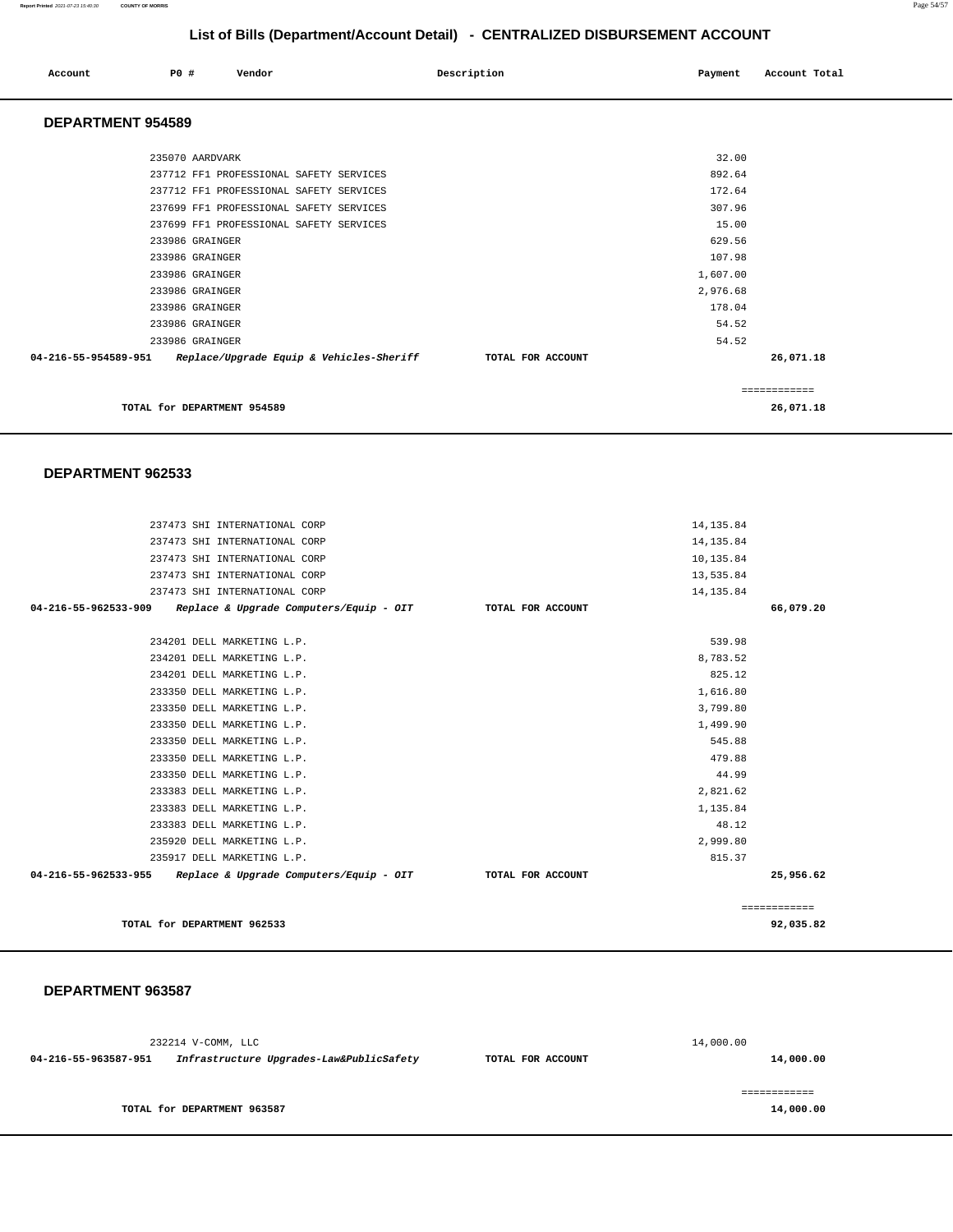# List of Bills (Department/Account Detail) - CENTRALIZED DISBURSEMENT ACCOUNT

| Account | PO # | Vendor | Description | Payment | Account Total |
|---|---|---|---|---|---|

## DEPARTMENT 954589

| Account | PO # | Vendor | Description | Payment | Account Total |
|---|---|---|---|---|---|
| | 235070 | AARDVARK | | 32.00 | |
| | 237712 | FF1 PROFESSIONAL SAFETY SERVICES | | 892.64 | |
| | 237712 | FF1 PROFESSIONAL SAFETY SERVICES | | 172.64 | |
| | 237699 | FF1 PROFESSIONAL SAFETY SERVICES | | 307.96 | |
| | 237699 | FF1 PROFESSIONAL SAFETY SERVICES | | 15.00 | |
| | 233986 | GRAINGER | | 629.56 | |
| | 233986 | GRAINGER | | 107.98 | |
| | 233986 | GRAINGER | | 1,607.00 | |
| | 233986 | GRAINGER | | 2,976.68 | |
| | 233986 | GRAINGER | | 178.04 | |
| | 233986 | GRAINGER | | 54.52 | |
| | 233986 | GRAINGER | | 54.52 | |
| 04-216-55-954589-951 | | *Replace/Upgrade Equip & Vehicles-Sheriff* | TOTAL FOR ACCOUNT | | 26,071.18 |

TOTAL for DEPARTMENT 954589 — 26,071.18

## DEPARTMENT 962533

| Account | PO # | Vendor | Description | Payment | Account Total |
|---|---|---|---|---|---|
| | 237473 | SHI INTERNATIONAL CORP | | 14,135.84 | |
| | 237473 | SHI INTERNATIONAL CORP | | 14,135.84 | |
| | 237473 | SHI INTERNATIONAL CORP | | 10,135.84 | |
| | 237473 | SHI INTERNATIONAL CORP | | 13,535.84 | |
| | 237473 | SHI INTERNATIONAL CORP | | 14,135.84 | |
| 04-216-55-962533-909 | | *Replace & Upgrade Computers/Equip - OIT* | TOTAL FOR ACCOUNT | | 66,079.20 |
| | 234201 | DELL MARKETING L.P. | | 539.98 | |
| | 234201 | DELL MARKETING L.P. | | 8,783.52 | |
| | 234201 | DELL MARKETING L.P. | | 825.12 | |
| | 233350 | DELL MARKETING L.P. | | 1,616.80 | |
| | 233350 | DELL MARKETING L.P. | | 3,799.80 | |
| | 233350 | DELL MARKETING L.P. | | 1,499.90 | |
| | 233350 | DELL MARKETING L.P. | | 545.88 | |
| | 233350 | DELL MARKETING L.P. | | 479.88 | |
| | 233350 | DELL MARKETING L.P. | | 44.99 | |
| | 233383 | DELL MARKETING L.P. | | 2,821.62 | |
| | 233383 | DELL MARKETING L.P. | | 1,135.84 | |
| | 233383 | DELL MARKETING L.P. | | 48.12 | |
| | 235920 | DELL MARKETING L.P. | | 2,999.80 | |
| | 235917 | DELL MARKETING L.P. | | 815.37 | |
| 04-216-55-962533-955 | | *Replace & Upgrade Computers/Equip - OIT* | TOTAL FOR ACCOUNT | | 25,956.62 |

TOTAL for DEPARTMENT 962533 — 92,035.82

## DEPARTMENT 963587

| Account | PO # | Vendor | Description | Payment | Account Total |
|---|---|---|---|---|---|
| | 232214 | V-COMM, LLC | | 14,000.00 | |
| 04-216-55-963587-951 | | *Infrastructure Upgrades-Law&PublicSafety* | TOTAL FOR ACCOUNT | | 14,000.00 |

TOTAL for DEPARTMENT 963587 — 14,000.00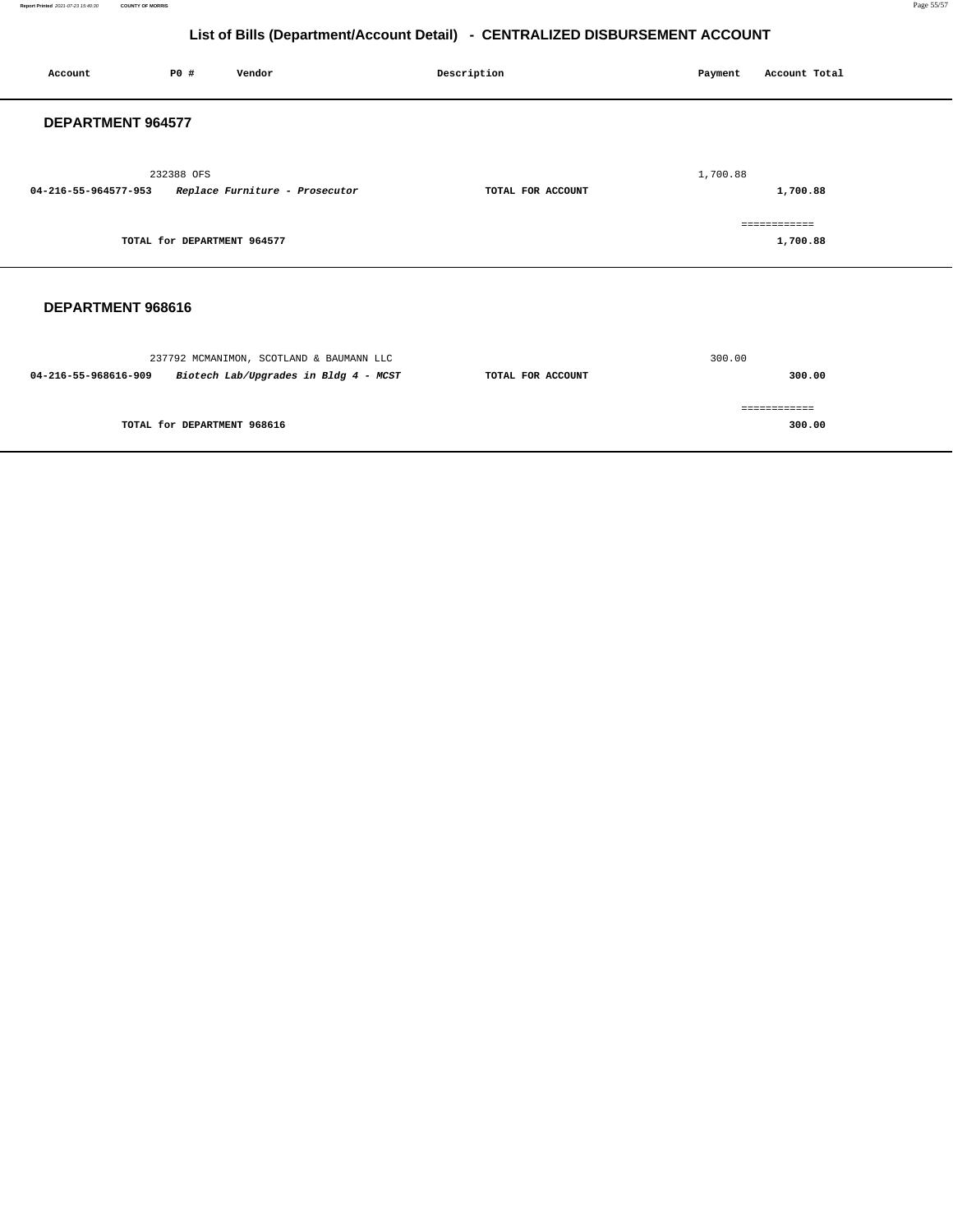# List of Bills (Department/Account Detail) - CENTRALIZED DISBURSEMENT ACCOUNT

| Account | PO # | Vendor | Description | Payment | Account Total |
|---|---|---|---|---|---|

## DEPARTMENT 964577

| Account | PO # | Vendor | Description | Payment | Account Total |
|---|---|---|---|---|---|
| | 232388 | OFS | | 1,700.88 | |
| **04-216-55-964577-953** | | ***Replace Furniture - Prosecutor*** | **TOTAL FOR ACCOUNT** | | **1,700.88** |
| | | | | | ============ |
| | **TOTAL for DEPARTMENT 964577** | | | | **1,700.88** |

## DEPARTMENT 968616

| Account | PO # | Vendor | Description | Payment | Account Total |
|---|---|---|---|---|---|
| | 237792 | MCMANIMON, SCOTLAND & BAUMANN LLC | | 300.00 | |
| **04-216-55-968616-909** | | ***Biotech Lab/Upgrades in Bldg 4 - MCST*** | **TOTAL FOR ACCOUNT** | | **300.00** |
| | | | | | ============ |
| | **TOTAL for DEPARTMENT 968616** | | | | **300.00** |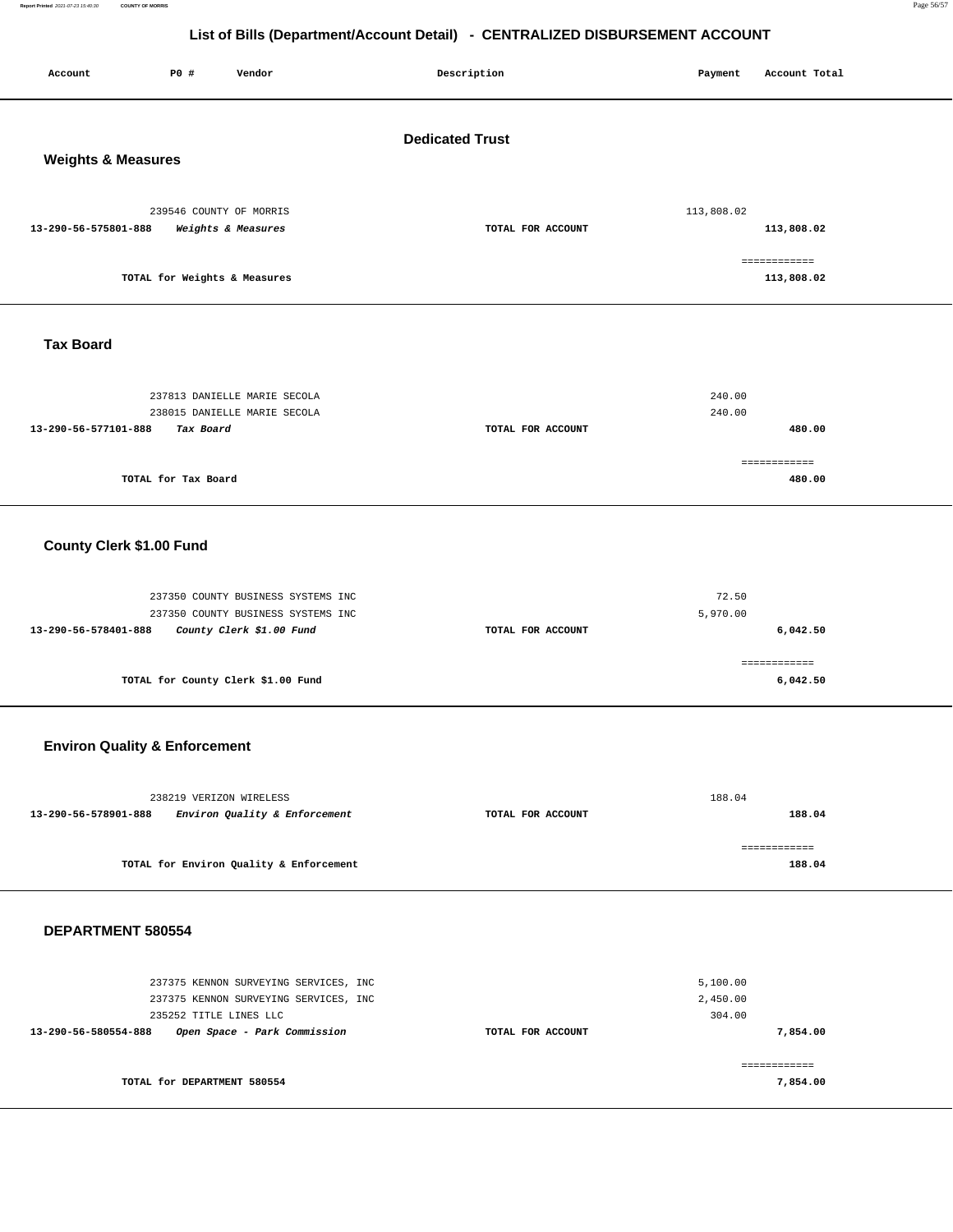# List of Bills (Department/Account Detail) - CENTRALIZED DISBURSEMENT ACCOUNT

| Account | PO # | Vendor | Description | Payment | Account Total |
|---|---|---|---|---|---|

## Dedicated Trust

### Weights & Measures

| Account | PO # | Vendor | Description | Payment | Account Total |
|---|---|---|---|---|---|
| | 239546 | COUNTY OF MORRIS | | 113,808.02 | |
| 13-290-56-575801-888 | | *Weights & Measures* | TOTAL FOR ACCOUNT | | 113,808.02 |
| | | | | | ============ |
| | | TOTAL for Weights & Measures | | | 113,808.02 |

### Tax Board

| Account | PO # | Vendor | Description | Payment | Account Total |
|---|---|---|---|---|---|
| | 237813 | DANIELLE MARIE SECOLA | | 240.00 | |
| | 238015 | DANIELLE MARIE SECOLA | | 240.00 | |
| 13-290-56-577101-888 | | *Tax Board* | TOTAL FOR ACCOUNT | | 480.00 |
| | | | | | ============ |
| | | TOTAL for Tax Board | | | 480.00 |

### County Clerk $1.00 Fund

| Account | PO # | Vendor | Description | Payment | Account Total |
|---|---|---|---|---|---|
| | 237350 | COUNTY BUSINESS SYSTEMS INC | | 72.50 | |
| | 237350 | COUNTY BUSINESS SYSTEMS INC | | 5,970.00 | |
| 13-290-56-578401-888 | | *County Clerk $1.00 Fund* | TOTAL FOR ACCOUNT | | 6,042.50 |
| | | | | | ============ |
| | | TOTAL for County Clerk $1.00 Fund | | | 6,042.50 |

### Environ Quality & Enforcement

| Account | PO # | Vendor | Description | Payment | Account Total |
|---|---|---|---|---|---|
| | 238219 | VERIZON WIRELESS | | 188.04 | |
| 13-290-56-578901-888 | | *Environ Quality & Enforcement* | TOTAL FOR ACCOUNT | | 188.04 |
| | | | | | ============ |
| | | TOTAL for Environ Quality & Enforcement | | | 188.04 |

### DEPARTMENT 580554

| Account | PO # | Vendor | Description | Payment | Account Total |
|---|---|---|---|---|---|
| | 237375 | KENNON SURVEYING SERVICES, INC | | 5,100.00 | |
| | 237375 | KENNON SURVEYING SERVICES, INC | | 2,450.00 | |
| | 235252 | TITLE LINES LLC | | 304.00 | |
| 13-290-56-580554-888 | | *Open Space - Park Commission* | TOTAL FOR ACCOUNT | | 7,854.00 |
| | | | | | ============ |
| | | TOTAL for DEPARTMENT 580554 | | | 7,854.00 |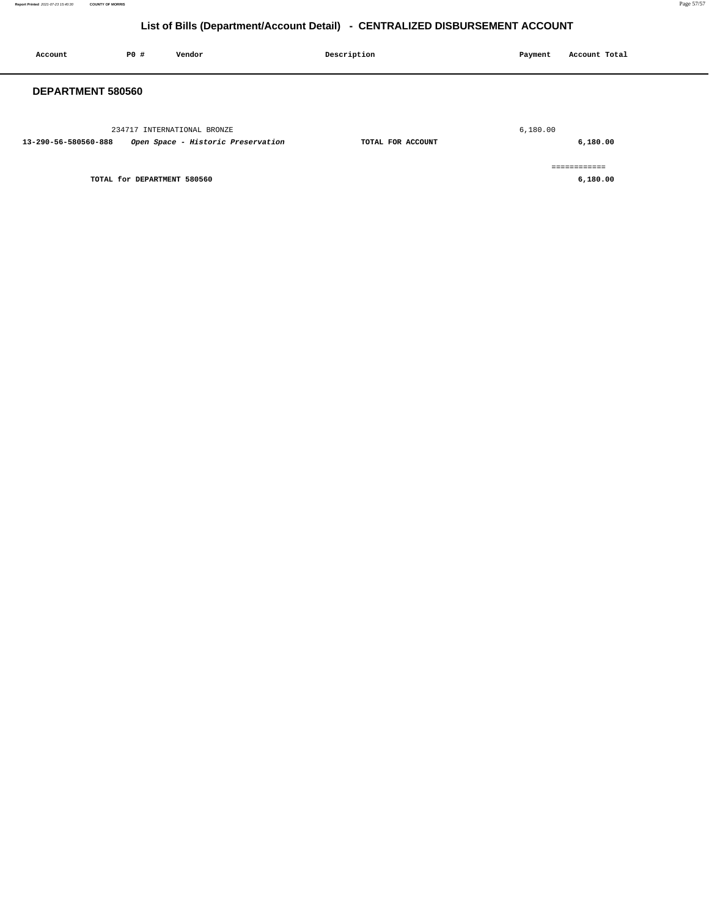# List of Bills (Department/Account Detail) - CENTRALIZED DISBURSEMENT ACCOUNT

| Account | PO # | Vendor | Description | Payment | Account Total |
|---|---|---|---|---|---|

## DEPARTMENT 580560

| | | | | | |
|---|---|---|---|---|---|
| | 234717 | INTERNATIONAL BRONZE | | 6,180.00 | |
| **13-290-56-580560-888** | | ***Open Space - Historic Preservation*** | **TOTAL FOR ACCOUNT** | | **6,180.00** |
| | | | | | ============ |
| **TOTAL for DEPARTMENT 580560** | | | | | **6,180.00** |